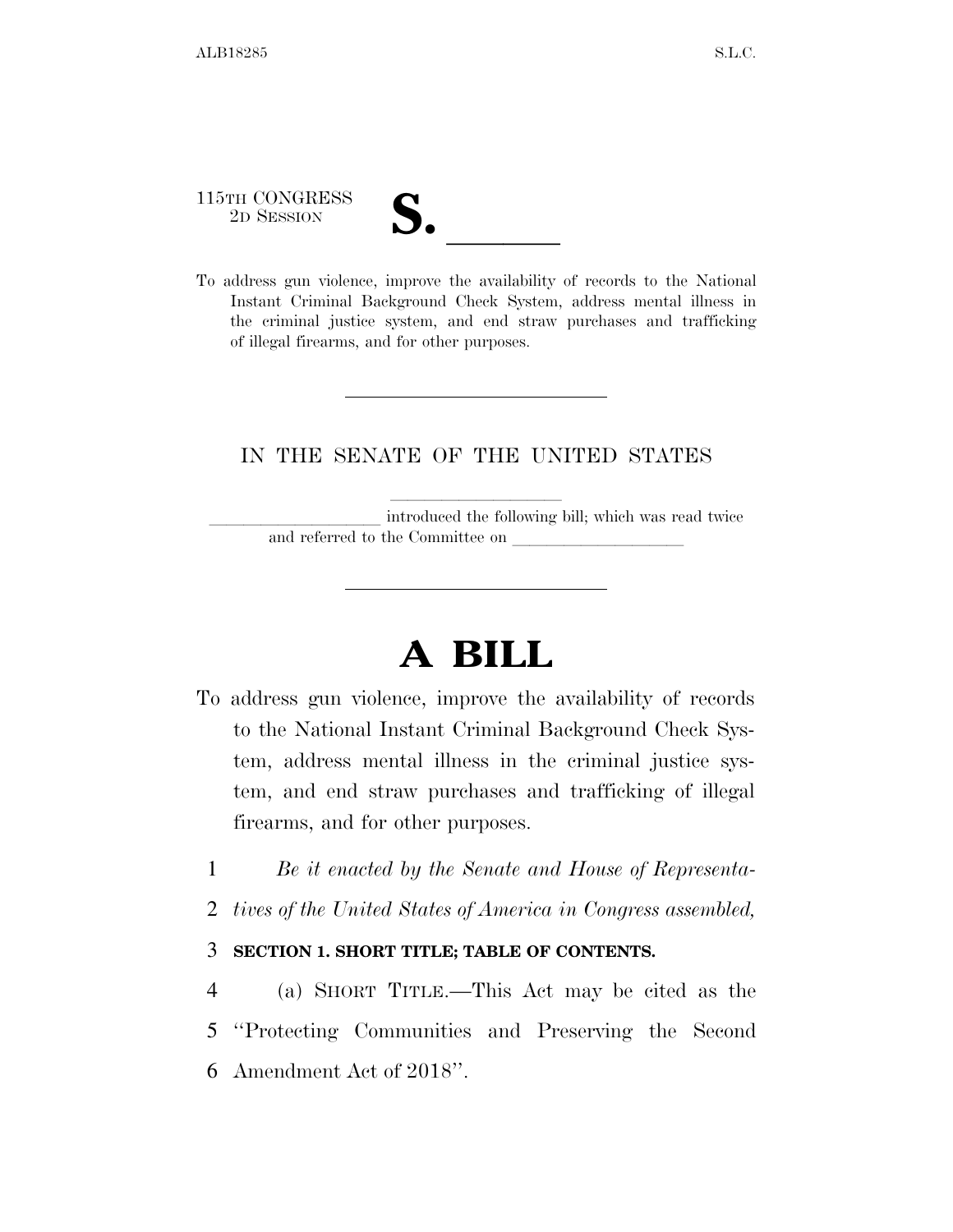115TH CONGRESS
2D SESSION

**S. \_\_\_\_\_\_**

To address gun violence, improve the availability of records to the National Instant Criminal Background Check System, address mental illness in the criminal justice system, and end straw purchases and trafficking of illegal firearms, and for other purposes.

---

IN THE SENATE OF THE UNITED STATES

\_\_\_\_\_\_\_\_\_\_\_\_\_\_\_\_\_\_\_\_

\_\_\_\_\_\_\_\_\_\_\_\_\_\_\_\_\_\_\_\_ introduced the following bill; which was read twice and referred to the Committee on \_\_\_\_\_\_\_\_\_\_\_\_\_\_\_\_\_\_\_\_

---

# A BILL

To address gun violence, improve the availability of records to the National Instant Criminal Background Check System, address mental illness in the criminal justice system, and end straw purchases and trafficking of illegal firearms, and for other purposes.

1 *Be it enacted by the Senate and House of Representa-*
2 *tives of the United States of America in Congress assembled,*

3 **SECTION 1. SHORT TITLE; TABLE OF CONTENTS.**

4 (a) SHORT TITLE.—This Act may be cited as the
5 "Protecting Communities and Preserving the Second
6 Amendment Act of 2018".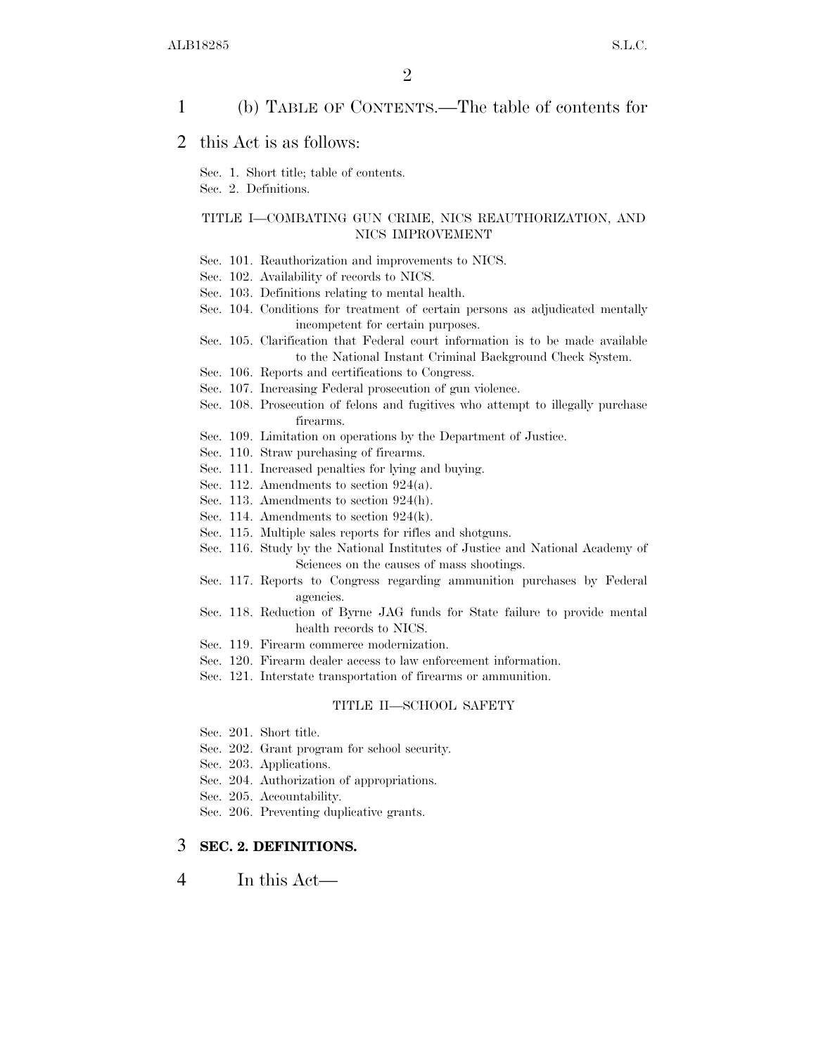(b) TABLE OF CONTENTS.—The table of contents for this Act is as follows:

Sec. 1. Short title; table of contents.
Sec. 2. Definitions.

TITLE I—COMBATING GUN CRIME, NICS REAUTHORIZATION, AND NICS IMPROVEMENT

Sec. 101. Reauthorization and improvements to NICS.
Sec. 102. Availability of records to NICS.
Sec. 103. Definitions relating to mental health.
Sec. 104. Conditions for treatment of certain persons as adjudicated mentally incompetent for certain purposes.
Sec. 105. Clarification that Federal court information is to be made available to the National Instant Criminal Background Check System.
Sec. 106. Reports and certifications to Congress.
Sec. 107. Increasing Federal prosecution of gun violence.
Sec. 108. Prosecution of felons and fugitives who attempt to illegally purchase firearms.
Sec. 109. Limitation on operations by the Department of Justice.
Sec. 110. Straw purchasing of firearms.
Sec. 111. Increased penalties for lying and buying.
Sec. 112. Amendments to section 924(a).
Sec. 113. Amendments to section 924(h).
Sec. 114. Amendments to section 924(k).
Sec. 115. Multiple sales reports for rifles and shotguns.
Sec. 116. Study by the National Institutes of Justice and National Academy of Sciences on the causes of mass shootings.
Sec. 117. Reports to Congress regarding ammunition purchases by Federal agencies.
Sec. 118. Reduction of Byrne JAG funds for State failure to provide mental health records to NICS.
Sec. 119. Firearm commerce modernization.
Sec. 120. Firearm dealer access to law enforcement information.
Sec. 121. Interstate transportation of firearms or ammunition.

TITLE II—SCHOOL SAFETY

Sec. 201. Short title.
Sec. 202. Grant program for school security.
Sec. 203. Applications.
Sec. 204. Authorization of appropriations.
Sec. 205. Accountability.
Sec. 206. Preventing duplicative grants.

**SEC. 2. DEFINITIONS.**

In this Act—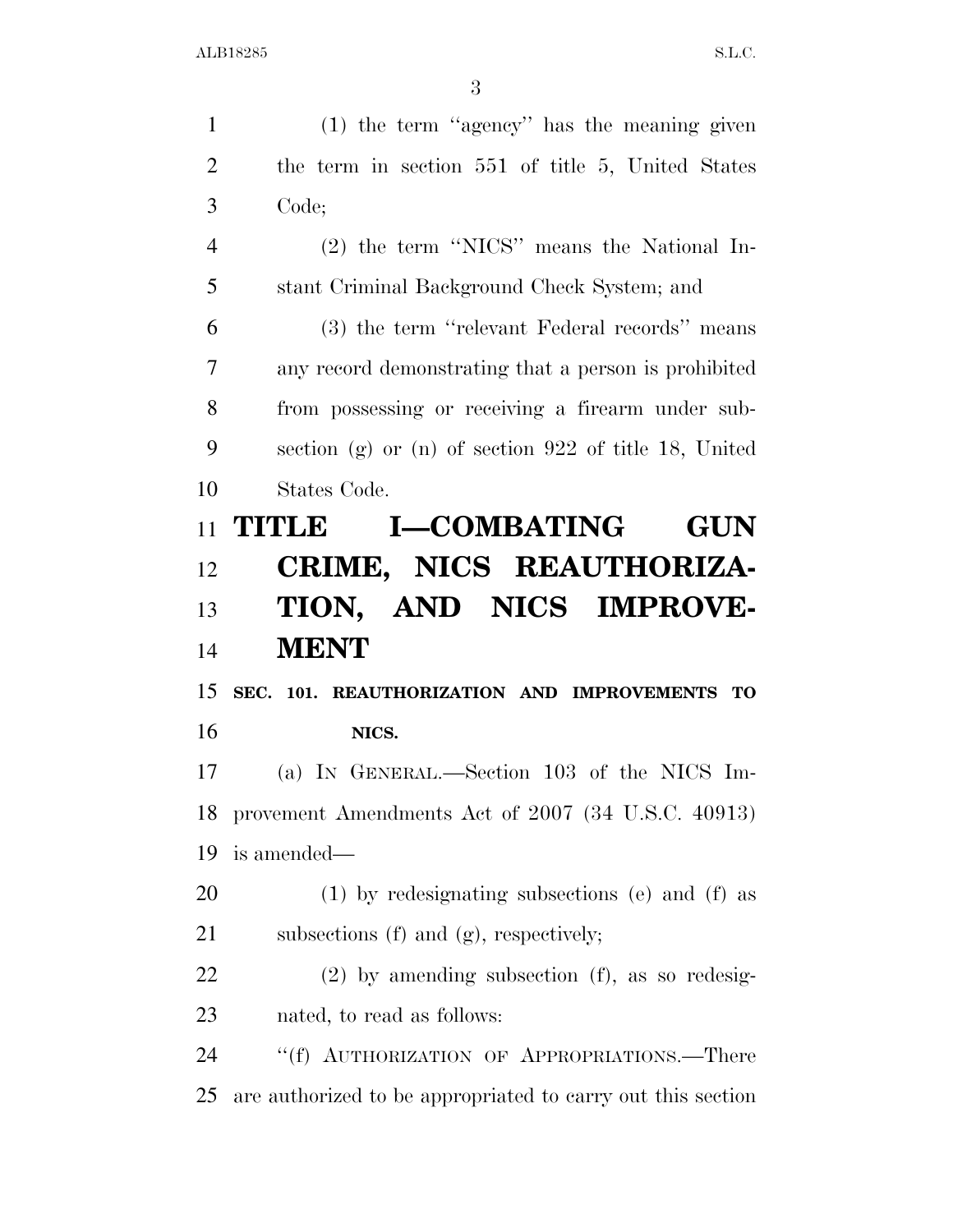(1) the term "agency" has the meaning given the term in section 551 of title 5, United States Code;

(2) the term "NICS" means the National Instant Criminal Background Check System; and

(3) the term "relevant Federal records" means any record demonstrating that a person is prohibited from possessing or receiving a firearm under subsection (g) or (n) of section 922 of title 18, United States Code.

# TITLE I—COMBATING GUN CRIME, NICS REAUTHORIZATION, AND NICS IMPROVEMENT

## SEC. 101. REAUTHORIZATION AND IMPROVEMENTS TO NICS.

(a) IN GENERAL.—Section 103 of the NICS Improvement Amendments Act of 2007 (34 U.S.C. 40913) is amended—

(1) by redesignating subsections (e) and (f) as subsections (f) and (g), respectively;

(2) by amending subsection (f), as so redesignated, to read as follows:

"(f) AUTHORIZATION OF APPROPRIATIONS.—There are authorized to be appropriated to carry out this section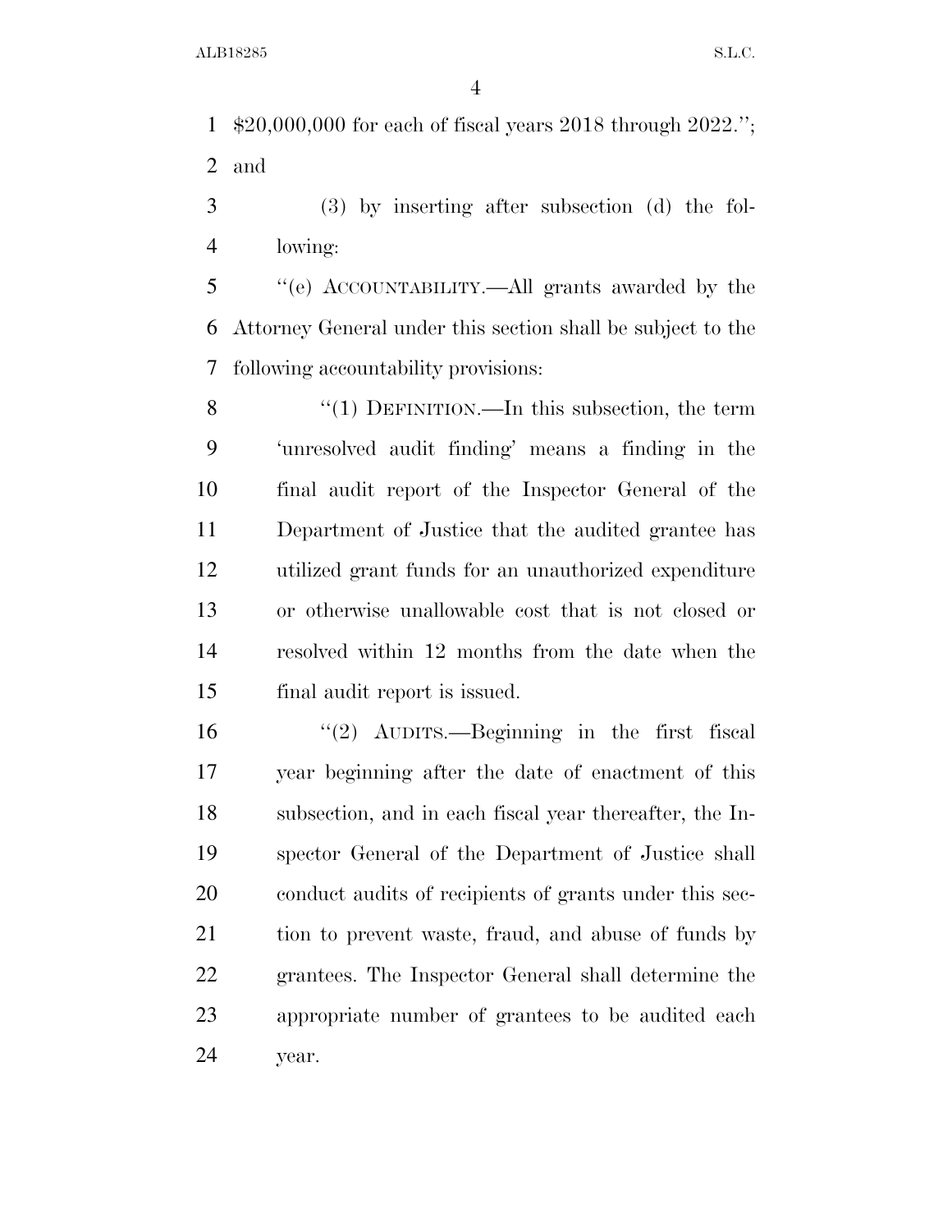$20,000,000 for each of fiscal years 2018 through 2022.''; and

(3) by inserting after subsection (d) the following:

''(e) ACCOUNTABILITY.—All grants awarded by the Attorney General under this section shall be subject to the following accountability provisions:

''(1) DEFINITION.—In this subsection, the term 'unresolved audit finding' means a finding in the final audit report of the Inspector General of the Department of Justice that the audited grantee has utilized grant funds for an unauthorized expenditure or otherwise unallowable cost that is not closed or resolved within 12 months from the date when the final audit report is issued.

''(2) AUDITS.—Beginning in the first fiscal year beginning after the date of enactment of this subsection, and in each fiscal year thereafter, the Inspector General of the Department of Justice shall conduct audits of recipients of grants under this section to prevent waste, fraud, and abuse of funds by grantees. The Inspector General shall determine the appropriate number of grantees to be audited each year.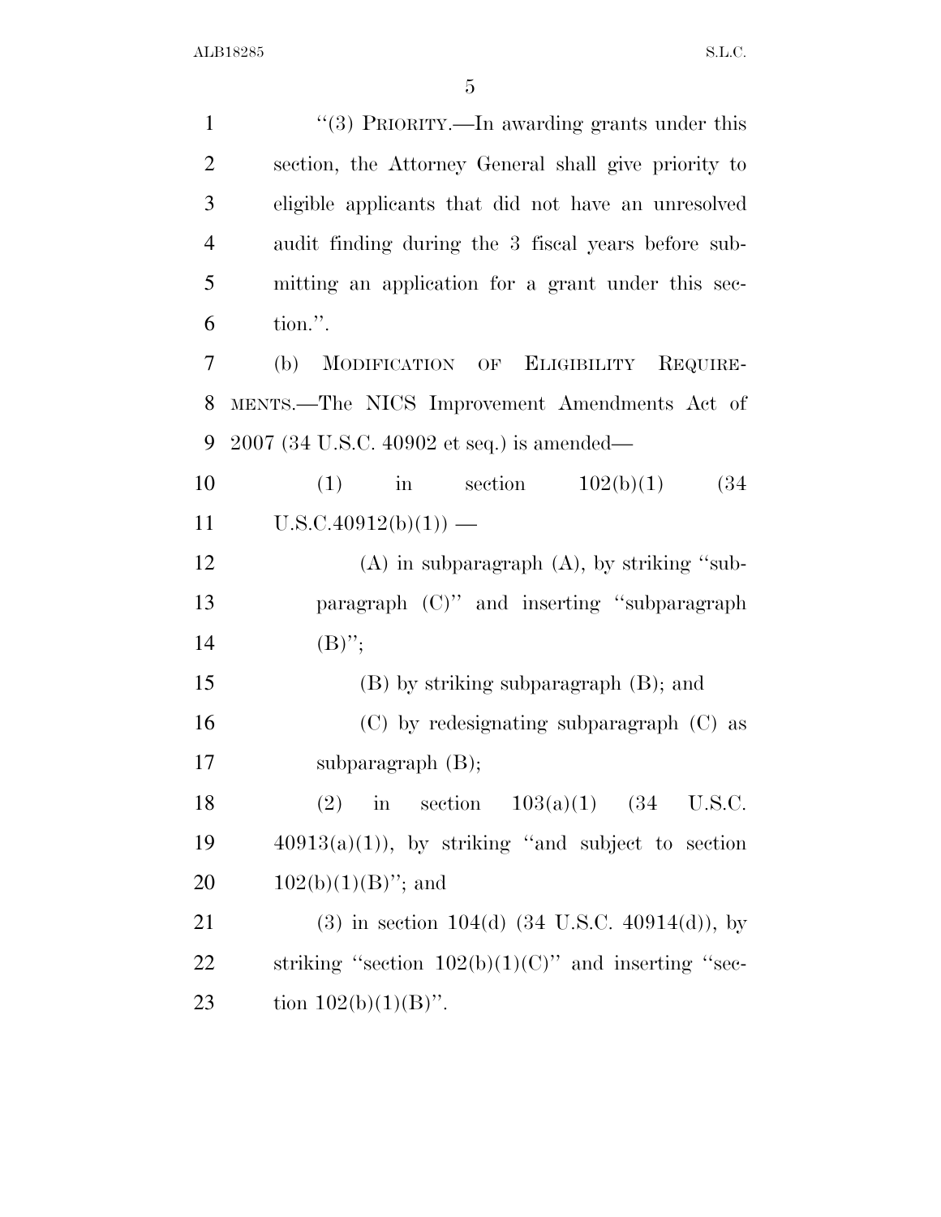"(3) PRIORITY.—In awarding grants under this section, the Attorney General shall give priority to eligible applicants that did not have an unresolved audit finding during the 3 fiscal years before submitting an application for a grant under this section.".

(b) MODIFICATION OF ELIGIBILITY REQUIREMENTS.—The NICS Improvement Amendments Act of 2007 (34 U.S.C. 40902 et seq.) is amended—

(1) in section 102(b)(1) (34 U.S.C.40912(b)(1)) —

(A) in subparagraph (A), by striking "subparagraph (C)" and inserting "subparagraph (B)";

(B) by striking subparagraph (B); and

(C) by redesignating subparagraph (C) as subparagraph (B);

(2) in section 103(a)(1) (34 U.S.C. 40913(a)(1)), by striking "and subject to section 102(b)(1)(B)"; and

(3) in section 104(d) (34 U.S.C. 40914(d)), by striking "section 102(b)(1)(C)" and inserting "section 102(b)(1)(B)".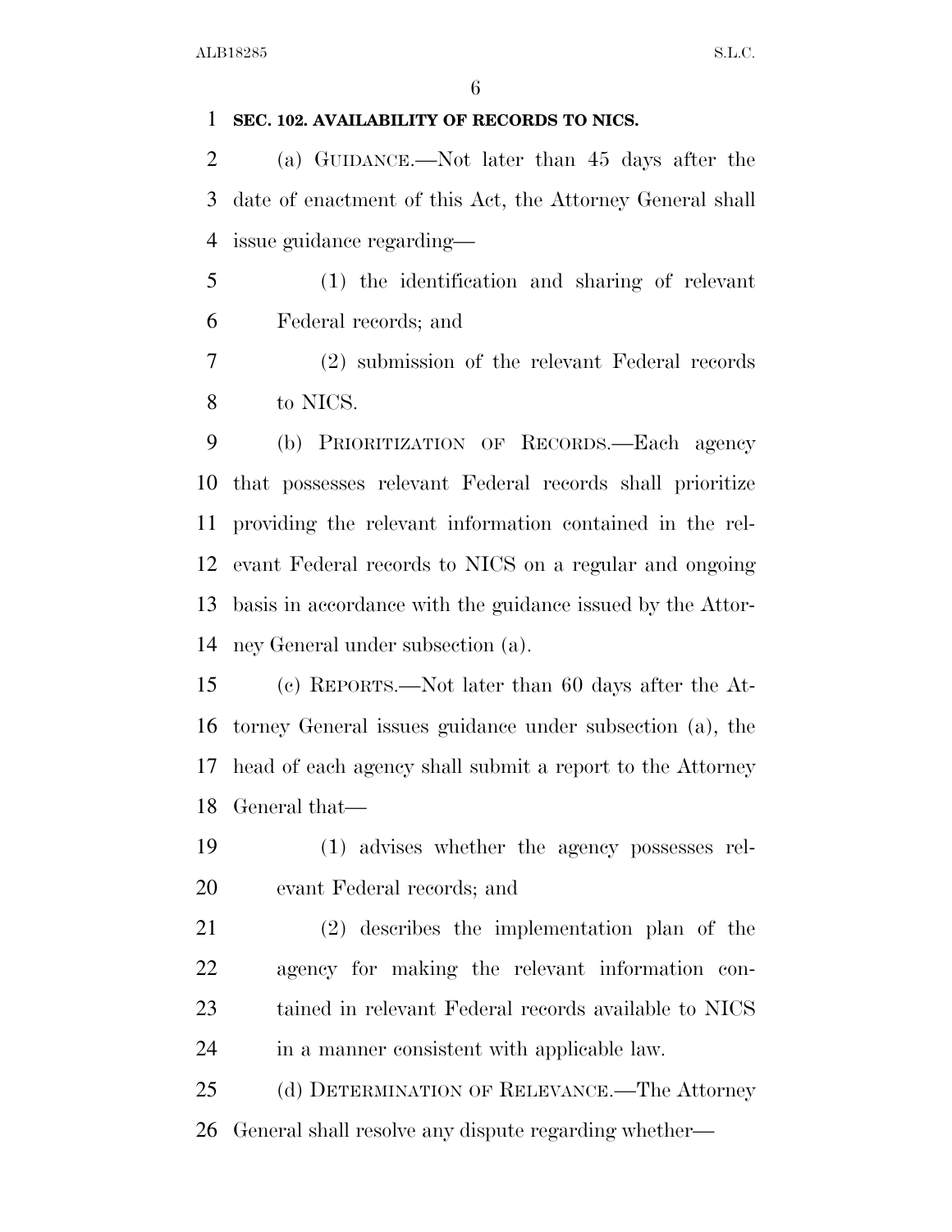**SEC. 102. AVAILABILITY OF RECORDS TO NICS.**

(a) GUIDANCE.—Not later than 45 days after the date of enactment of this Act, the Attorney General shall issue guidance regarding—

(1) the identification and sharing of relevant Federal records; and

(2) submission of the relevant Federal records to NICS.

(b) PRIORITIZATION OF RECORDS.—Each agency that possesses relevant Federal records shall prioritize providing the relevant information contained in the relevant Federal records to NICS on a regular and ongoing basis in accordance with the guidance issued by the Attorney General under subsection (a).

(c) REPORTS.—Not later than 60 days after the Attorney General issues guidance under subsection (a), the head of each agency shall submit a report to the Attorney General that—

(1) advises whether the agency possesses relevant Federal records; and

(2) describes the implementation plan of the agency for making the relevant information contained in relevant Federal records available to NICS in a manner consistent with applicable law.

(d) DETERMINATION OF RELEVANCE.—The Attorney General shall resolve any dispute regarding whether—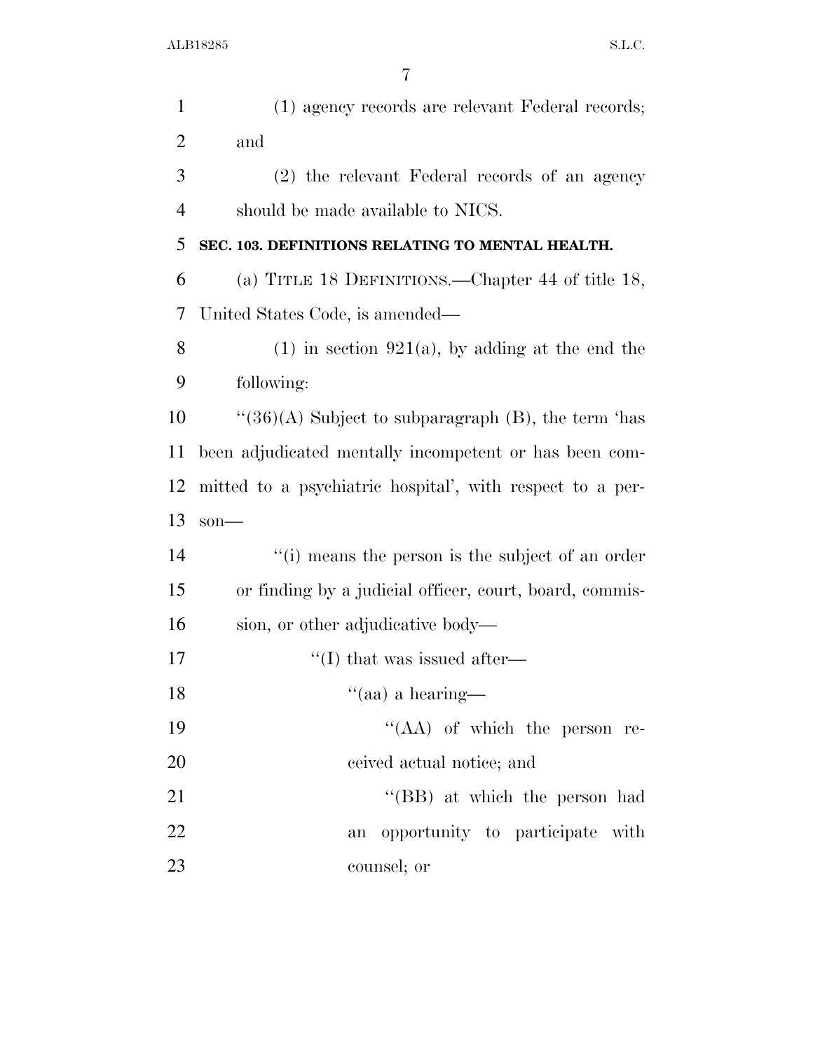(1) agency records are relevant Federal records; and

(2) the relevant Federal records of an agency should be made available to NICS.

**SEC. 103. DEFINITIONS RELATING TO MENTAL HEALTH.**

(a) TITLE 18 DEFINITIONS.—Chapter 44 of title 18, United States Code, is amended—

(1) in section 921(a), by adding at the end the following:

"(36)(A) Subject to subparagraph (B), the term 'has been adjudicated mentally incompetent or has been committed to a psychiatric hospital', with respect to a person—

"(i) means the person is the subject of an order or finding by a judicial officer, court, board, commission, or other adjudicative body—

"(I) that was issued after—

"(aa) a hearing—

"(AA) of which the person received actual notice; and

"(BB) at which the person had an opportunity to participate with counsel; or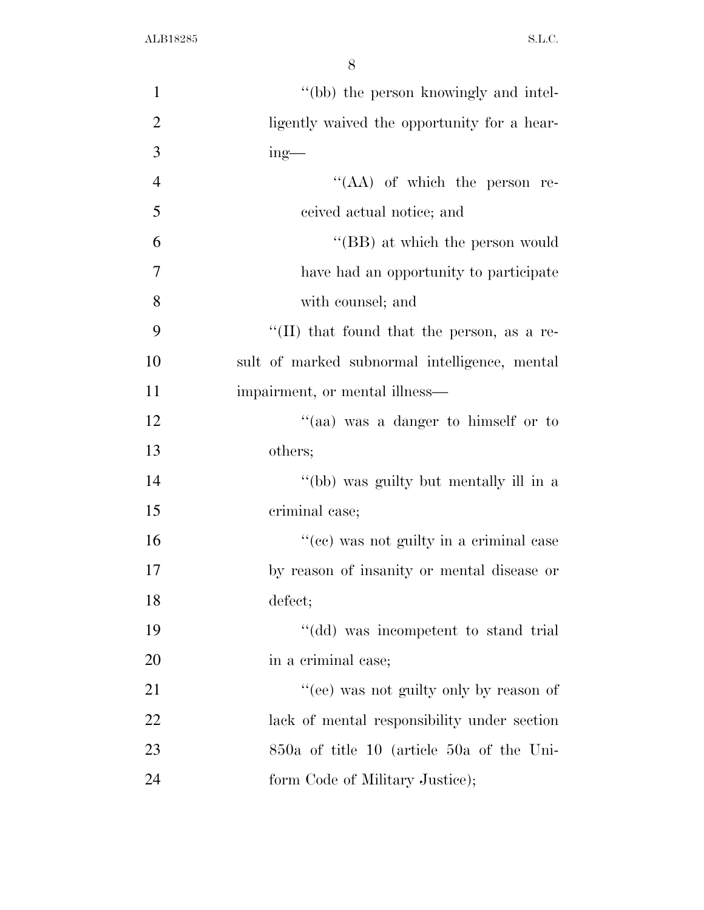''(bb) the person knowingly and intelligently waived the opportunity for a hearing—

''(AA) of which the person received actual notice; and

''(BB) at which the person would have had an opportunity to participate with counsel; and

''(II) that found that the person, as a result of marked subnormal intelligence, mental impairment, or mental illness—

''(aa) was a danger to himself or to others;

''(bb) was guilty but mentally ill in a criminal case;

''(cc) was not guilty in a criminal case by reason of insanity or mental disease or defect;

''(dd) was incompetent to stand trial in a criminal case;

''(ee) was not guilty only by reason of lack of mental responsibility under section 850a of title 10 (article 50a of the Uniform Code of Military Justice);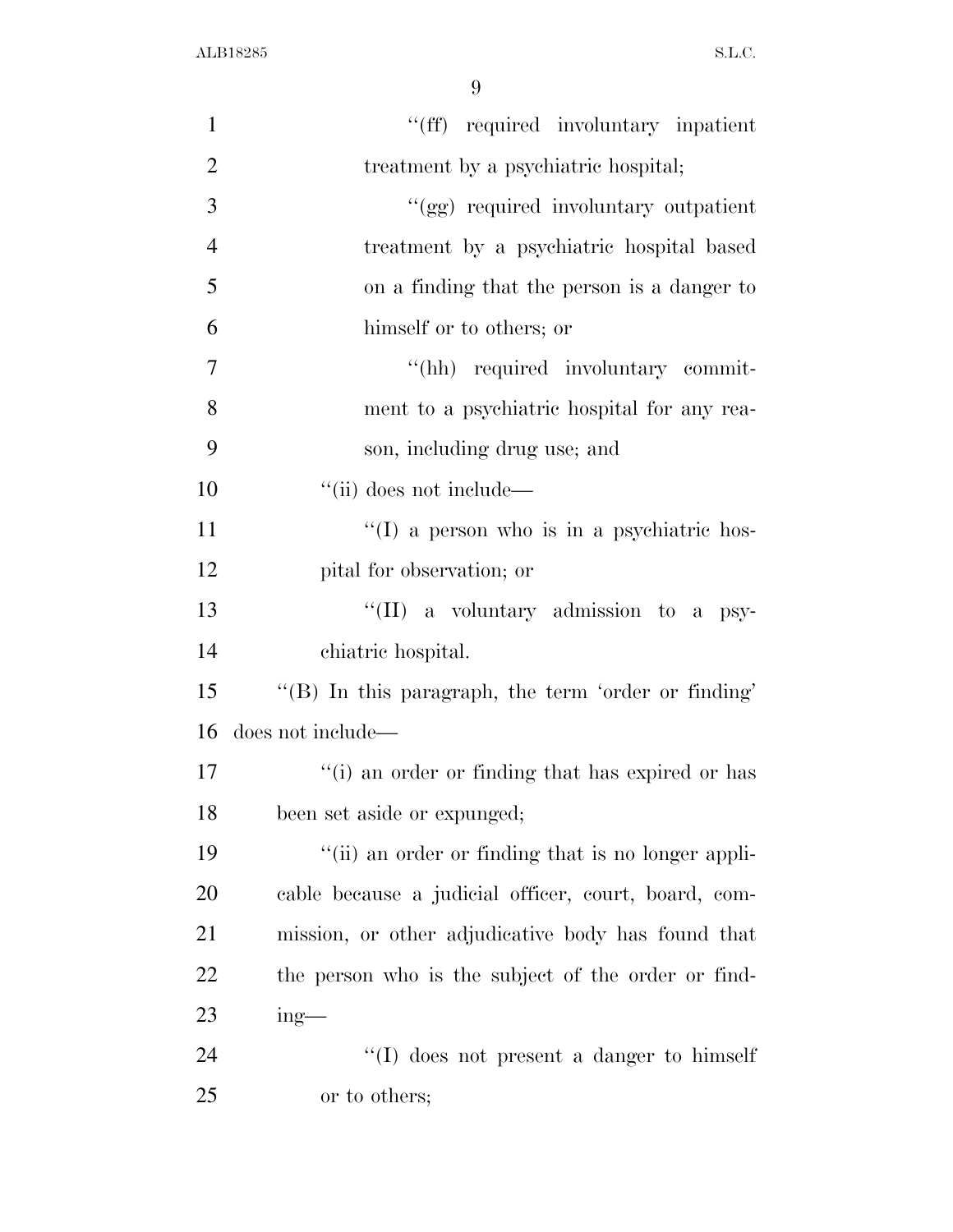''(ff) required involuntary inpatient treatment by a psychiatric hospital;

''(gg) required involuntary outpatient treatment by a psychiatric hospital based on a finding that the person is a danger to himself or to others; or

''(hh) required involuntary commitment to a psychiatric hospital for any reason, including drug use; and

''(ii) does not include—

''(I) a person who is in a psychiatric hospital for observation; or

''(II) a voluntary admission to a psychiatric hospital.

''(B) In this paragraph, the term 'order or finding' does not include—

''(i) an order or finding that has expired or has been set aside or expunged;

''(ii) an order or finding that is no longer applicable because a judicial officer, court, board, commission, or other adjudicative body has found that the person who is the subject of the order or finding—

''(I) does not present a danger to himself or to others;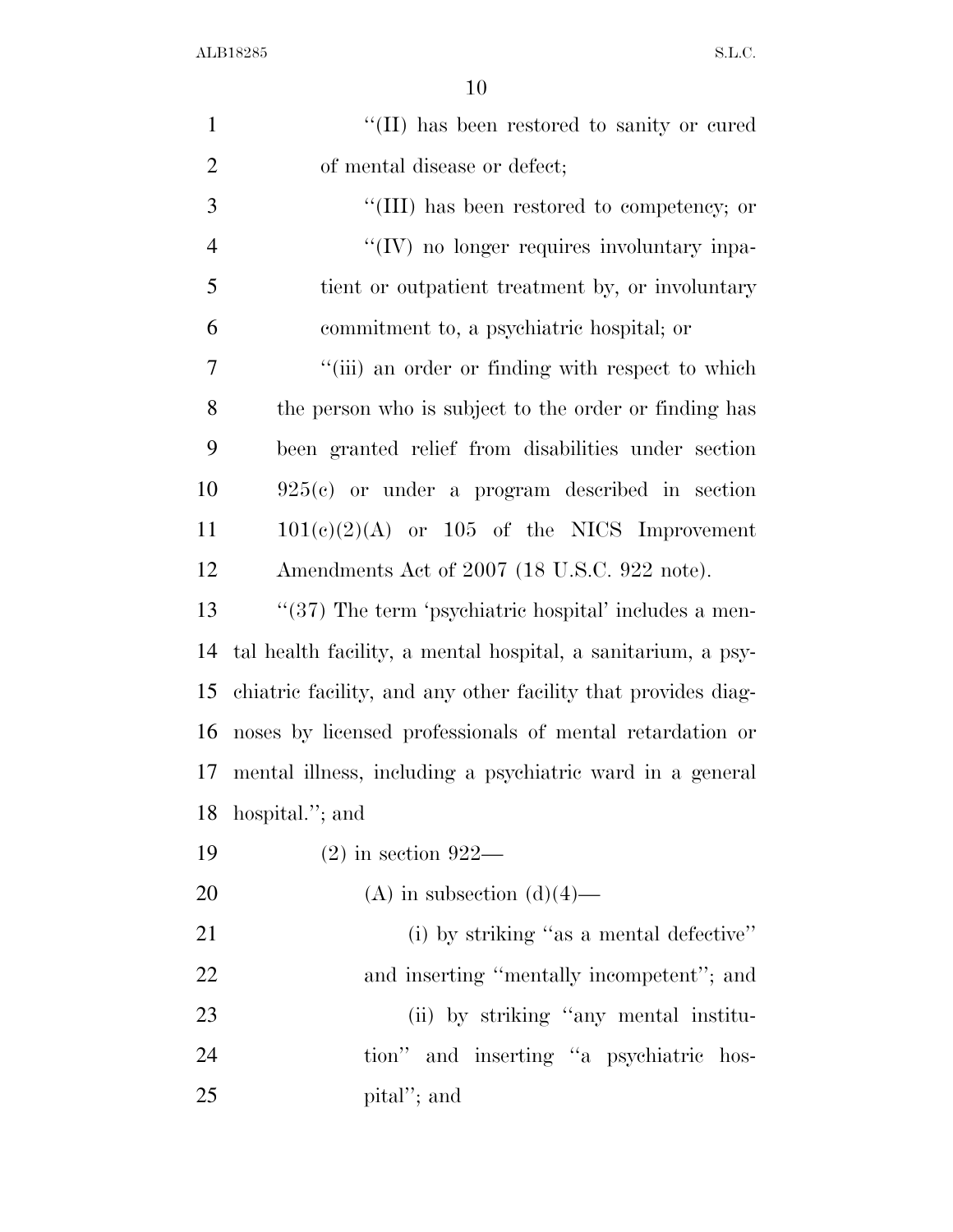"(II) has been restored to sanity or cured of mental disease or defect;

"(III) has been restored to competency; or

"(IV) no longer requires involuntary inpatient or outpatient treatment by, or involuntary commitment to, a psychiatric hospital; or

"(iii) an order or finding with respect to which the person who is subject to the order or finding has been granted relief from disabilities under section 925(c) or under a program described in section 101(c)(2)(A) or 105 of the NICS Improvement Amendments Act of 2007 (18 U.S.C. 922 note).

"(37) The term 'psychiatric hospital' includes a mental health facility, a mental hospital, a sanitarium, a psychiatric facility, and any other facility that provides diagnoses by licensed professionals of mental retardation or mental illness, including a psychiatric ward in a general hospital."; and

(2) in section 922—

(A) in subsection (d)(4)—

(i) by striking "as a mental defective" and inserting "mentally incompetent"; and

(ii) by striking "any mental institution" and inserting "a psychiatric hospital"; and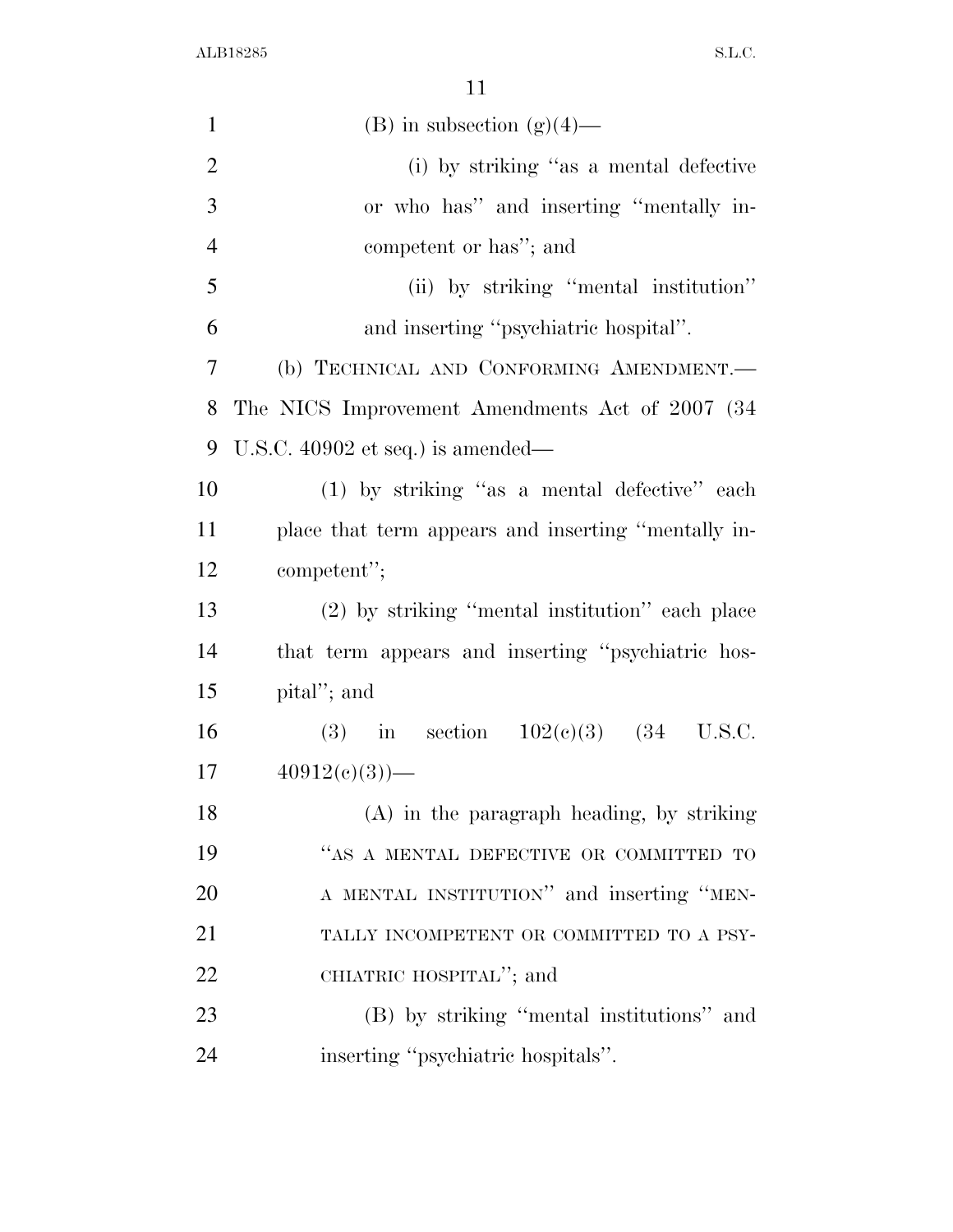(B) in subsection (g)(4)—

(i) by striking "as a mental defective or who has" and inserting "mentally incompetent or has"; and

(ii) by striking "mental institution" and inserting "psychiatric hospital".

(b) TECHNICAL AND CONFORMING AMENDMENT.—The NICS Improvement Amendments Act of 2007 (34 U.S.C. 40902 et seq.) is amended—

(1) by striking "as a mental defective" each place that term appears and inserting "mentally incompetent";

(2) by striking "mental institution" each place that term appears and inserting "psychiatric hospital"; and

(3) in section 102(c)(3) (34 U.S.C. 40912(c)(3))—

(A) in the paragraph heading, by striking "AS A MENTAL DEFECTIVE OR COMMITTED TO A MENTAL INSTITUTION" and inserting "MENTALLY INCOMPETENT OR COMMITTED TO A PSYCHIATRIC HOSPITAL"; and

(B) by striking "mental institutions" and inserting "psychiatric hospitals".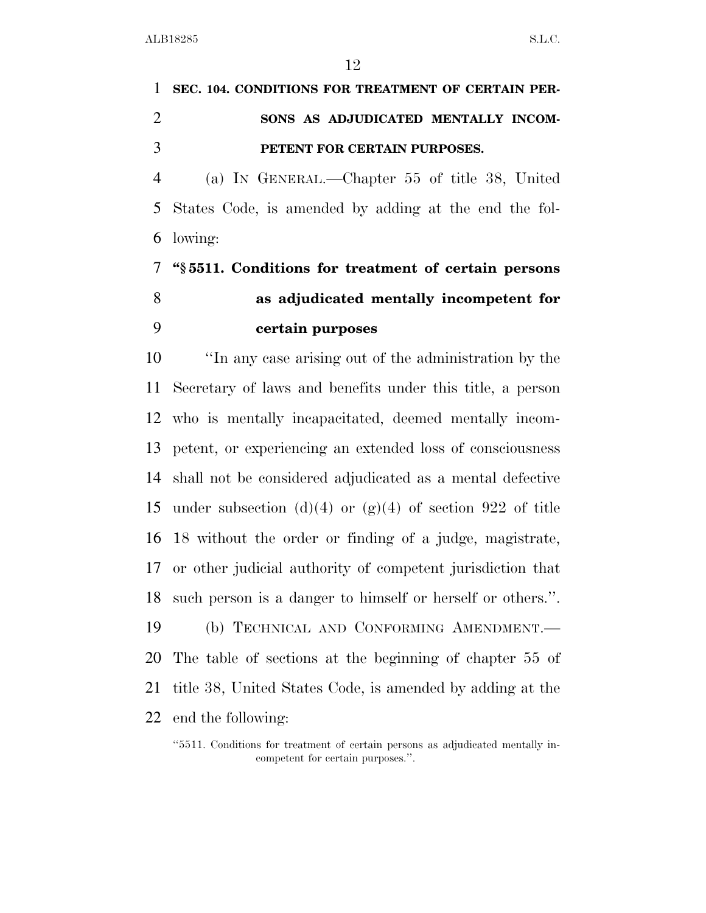**SEC. 104. CONDITIONS FOR TREATMENT OF CERTAIN PERSONS AS ADJUDICATED MENTALLY INCOMPETENT FOR CERTAIN PURPOSES.**

(a) IN GENERAL.—Chapter 55 of title 38, United States Code, is amended by adding at the end the following:

**"§ 5511. Conditions for treatment of certain persons as adjudicated mentally incompetent for certain purposes**

"In any case arising out of the administration by the Secretary of laws and benefits under this title, a person who is mentally incapacitated, deemed mentally incompetent, or experiencing an extended loss of consciousness shall not be considered adjudicated as a mental defective under subsection (d)(4) or (g)(4) of section 922 of title 18 without the order or finding of a judge, magistrate, or other judicial authority of competent jurisdiction that such person is a danger to himself or herself or others.".

(b) TECHNICAL AND CONFORMING AMENDMENT.—The table of sections at the beginning of chapter 55 of title 38, United States Code, is amended by adding at the end the following:

"5511. Conditions for treatment of certain persons as adjudicated mentally incompetent for certain purposes.".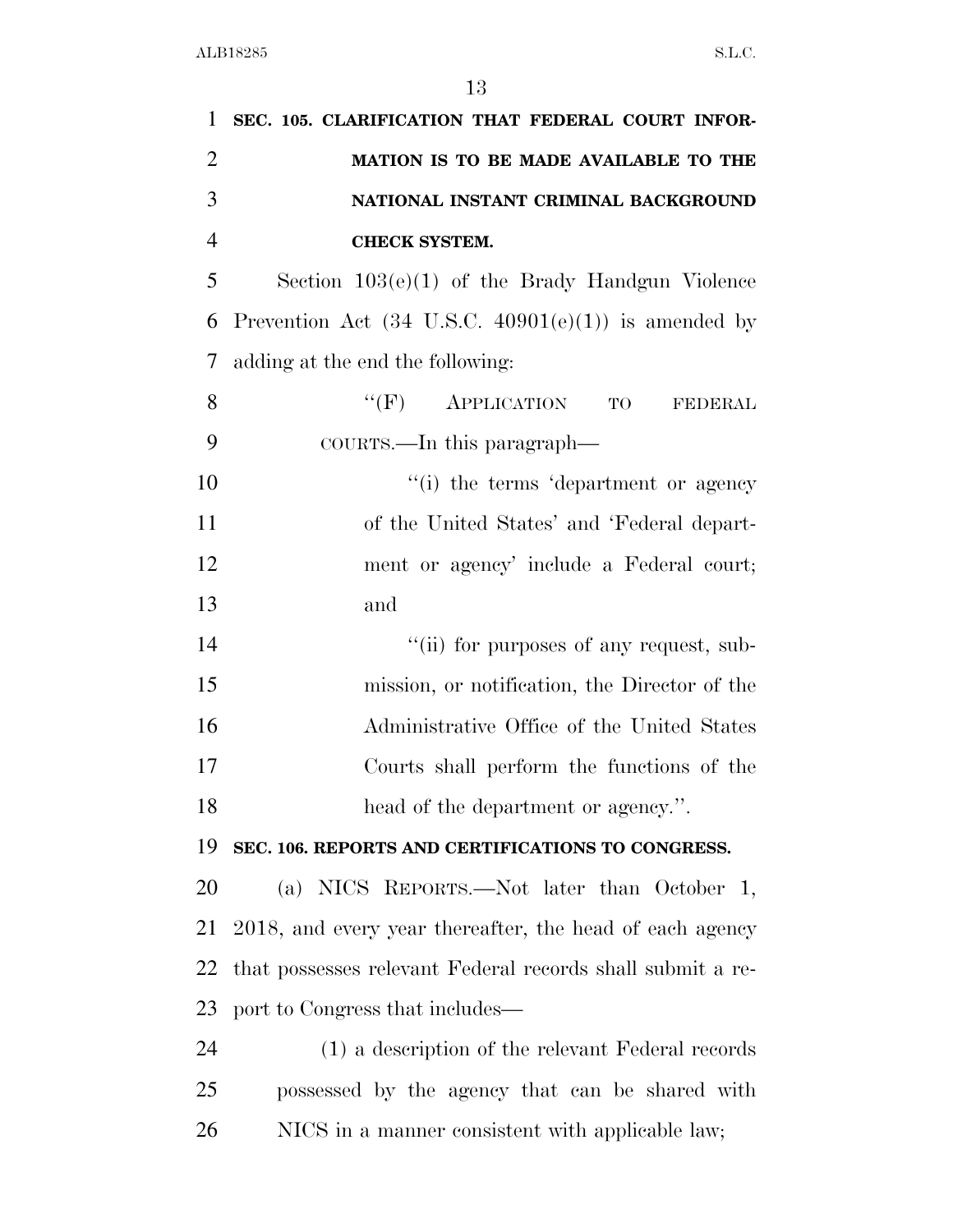**SEC. 105. CLARIFICATION THAT FEDERAL COURT INFORMATION IS TO BE MADE AVAILABLE TO THE NATIONAL INSTANT CRIMINAL BACKGROUND CHECK SYSTEM.**

Section 103(e)(1) of the Brady Handgun Violence Prevention Act (34 U.S.C. 40901(e)(1)) is amended by adding at the end the following:

> "(F) APPLICATION TO FEDERAL COURTS.—In this paragraph—
>
> > "(i) the terms 'department or agency of the United States' and 'Federal department or agency' include a Federal court; and
> >
> > "(ii) for purposes of any request, submission, or notification, the Director of the Administrative Office of the United States Courts shall perform the functions of the head of the department or agency.".

**SEC. 106. REPORTS AND CERTIFICATIONS TO CONGRESS.**

(a) NICS REPORTS.—Not later than October 1, 2018, and every year thereafter, the head of each agency that possesses relevant Federal records shall submit a report to Congress that includes—

> (1) a description of the relevant Federal records possessed by the agency that can be shared with NICS in a manner consistent with applicable law;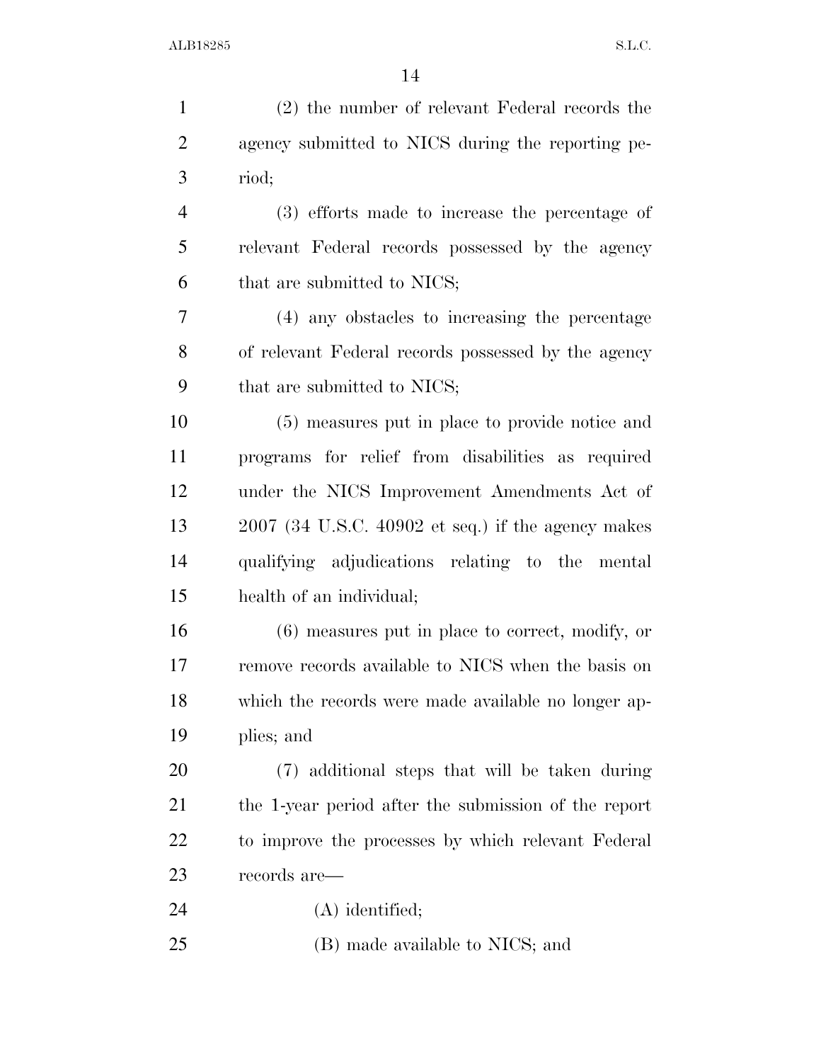(2) the number of relevant Federal records the agency submitted to NICS during the reporting period;

(3) efforts made to increase the percentage of relevant Federal records possessed by the agency that are submitted to NICS;

(4) any obstacles to increasing the percentage of relevant Federal records possessed by the agency that are submitted to NICS;

(5) measures put in place to provide notice and programs for relief from disabilities as required under the NICS Improvement Amendments Act of 2007 (34 U.S.C. 40902 et seq.) if the agency makes qualifying adjudications relating to the mental health of an individual;

(6) measures put in place to correct, modify, or remove records available to NICS when the basis on which the records were made available no longer applies; and

(7) additional steps that will be taken during the 1-year period after the submission of the report to improve the processes by which relevant Federal records are—

(A) identified;

(B) made available to NICS; and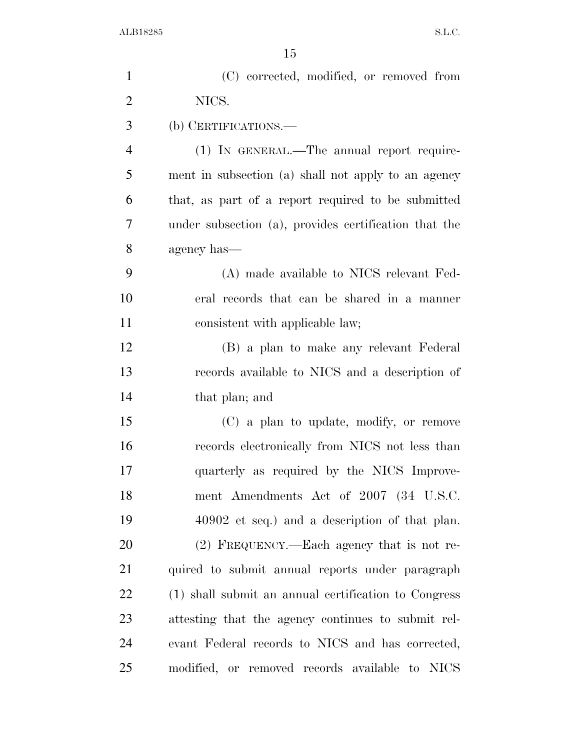(C) corrected, modified, or removed from NICS.

(b) CERTIFICATIONS.—

(1) IN GENERAL.—The annual report requirement in subsection (a) shall not apply to an agency that, as part of a report required to be submitted under subsection (a), provides certification that the agency has—

(A) made available to NICS relevant Federal records that can be shared in a manner consistent with applicable law;

(B) a plan to make any relevant Federal records available to NICS and a description of that plan; and

(C) a plan to update, modify, or remove records electronically from NICS not less than quarterly as required by the NICS Improvement Amendments Act of 2007 (34 U.S.C. 40902 et seq.) and a description of that plan.

(2) FREQUENCY.—Each agency that is not required to submit annual reports under paragraph (1) shall submit an annual certification to Congress attesting that the agency continues to submit relevant Federal records to NICS and has corrected, modified, or removed records available to NICS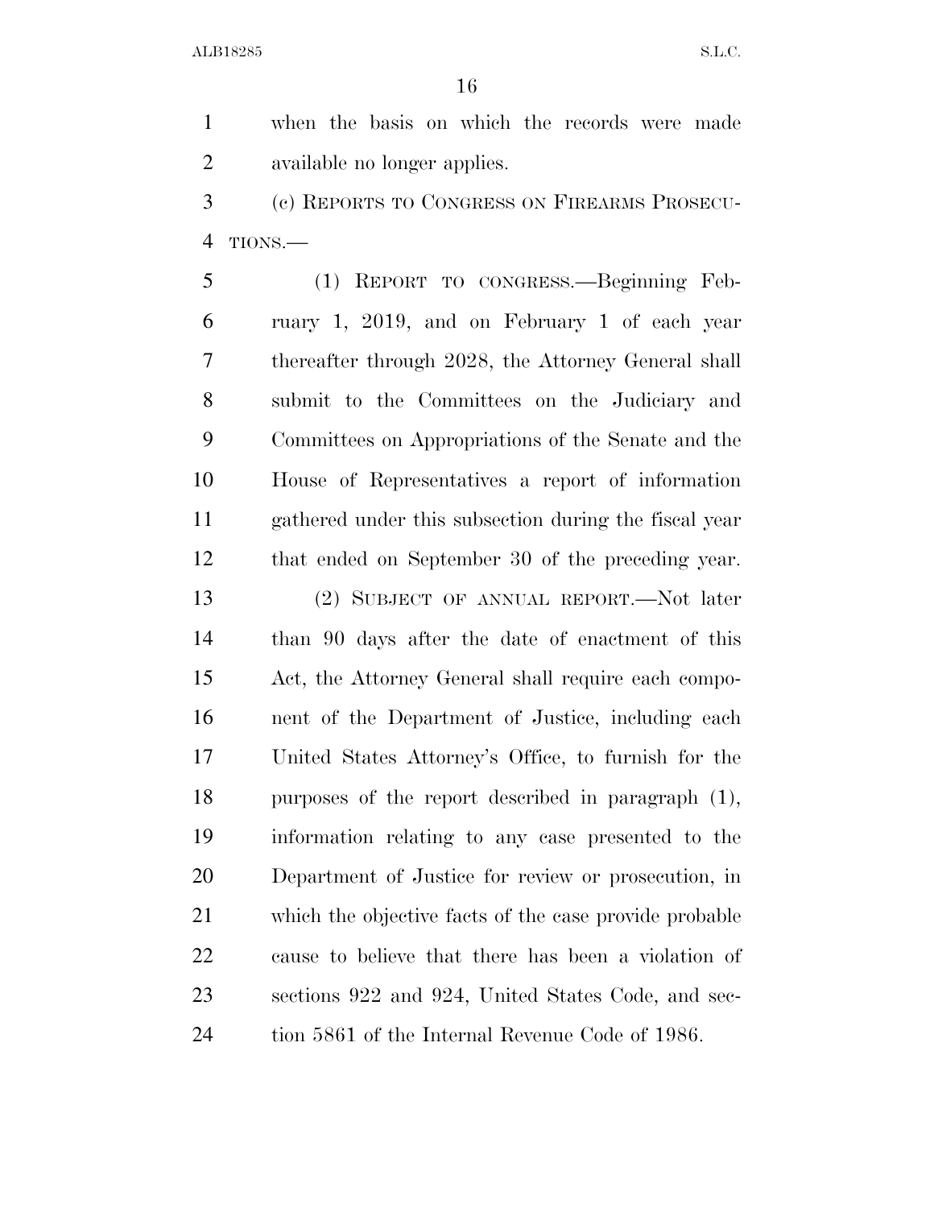when the basis on which the records were made available no longer applies.

(c) REPORTS TO CONGRESS ON FIREARMS PROSECUTIONS.—

(1) REPORT TO CONGRESS.—Beginning February 1, 2019, and on February 1 of each year thereafter through 2028, the Attorney General shall submit to the Committees on the Judiciary and Committees on Appropriations of the Senate and the House of Representatives a report of information gathered under this subsection during the fiscal year that ended on September 30 of the preceding year.

(2) SUBJECT OF ANNUAL REPORT.—Not later than 90 days after the date of enactment of this Act, the Attorney General shall require each component of the Department of Justice, including each United States Attorney's Office, to furnish for the purposes of the report described in paragraph (1), information relating to any case presented to the Department of Justice for review or prosecution, in which the objective facts of the case provide probable cause to believe that there has been a violation of sections 922 and 924, United States Code, and section 5861 of the Internal Revenue Code of 1986.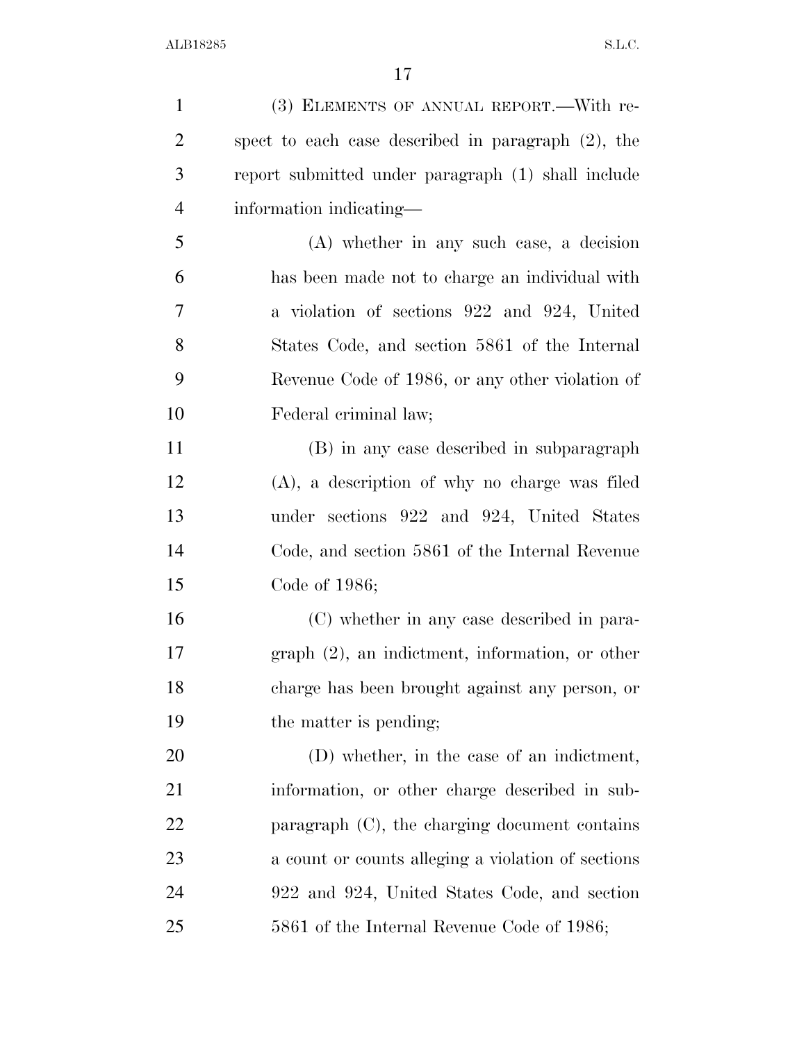(3) ELEMENTS OF ANNUAL REPORT.—With respect to each case described in paragraph (2), the report submitted under paragraph (1) shall include information indicating—

(A) whether in any such case, a decision has been made not to charge an individual with a violation of sections 922 and 924, United States Code, and section 5861 of the Internal Revenue Code of 1986, or any other violation of Federal criminal law;

(B) in any case described in subparagraph (A), a description of why no charge was filed under sections 922 and 924, United States Code, and section 5861 of the Internal Revenue Code of 1986;

(C) whether in any case described in paragraph (2), an indictment, information, or other charge has been brought against any person, or the matter is pending;

(D) whether, in the case of an indictment, information, or other charge described in subparagraph (C), the charging document contains a count or counts alleging a violation of sections 922 and 924, United States Code, and section 5861 of the Internal Revenue Code of 1986;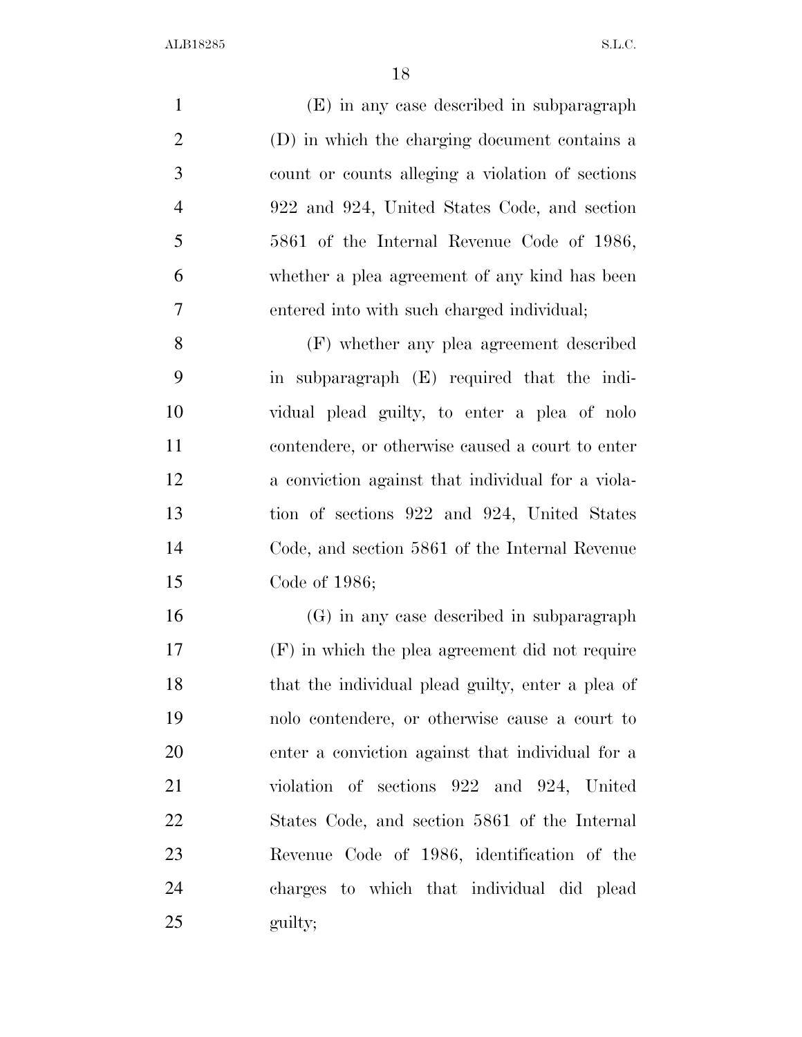(E) in any case described in subparagraph (D) in which the charging document contains a count or counts alleging a violation of sections 922 and 924, United States Code, and section 5861 of the Internal Revenue Code of 1986, whether a plea agreement of any kind has been entered into with such charged individual;

(F) whether any plea agreement described in subparagraph (E) required that the individual plead guilty, to enter a plea of nolo contendere, or otherwise caused a court to enter a conviction against that individual for a violation of sections 922 and 924, United States Code, and section 5861 of the Internal Revenue Code of 1986;

(G) in any case described in subparagraph (F) in which the plea agreement did not require that the individual plead guilty, enter a plea of nolo contendere, or otherwise cause a court to enter a conviction against that individual for a violation of sections 922 and 924, United States Code, and section 5861 of the Internal Revenue Code of 1986, identification of the charges to which that individual did plead guilty;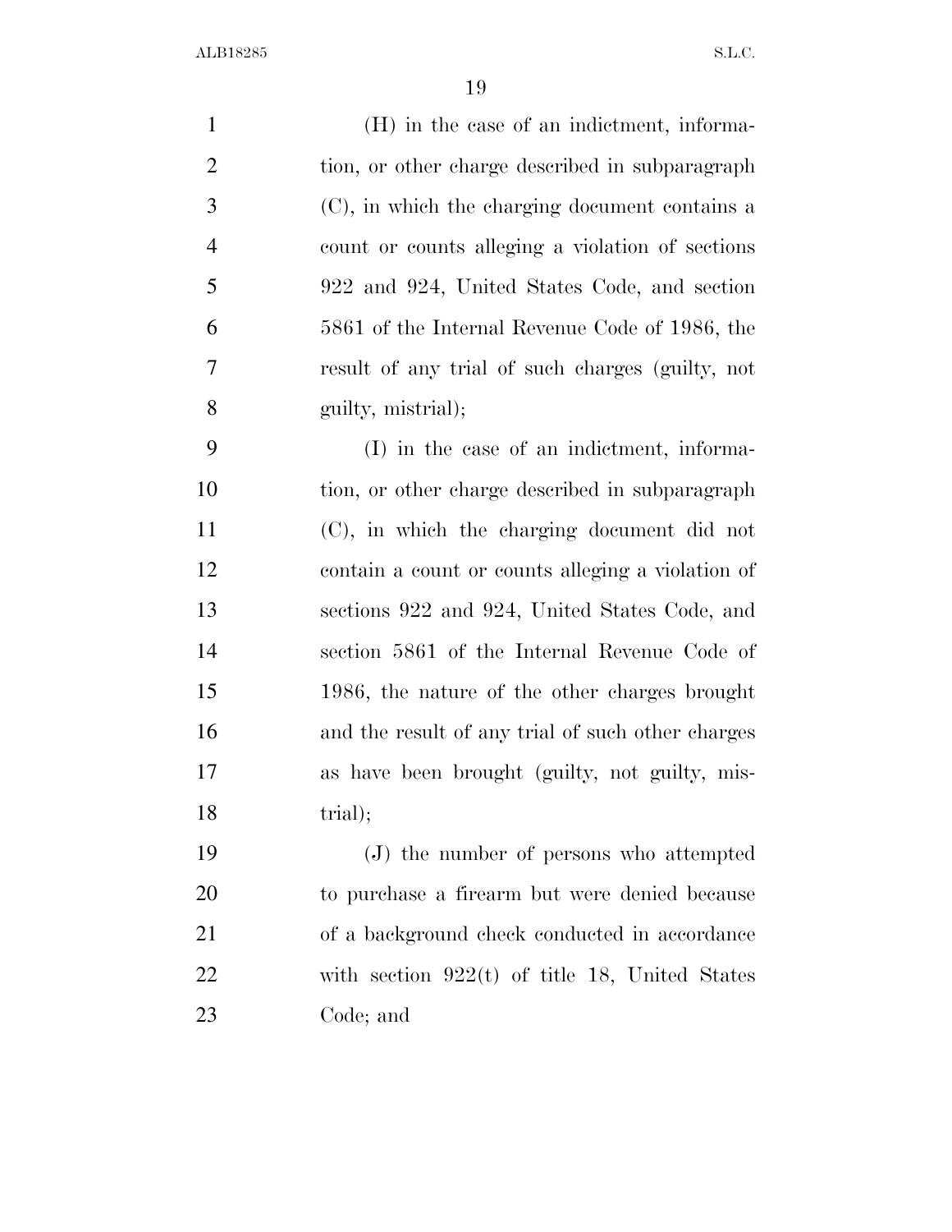(H) in the case of an indictment, information, or other charge described in subparagraph (C), in which the charging document contains a count or counts alleging a violation of sections 922 and 924, United States Code, and section 5861 of the Internal Revenue Code of 1986, the result of any trial of such charges (guilty, not guilty, mistrial);

(I) in the case of an indictment, information, or other charge described in subparagraph (C), in which the charging document did not contain a count or counts alleging a violation of sections 922 and 924, United States Code, and section 5861 of the Internal Revenue Code of 1986, the nature of the other charges brought and the result of any trial of such other charges as have been brought (guilty, not guilty, mistrial);

(J) the number of persons who attempted to purchase a firearm but were denied because of a background check conducted in accordance with section 922(t) of title 18, United States Code; and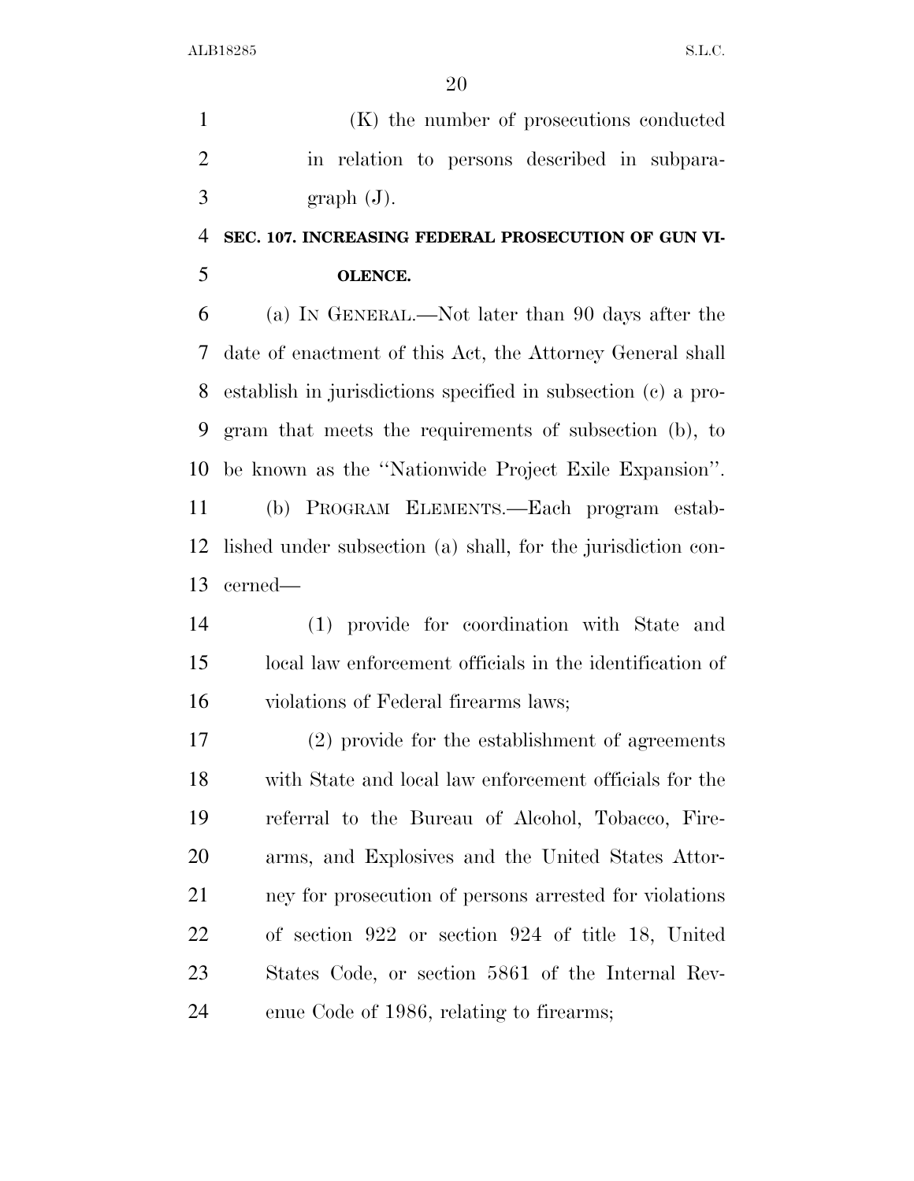(K) the number of prosecutions conducted in relation to persons described in subparagraph (J).

### SEC. 107. INCREASING FEDERAL PROSECUTION OF GUN VIOLENCE.

(a) IN GENERAL.—Not later than 90 days after the date of enactment of this Act, the Attorney General shall establish in jurisdictions specified in subsection (c) a program that meets the requirements of subsection (b), to be known as the ''Nationwide Project Exile Expansion''.

(b) PROGRAM ELEMENTS.—Each program established under subsection (a) shall, for the jurisdiction concerned—

(1) provide for coordination with State and local law enforcement officials in the identification of violations of Federal firearms laws;

(2) provide for the establishment of agreements with State and local law enforcement officials for the referral to the Bureau of Alcohol, Tobacco, Firearms, and Explosives and the United States Attorney for prosecution of persons arrested for violations of section 922 or section 924 of title 18, United States Code, or section 5861 of the Internal Revenue Code of 1986, relating to firearms;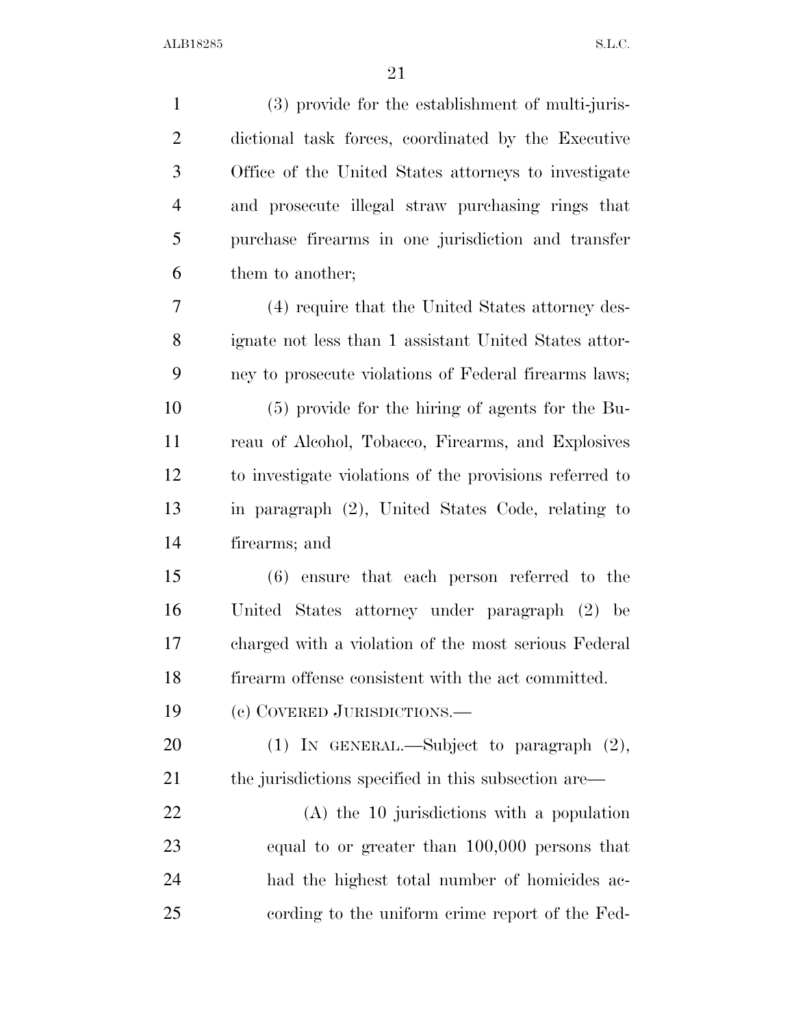(3) provide for the establishment of multi-jurisdictional task forces, coordinated by the Executive Office of the United States attorneys to investigate and prosecute illegal straw purchasing rings that purchase firearms in one jurisdiction and transfer them to another;

(4) require that the United States attorney designate not less than 1 assistant United States attorney to prosecute violations of Federal firearms laws;

(5) provide for the hiring of agents for the Bureau of Alcohol, Tobacco, Firearms, and Explosives to investigate violations of the provisions referred to in paragraph (2), United States Code, relating to firearms; and

(6) ensure that each person referred to the United States attorney under paragraph (2) be charged with a violation of the most serious Federal firearm offense consistent with the act committed.

(c) COVERED JURISDICTIONS.—

(1) IN GENERAL.—Subject to paragraph (2), the jurisdictions specified in this subsection are—

(A) the 10 jurisdictions with a population equal to or greater than 100,000 persons that had the highest total number of homicides according to the uniform crime report of the Fed-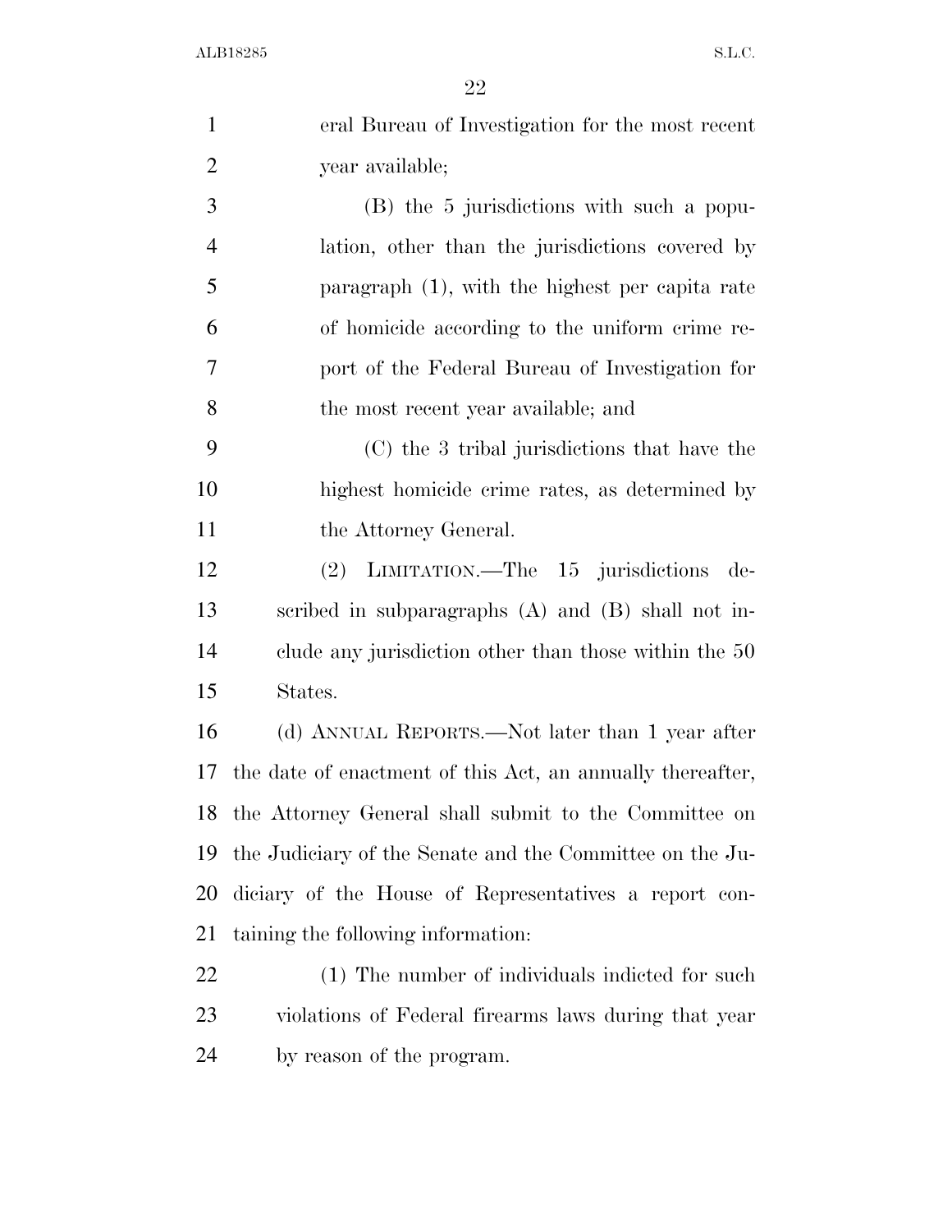eral Bureau of Investigation for the most recent year available;

(B) the 5 jurisdictions with such a population, other than the jurisdictions covered by paragraph (1), with the highest per capita rate of homicide according to the uniform crime report of the Federal Bureau of Investigation for the most recent year available; and

(C) the 3 tribal jurisdictions that have the highest homicide crime rates, as determined by the Attorney General.

(2) LIMITATION.—The 15 jurisdictions described in subparagraphs (A) and (B) shall not include any jurisdiction other than those within the 50 States.

(d) ANNUAL REPORTS.—Not later than 1 year after the date of enactment of this Act, an annually thereafter, the Attorney General shall submit to the Committee on the Judiciary of the Senate and the Committee on the Judiciary of the House of Representatives a report containing the following information:

(1) The number of individuals indicted for such violations of Federal firearms laws during that year by reason of the program.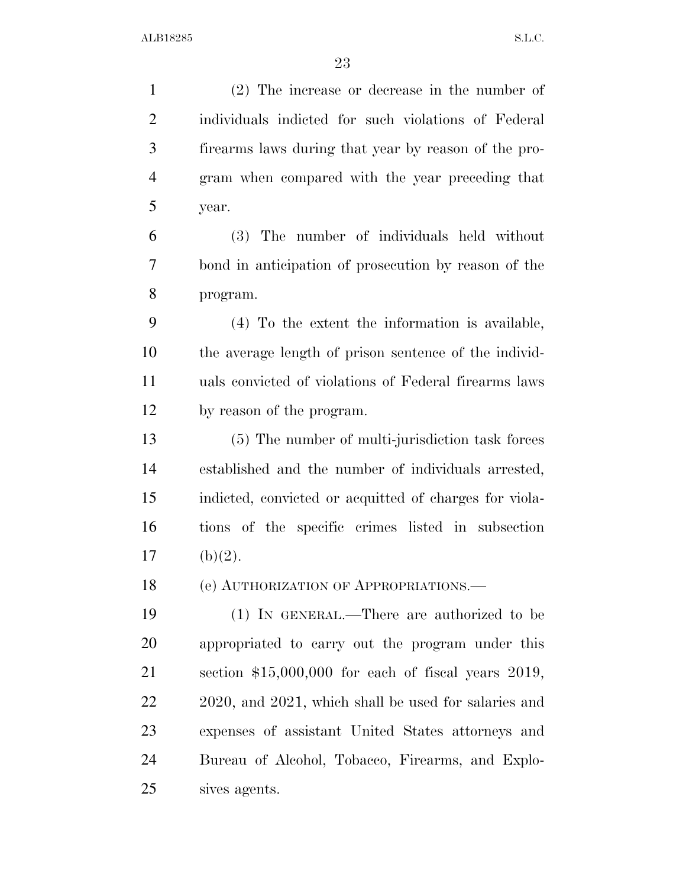(2) The increase or decrease in the number of individuals indicted for such violations of Federal firearms laws during that year by reason of the program when compared with the year preceding that year.

(3) The number of individuals held without bond in anticipation of prosecution by reason of the program.

(4) To the extent the information is available, the average length of prison sentence of the individuals convicted of violations of Federal firearms laws by reason of the program.

(5) The number of multi-jurisdiction task forces established and the number of individuals arrested, indicted, convicted or acquitted of charges for violations of the specific crimes listed in subsection (b)(2).

(e) AUTHORIZATION OF APPROPRIATIONS.—

(1) IN GENERAL.—There are authorized to be appropriated to carry out the program under this section $15,000,000 for each of fiscal years 2019, 2020, and 2021, which shall be used for salaries and expenses of assistant United States attorneys and Bureau of Alcohol, Tobacco, Firearms, and Explosives agents.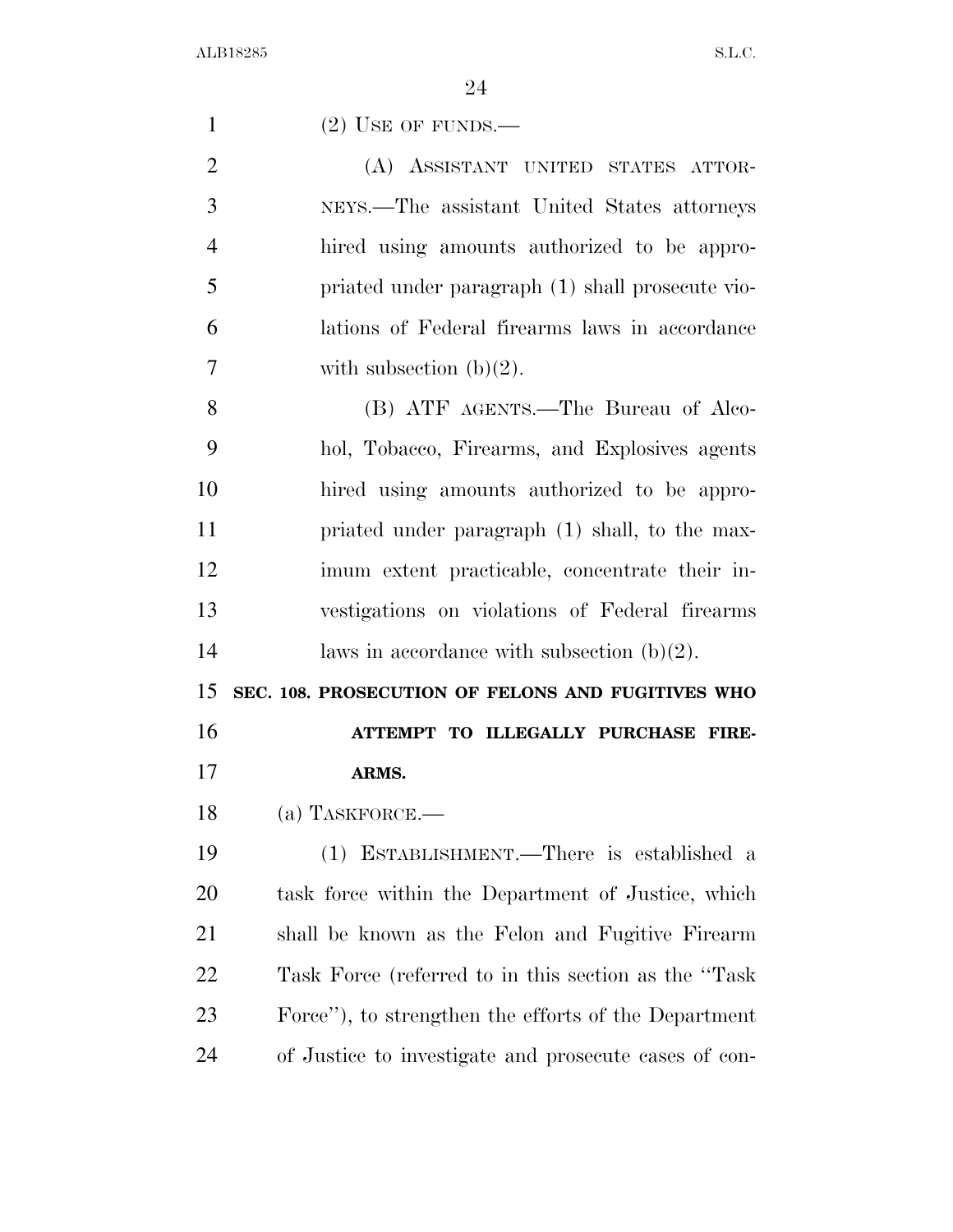(2) USE OF FUNDS.—

(A) ASSISTANT UNITED STATES ATTORNEYS.—The assistant United States attorneys hired using amounts authorized to be appropriated under paragraph (1) shall prosecute violations of Federal firearms laws in accordance with subsection (b)(2).

(B) ATF AGENTS.—The Bureau of Alcohol, Tobacco, Firearms, and Explosives agents hired using amounts authorized to be appropriated under paragraph (1) shall, to the maximum extent practicable, concentrate their investigations on violations of Federal firearms laws in accordance with subsection (b)(2).

**SEC. 108. PROSECUTION OF FELONS AND FUGITIVES WHO ATTEMPT TO ILLEGALLY PURCHASE FIREARMS.**

(a) TASKFORCE.—

(1) ESTABLISHMENT.—There is established a task force within the Department of Justice, which shall be known as the Felon and Fugitive Firearm Task Force (referred to in this section as the ''Task Force''), to strengthen the efforts of the Department of Justice to investigate and prosecute cases of con-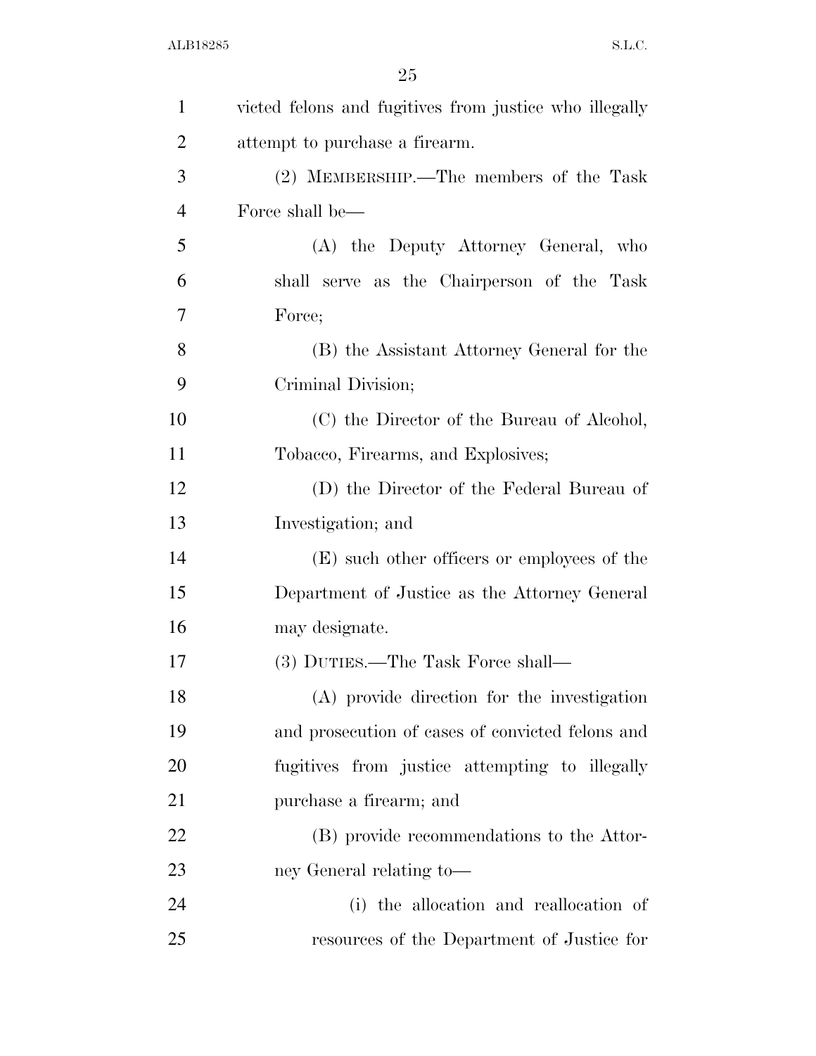victed felons and fugitives from justice who illegally attempt to purchase a firearm.

(2) MEMBERSHIP.—The members of the Task Force shall be—

(A) the Deputy Attorney General, who shall serve as the Chairperson of the Task Force;

(B) the Assistant Attorney General for the Criminal Division;

(C) the Director of the Bureau of Alcohol, Tobacco, Firearms, and Explosives;

(D) the Director of the Federal Bureau of Investigation; and

(E) such other officers or employees of the Department of Justice as the Attorney General may designate.

(3) DUTIES.—The Task Force shall—

(A) provide direction for the investigation and prosecution of cases of convicted felons and fugitives from justice attempting to illegally purchase a firearm; and

(B) provide recommendations to the Attorney General relating to—

(i) the allocation and reallocation of resources of the Department of Justice for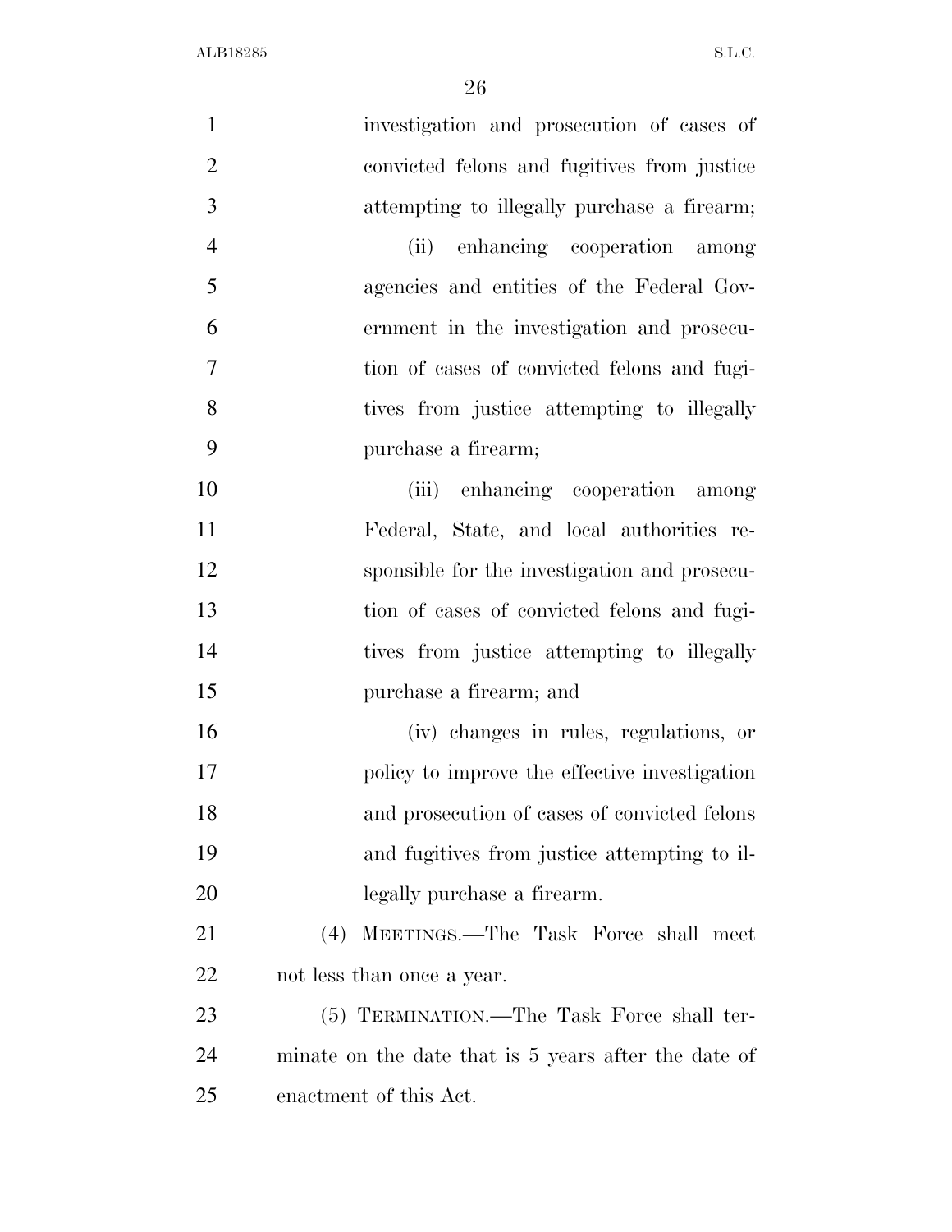investigation and prosecution of cases of convicted felons and fugitives from justice attempting to illegally purchase a firearm;

(ii) enhancing cooperation among agencies and entities of the Federal Government in the investigation and prosecution of cases of convicted felons and fugitives from justice attempting to illegally purchase a firearm;

(iii) enhancing cooperation among Federal, State, and local authorities responsible for the investigation and prosecution of cases of convicted felons and fugitives from justice attempting to illegally purchase a firearm; and

(iv) changes in rules, regulations, or policy to improve the effective investigation and prosecution of cases of convicted felons and fugitives from justice attempting to illegally purchase a firearm.

(4) MEETINGS.—The Task Force shall meet not less than once a year.

(5) TERMINATION.—The Task Force shall terminate on the date that is 5 years after the date of enactment of this Act.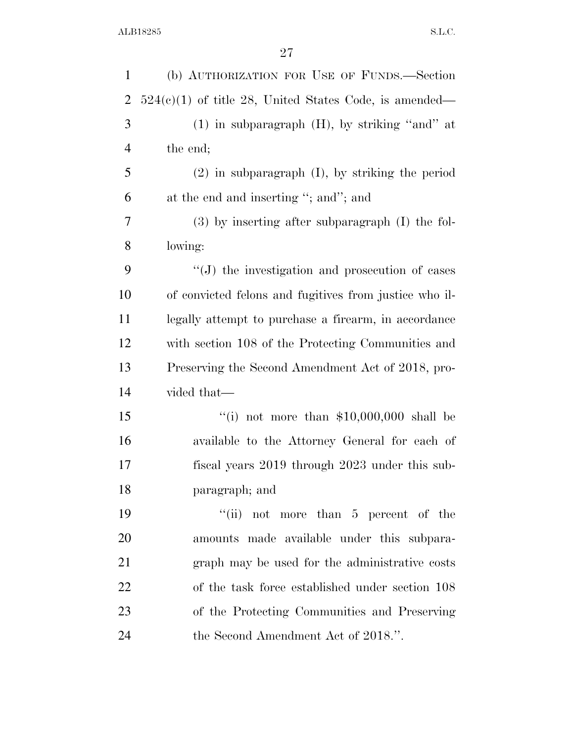(b) AUTHORIZATION FOR USE OF FUNDS.—Section 524(c)(1) of title 28, United States Code, is amended—

(1) in subparagraph (H), by striking "and" at the end;

(2) in subparagraph (I), by striking the period at the end and inserting "; and"; and

(3) by inserting after subparagraph (I) the following:

"(J) the investigation and prosecution of cases of convicted felons and fugitives from justice who illegally attempt to purchase a firearm, in accordance with section 108 of the Protecting Communities and Preserving the Second Amendment Act of 2018, provided that—

"(i) not more than $10,000,000 shall be available to the Attorney General for each of fiscal years 2019 through 2023 under this subparagraph; and

"(ii) not more than 5 percent of the amounts made available under this subparagraph may be used for the administrative costs of the task force established under section 108 of the Protecting Communities and Preserving the Second Amendment Act of 2018.".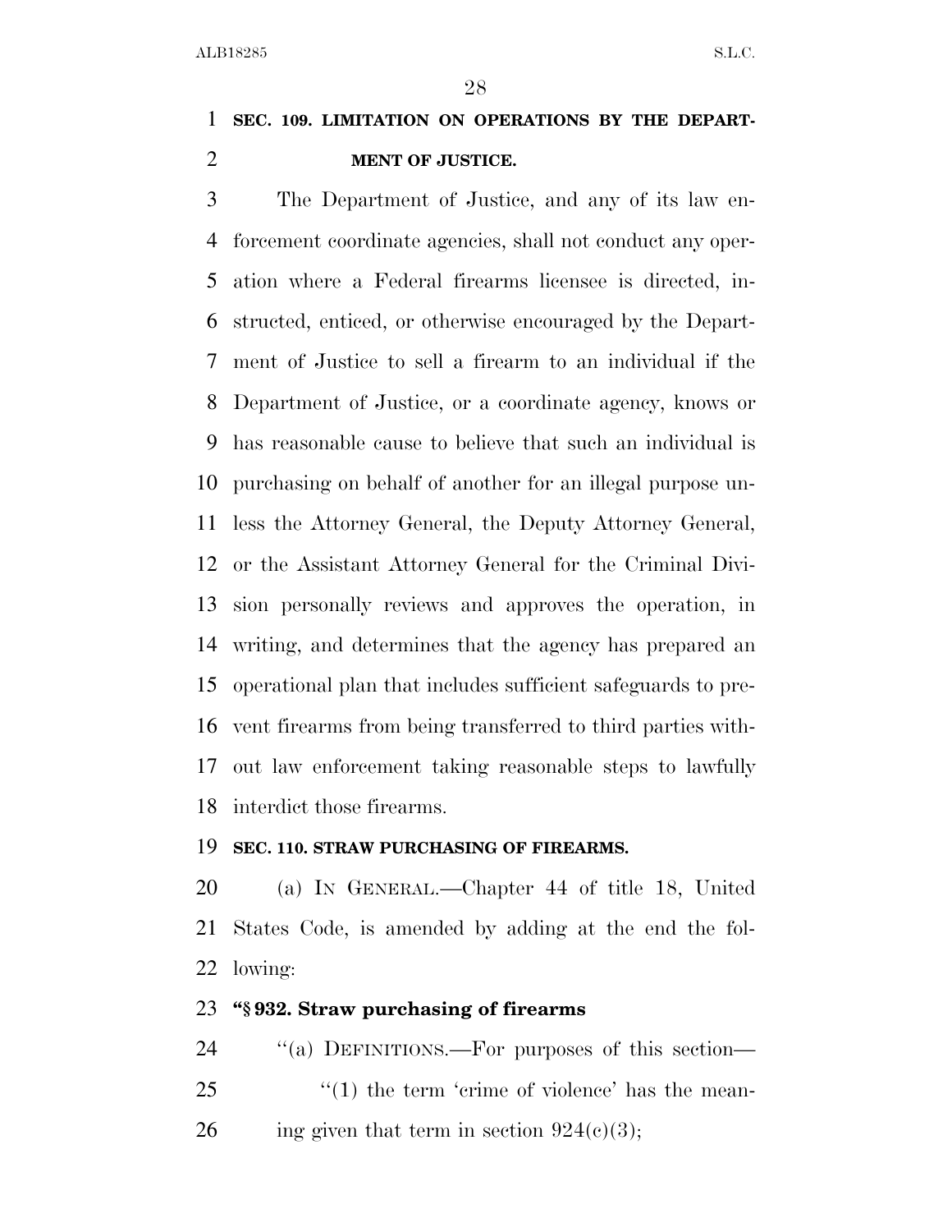**SEC. 109. LIMITATION ON OPERATIONS BY THE DEPARTMENT OF JUSTICE.**

The Department of Justice, and any of its law enforcement coordinate agencies, shall not conduct any operation where a Federal firearms licensee is directed, instructed, enticed, or otherwise encouraged by the Department of Justice to sell a firearm to an individual if the Department of Justice, or a coordinate agency, knows or has reasonable cause to believe that such an individual is purchasing on behalf of another for an illegal purpose unless the Attorney General, the Deputy Attorney General, or the Assistant Attorney General for the Criminal Division personally reviews and approves the operation, in writing, and determines that the agency has prepared an operational plan that includes sufficient safeguards to prevent firearms from being transferred to third parties without law enforcement taking reasonable steps to lawfully interdict those firearms.

**SEC. 110. STRAW PURCHASING OF FIREARMS.**

(a) IN GENERAL.—Chapter 44 of title 18, United States Code, is amended by adding at the end the following:

**"§ 932. Straw purchasing of firearms**

"(a) DEFINITIONS.—For purposes of this section—

"(1) the term 'crime of violence' has the meaning given that term in section 924(c)(3);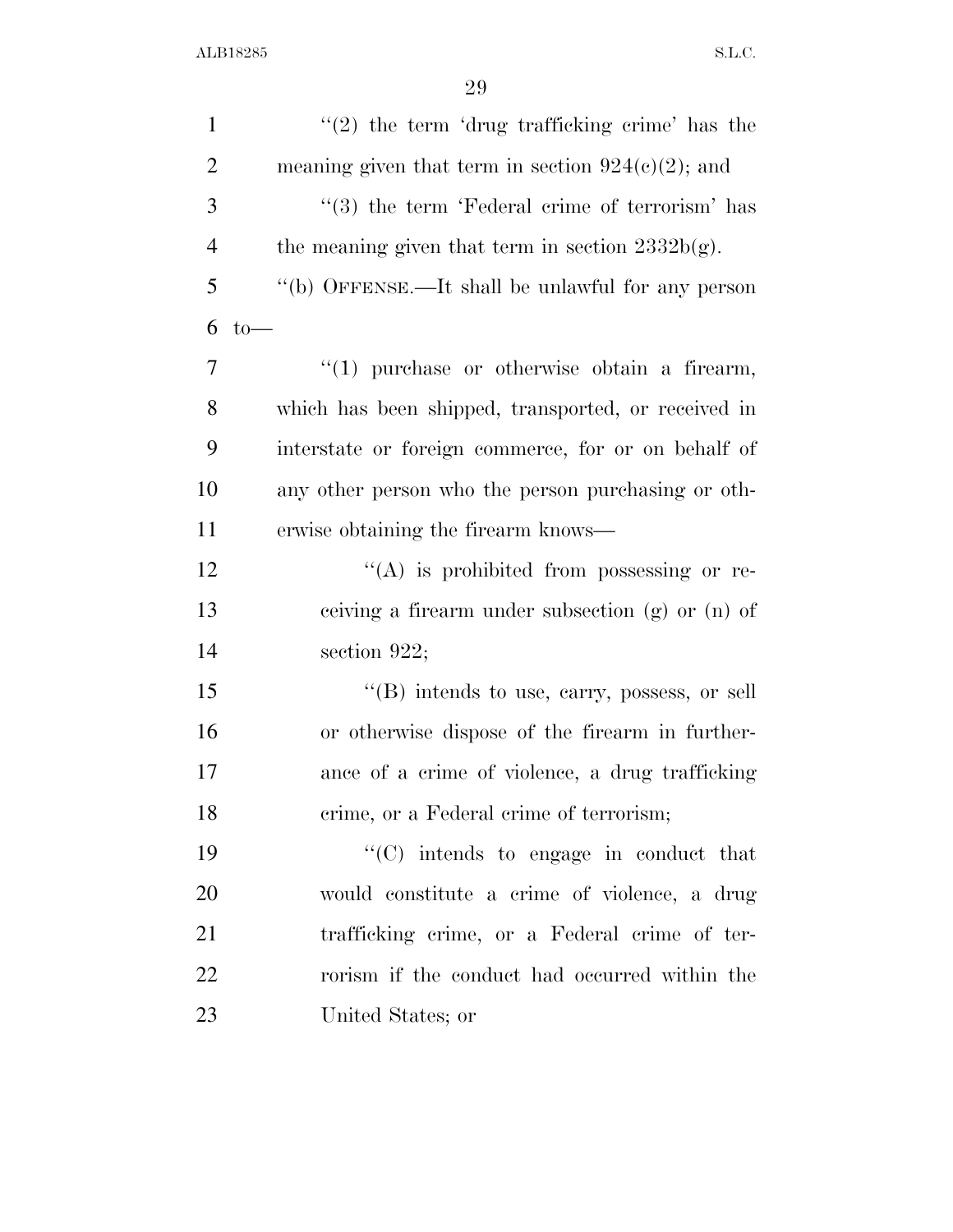''(2) the term 'drug trafficking crime' has the meaning given that term in section 924(c)(2); and

''(3) the term 'Federal crime of terrorism' has the meaning given that term in section 2332b(g).

''(b) OFFENSE.—It shall be unlawful for any person to—

''(1) purchase or otherwise obtain a firearm, which has been shipped, transported, or received in interstate or foreign commerce, for or on behalf of any other person who the person purchasing or otherwise obtaining the firearm knows—

''(A) is prohibited from possessing or receiving a firearm under subsection (g) or (n) of section 922;

''(B) intends to use, carry, possess, or sell or otherwise dispose of the firearm in furtherance of a crime of violence, a drug trafficking crime, or a Federal crime of terrorism;

''(C) intends to engage in conduct that would constitute a crime of violence, a drug trafficking crime, or a Federal crime of terrorism if the conduct had occurred within the United States; or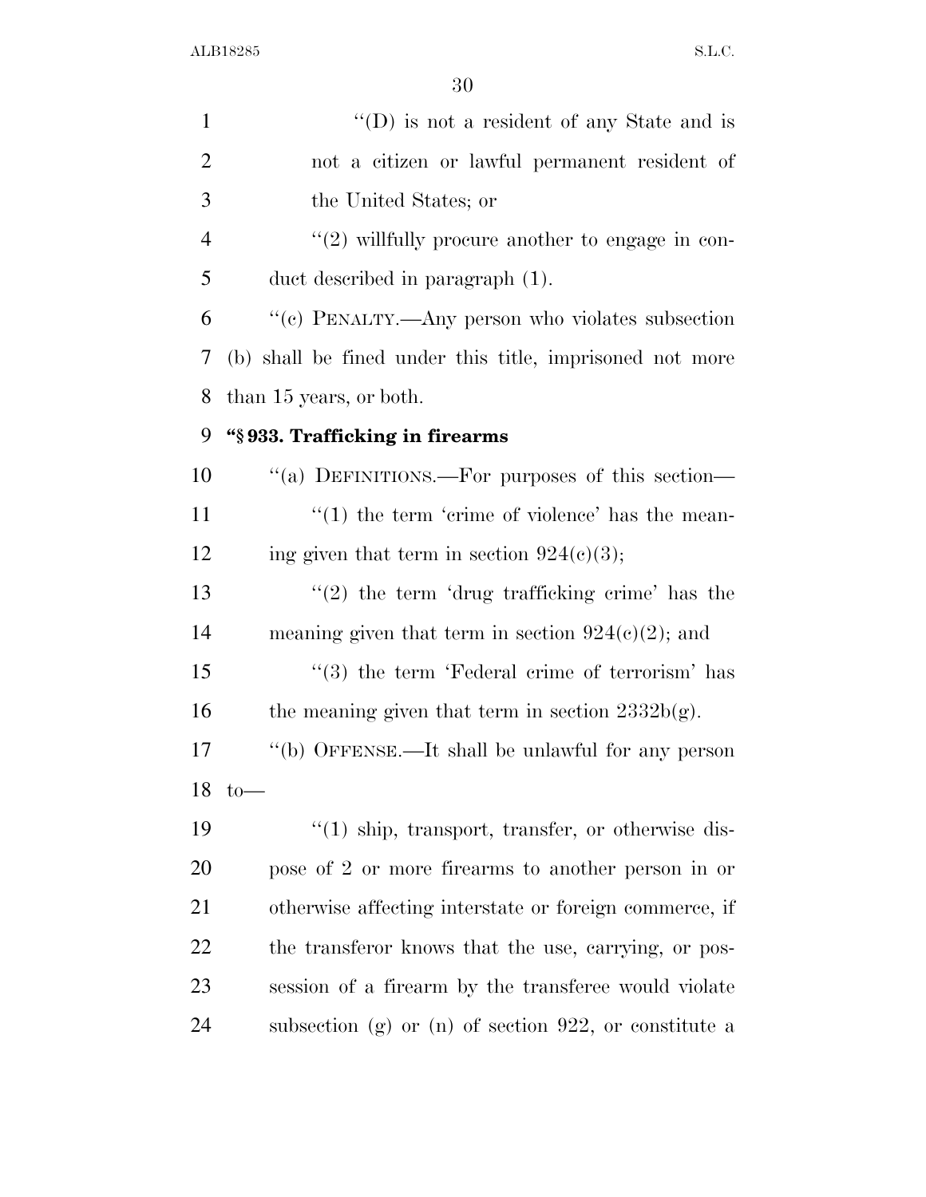"(D) is not a resident of any State and is not a citizen or lawful permanent resident of the United States; or

"(2) willfully procure another to engage in conduct described in paragraph (1).

"(c) PENALTY.—Any person who violates subsection (b) shall be fined under this title, imprisoned not more than 15 years, or both.

**"§ 933. Trafficking in firearms**

"(a) DEFINITIONS.—For purposes of this section—

"(1) the term 'crime of violence' has the meaning given that term in section 924(c)(3);

"(2) the term 'drug trafficking crime' has the meaning given that term in section 924(c)(2); and

"(3) the term 'Federal crime of terrorism' has the meaning given that term in section 2332b(g).

"(b) OFFENSE.—It shall be unlawful for any person to—

"(1) ship, transport, transfer, or otherwise dispose of 2 or more firearms to another person in or otherwise affecting interstate or foreign commerce, if the transferor knows that the use, carrying, or possession of a firearm by the transferee would violate subsection (g) or (n) of section 922, or constitute a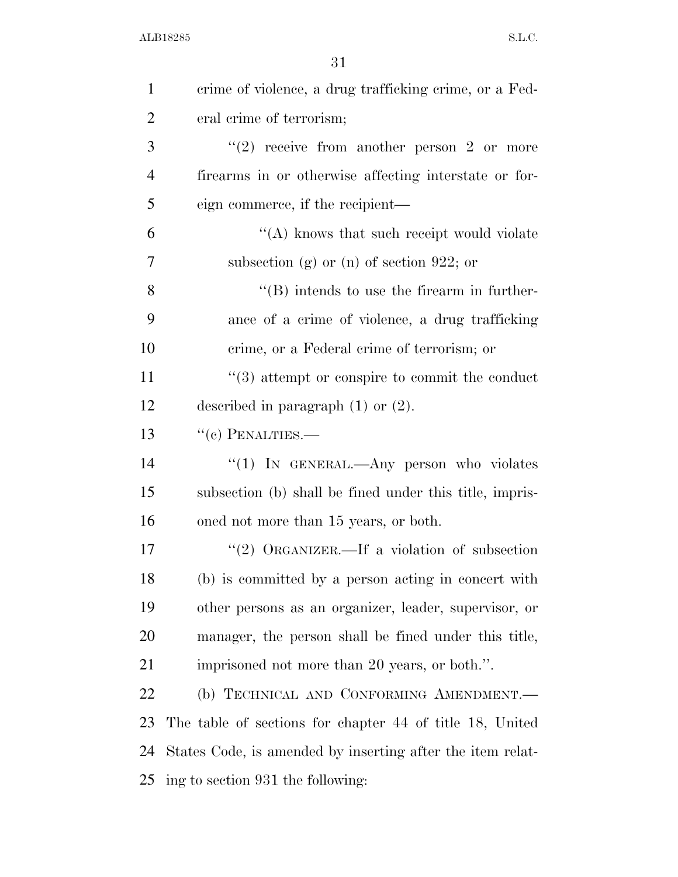crime of violence, a drug trafficking crime, or a Federal crime of terrorism;

"(2) receive from another person 2 or more firearms in or otherwise affecting interstate or foreign commerce, if the recipient—

"(A) knows that such receipt would violate subsection (g) or (n) of section 922; or

"(B) intends to use the firearm in furtherance of a crime of violence, a drug trafficking crime, or a Federal crime of terrorism; or

"(3) attempt or conspire to commit the conduct described in paragraph (1) or (2).

"(c) PENALTIES.—

"(1) IN GENERAL.—Any person who violates subsection (b) shall be fined under this title, imprisoned not more than 15 years, or both.

"(2) ORGANIZER.—If a violation of subsection (b) is committed by a person acting in concert with other persons as an organizer, leader, supervisor, or manager, the person shall be fined under this title, imprisoned not more than 20 years, or both.".

(b) TECHNICAL AND CONFORMING AMENDMENT.—The table of sections for chapter 44 of title 18, United States Code, is amended by inserting after the item relating to section 931 the following: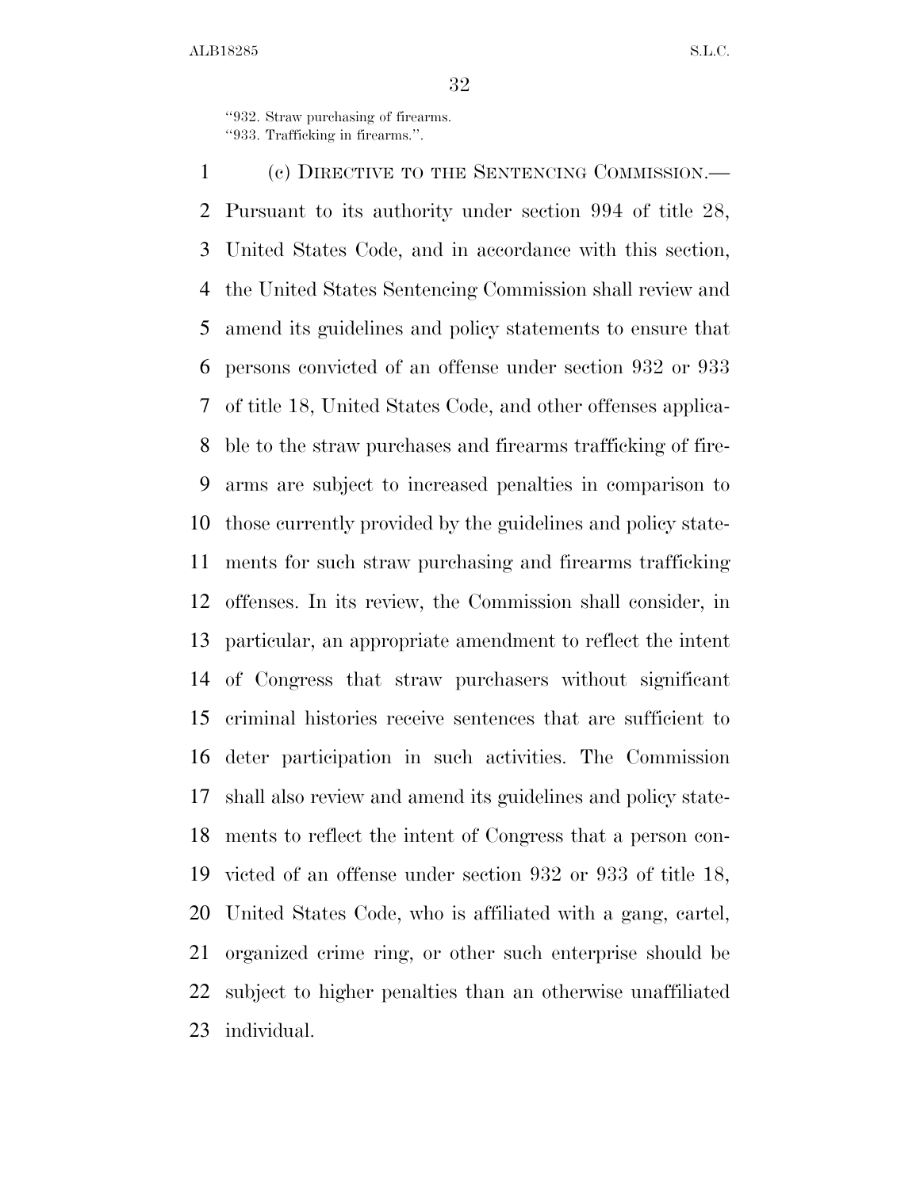"932. Straw purchasing of firearms.
"933. Trafficking in firearms.".

(c) DIRECTIVE TO THE SENTENCING COMMISSION.— Pursuant to its authority under section 994 of title 28, United States Code, and in accordance with this section, the United States Sentencing Commission shall review and amend its guidelines and policy statements to ensure that persons convicted of an offense under section 932 or 933 of title 18, United States Code, and other offenses applicable to the straw purchases and firearms trafficking of firearms are subject to increased penalties in comparison to those currently provided by the guidelines and policy statements for such straw purchasing and firearms trafficking offenses. In its review, the Commission shall consider, in particular, an appropriate amendment to reflect the intent of Congress that straw purchasers without significant criminal histories receive sentences that are sufficient to deter participation in such activities. The Commission shall also review and amend its guidelines and policy statements to reflect the intent of Congress that a person convicted of an offense under section 932 or 933 of title 18, United States Code, who is affiliated with a gang, cartel, organized crime ring, or other such enterprise should be subject to higher penalties than an otherwise unaffiliated individual.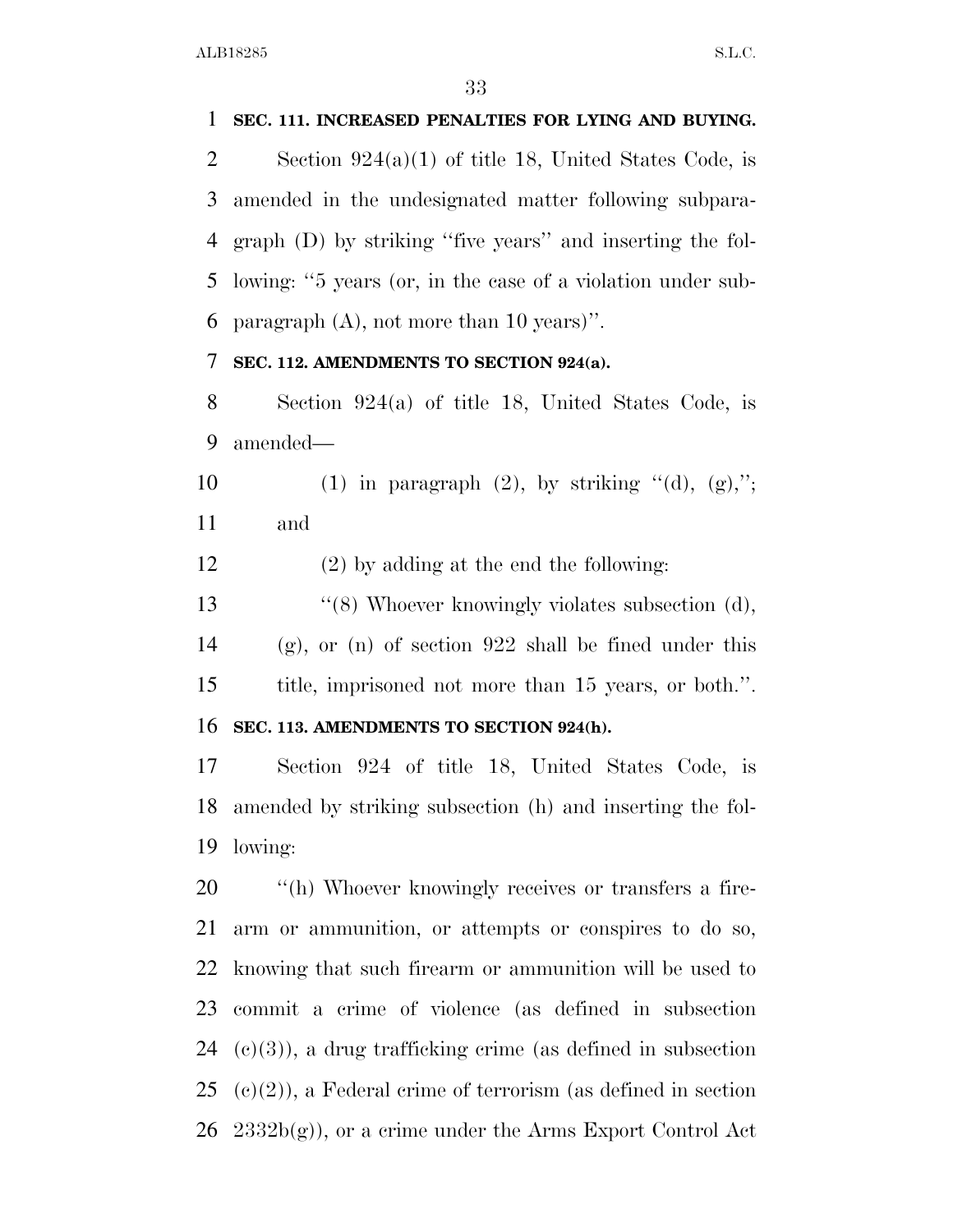**SEC. 111. INCREASED PENALTIES FOR LYING AND BUYING.**

Section 924(a)(1) of title 18, United States Code, is amended in the undesignated matter following subparagraph (D) by striking ''five years'' and inserting the following: ''5 years (or, in the case of a violation under subparagraph (A), not more than 10 years)''.

**SEC. 112. AMENDMENTS TO SECTION 924(a).**

Section 924(a) of title 18, United States Code, is amended—

(1) in paragraph (2), by striking ''(d), (g),''; and

(2) by adding at the end the following:

''(8) Whoever knowingly violates subsection (d), (g), or (n) of section 922 shall be fined under this title, imprisoned not more than 15 years, or both.''.

**SEC. 113. AMENDMENTS TO SECTION 924(h).**

Section 924 of title 18, United States Code, is amended by striking subsection (h) and inserting the following:

''(h) Whoever knowingly receives or transfers a firearm or ammunition, or attempts or conspires to do so, knowing that such firearm or ammunition will be used to commit a crime of violence (as defined in subsection (c)(3)), a drug trafficking crime (as defined in subsection (c)(2)), a Federal crime of terrorism (as defined in section 2332b(g)), or a crime under the Arms Export Control Act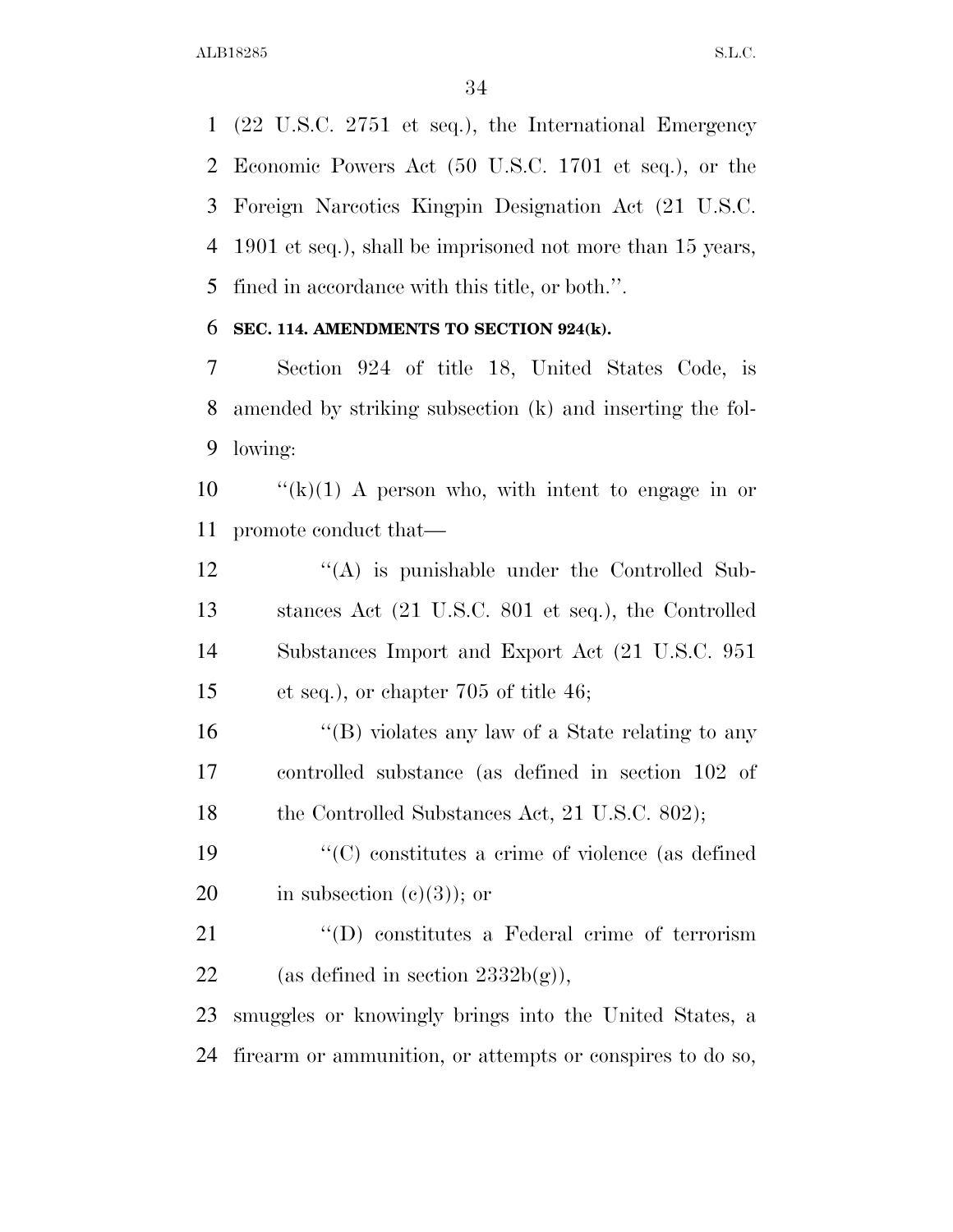(22 U.S.C. 2751 et seq.), the International Emergency Economic Powers Act (50 U.S.C. 1701 et seq.), or the Foreign Narcotics Kingpin Designation Act (21 U.S.C. 1901 et seq.), shall be imprisoned not more than 15 years, fined in accordance with this title, or both.''.

**SEC. 114. AMENDMENTS TO SECTION 924(k).**

Section 924 of title 18, United States Code, is amended by striking subsection (k) and inserting the following:

''(k)(1) A person who, with intent to engage in or promote conduct that—

''(A) is punishable under the Controlled Substances Act (21 U.S.C. 801 et seq.), the Controlled Substances Import and Export Act (21 U.S.C. 951 et seq.), or chapter 705 of title 46;

''(B) violates any law of a State relating to any controlled substance (as defined in section 102 of the Controlled Substances Act, 21 U.S.C. 802);

''(C) constitutes a crime of violence (as defined in subsection (c)(3)); or

''(D) constitutes a Federal crime of terrorism (as defined in section 2332b(g)),

smuggles or knowingly brings into the United States, a firearm or ammunition, or attempts or conspires to do so,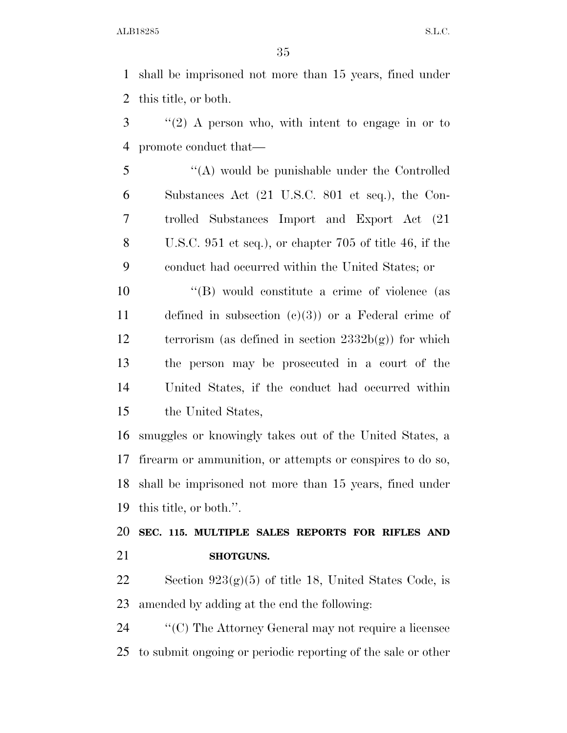shall be imprisoned not more than 15 years, fined under this title, or both.

''(2) A person who, with intent to engage in or to promote conduct that—

''(A) would be punishable under the Controlled Substances Act (21 U.S.C. 801 et seq.), the Controlled Substances Import and Export Act (21 U.S.C. 951 et seq.), or chapter 705 of title 46, if the conduct had occurred within the United States; or

''(B) would constitute a crime of violence (as defined in subsection (c)(3)) or a Federal crime of terrorism (as defined in section 2332b(g)) for which the person may be prosecuted in a court of the United States, if the conduct had occurred within the United States,

smuggles or knowingly takes out of the United States, a firearm or ammunition, or attempts or conspires to do so, shall be imprisoned not more than 15 years, fined under this title, or both.''.

**SEC. 115. MULTIPLE SALES REPORTS FOR RIFLES AND SHOTGUNS.**

Section 923(g)(5) of title 18, United States Code, is amended by adding at the end the following:

''(C) The Attorney General may not require a licensee to submit ongoing or periodic reporting of the sale or other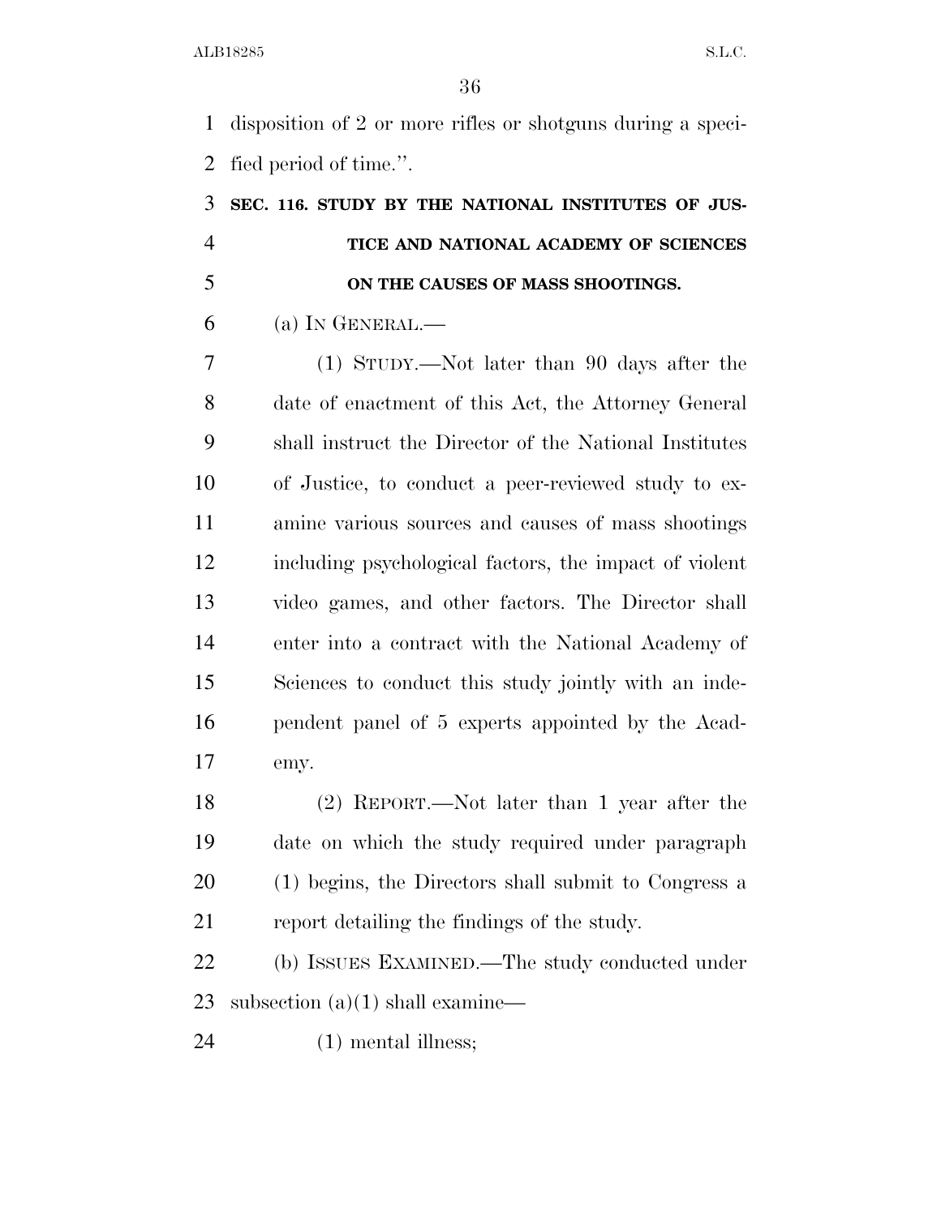disposition of 2 or more rifles or shotguns during a specified period of time.''.

**SEC. 116. STUDY BY THE NATIONAL INSTITUTES OF JUSTICE AND NATIONAL ACADEMY OF SCIENCES ON THE CAUSES OF MASS SHOOTINGS.**

(a) IN GENERAL.—

(1) STUDY.—Not later than 90 days after the date of enactment of this Act, the Attorney General shall instruct the Director of the National Institutes of Justice, to conduct a peer-reviewed study to examine various sources and causes of mass shootings including psychological factors, the impact of violent video games, and other factors. The Director shall enter into a contract with the National Academy of Sciences to conduct this study jointly with an independent panel of 5 experts appointed by the Academy.

(2) REPORT.—Not later than 1 year after the date on which the study required under paragraph (1) begins, the Directors shall submit to Congress a report detailing the findings of the study.

(b) ISSUES EXAMINED.—The study conducted under subsection (a)(1) shall examine—

(1) mental illness;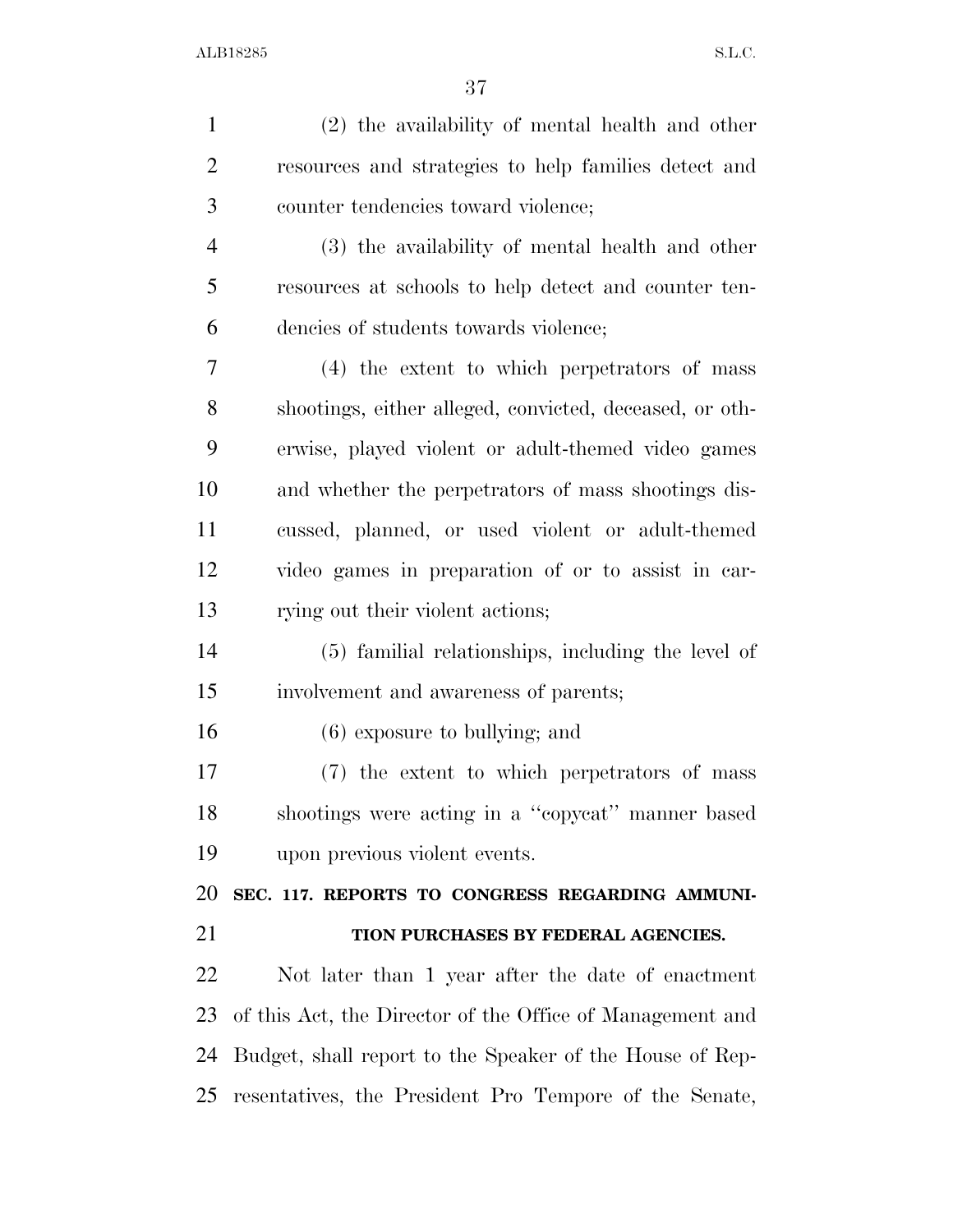(2) the availability of mental health and other resources and strategies to help families detect and counter tendencies toward violence;

(3) the availability of mental health and other resources at schools to help detect and counter tendencies of students towards violence;

(4) the extent to which perpetrators of mass shootings, either alleged, convicted, deceased, or otherwise, played violent or adult-themed video games and whether the perpetrators of mass shootings discussed, planned, or used violent or adult-themed video games in preparation of or to assist in carrying out their violent actions;

(5) familial relationships, including the level of involvement and awareness of parents;

(6) exposure to bullying; and

(7) the extent to which perpetrators of mass shootings were acting in a "copycat" manner based upon previous violent events.

**SEC. 117. REPORTS TO CONGRESS REGARDING AMMUNITION PURCHASES BY FEDERAL AGENCIES.**

Not later than 1 year after the date of enactment of this Act, the Director of the Office of Management and Budget, shall report to the Speaker of the House of Representatives, the President Pro Tempore of the Senate,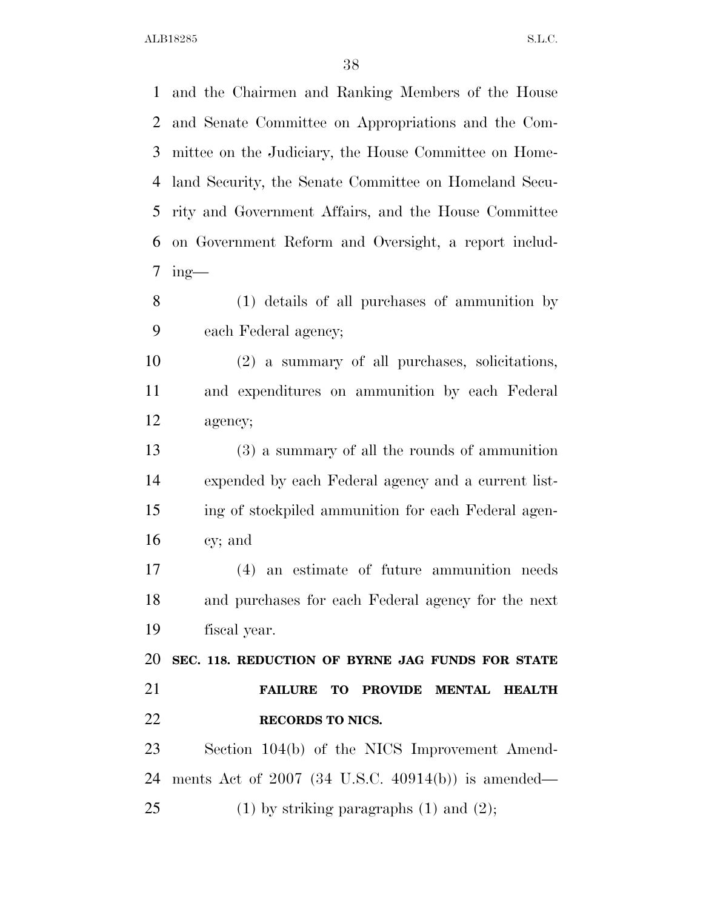and the Chairmen and Ranking Members of the House and Senate Committee on Appropriations and the Committee on the Judiciary, the House Committee on Homeland Security, the Senate Committee on Homeland Security and Government Affairs, and the House Committee on Government Reform and Oversight, a report including—

(1) details of all purchases of ammunition by each Federal agency;

(2) a summary of all purchases, solicitations, and expenditures on ammunition by each Federal agency;

(3) a summary of all the rounds of ammunition expended by each Federal agency and a current listing of stockpiled ammunition for each Federal agency; and

(4) an estimate of future ammunition needs and purchases for each Federal agency for the next fiscal year.

**SEC. 118. REDUCTION OF BYRNE JAG FUNDS FOR STATE FAILURE TO PROVIDE MENTAL HEALTH RECORDS TO NICS.**

Section 104(b) of the NICS Improvement Amendments Act of 2007 (34 U.S.C. 40914(b)) is amended—

(1) by striking paragraphs (1) and (2);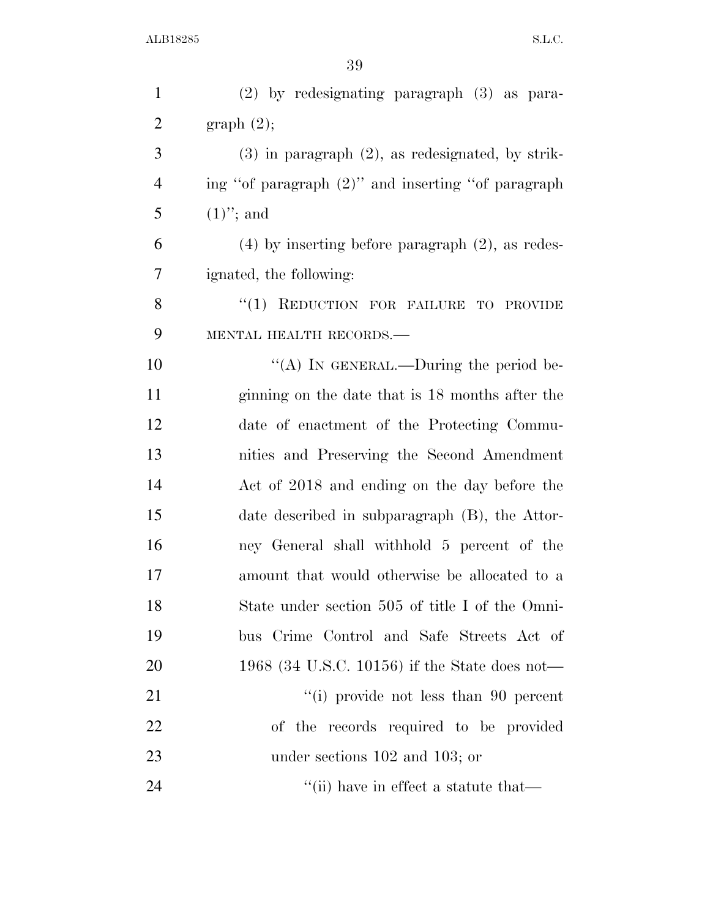(2) by redesignating paragraph (3) as paragraph (2);

(3) in paragraph (2), as redesignated, by striking "of paragraph (2)" and inserting "of paragraph (1)"; and

(4) by inserting before paragraph (2), as redesignated, the following:

"(1) REDUCTION FOR FAILURE TO PROVIDE MENTAL HEALTH RECORDS.—

"(A) IN GENERAL.—During the period beginning on the date that is 18 months after the date of enactment of the Protecting Communities and Preserving the Second Amendment Act of 2018 and ending on the day before the date described in subparagraph (B), the Attorney General shall withhold 5 percent of the amount that would otherwise be allocated to a State under section 505 of title I of the Omnibus Crime Control and Safe Streets Act of 1968 (34 U.S.C. 10156) if the State does not—

"(i) provide not less than 90 percent of the records required to be provided under sections 102 and 103; or

"(ii) have in effect a statute that—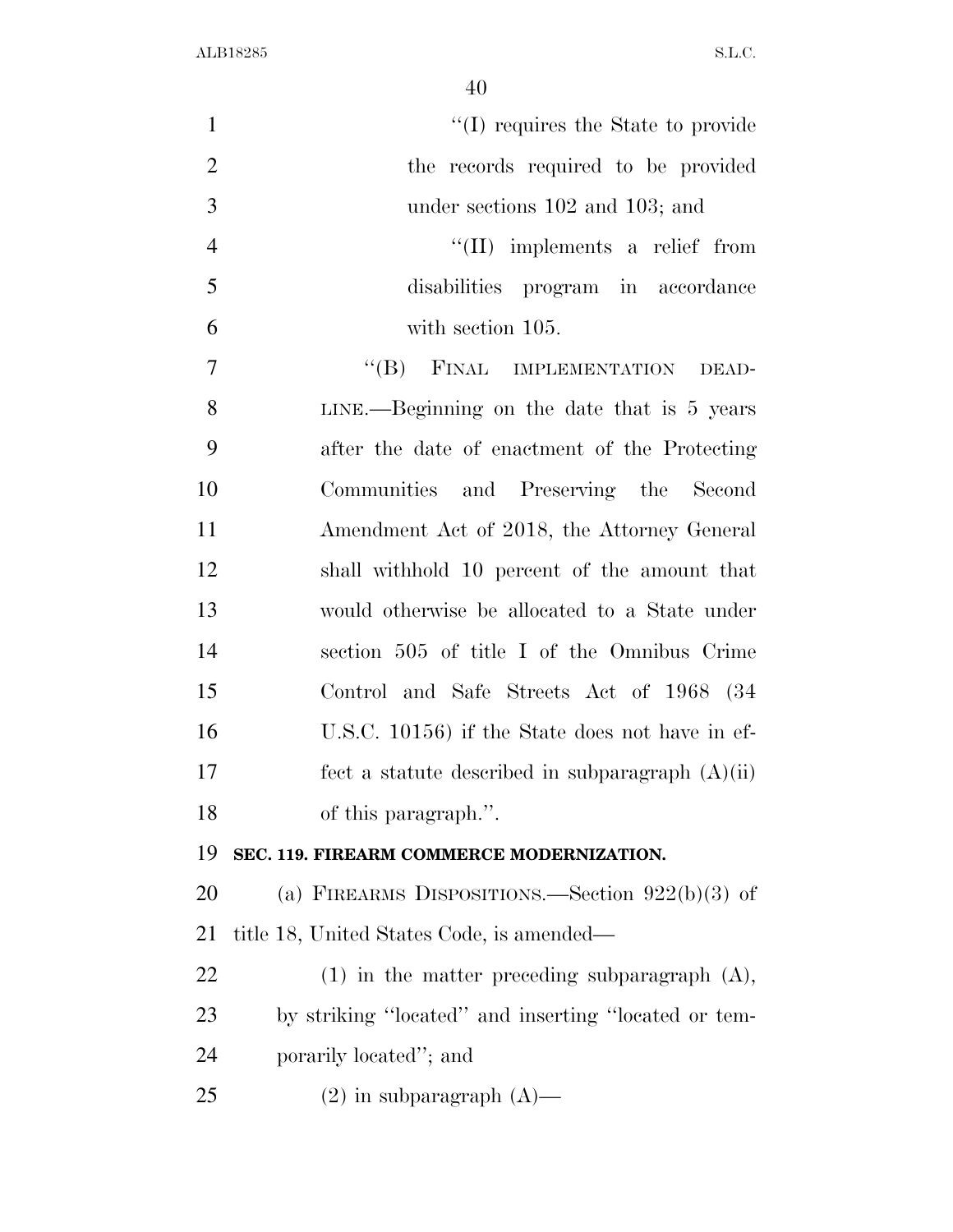"(I) requires the State to provide the records required to be provided under sections 102 and 103; and

"(II) implements a relief from disabilities program in accordance with section 105.

"(B) FINAL IMPLEMENTATION DEADLINE.—Beginning on the date that is 5 years after the date of enactment of the Protecting Communities and Preserving the Second Amendment Act of 2018, the Attorney General shall withhold 10 percent of the amount that would otherwise be allocated to a State under section 505 of title I of the Omnibus Crime Control and Safe Streets Act of 1968 (34 U.S.C. 10156) if the State does not have in effect a statute described in subparagraph (A)(ii) of this paragraph.".

**SEC. 119. FIREARM COMMERCE MODERNIZATION.**

(a) FIREARMS DISPOSITIONS.—Section 922(b)(3) of title 18, United States Code, is amended—

(1) in the matter preceding subparagraph (A), by striking "located" and inserting "located or temporarily located"; and

(2) in subparagraph (A)—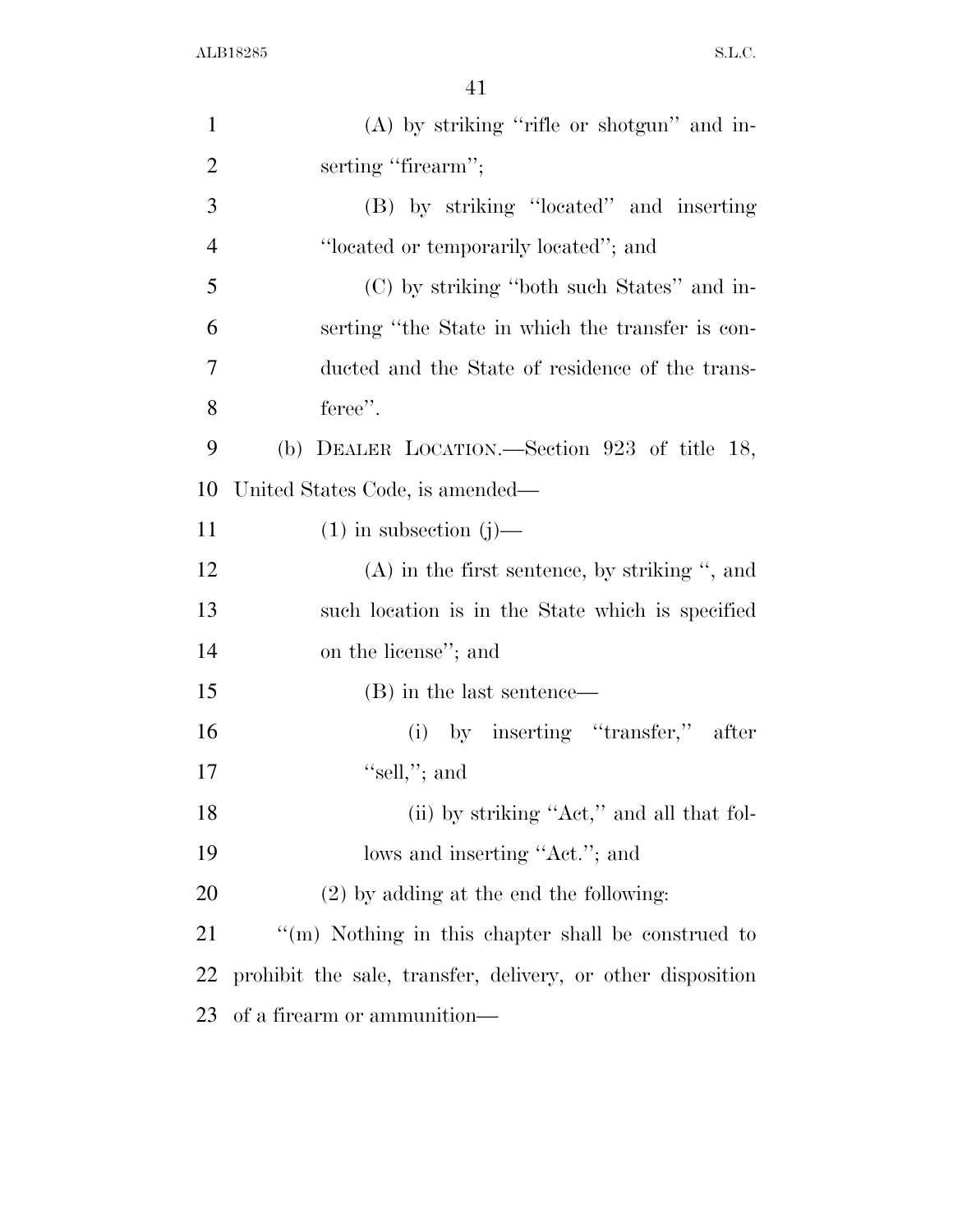(A) by striking ''rifle or shotgun'' and inserting ''firearm'';

(B) by striking ''located'' and inserting ''located or temporarily located''; and

(C) by striking ''both such States'' and inserting ''the State in which the transfer is conducted and the State of residence of the transferee''.

(b) DEALER LOCATION.—Section 923 of title 18, United States Code, is amended—

(1) in subsection (j)—

(A) in the first sentence, by striking '', and such location is in the State which is specified on the license''; and

(B) in the last sentence—

(i) by inserting ''transfer,'' after ''sell,''; and

(ii) by striking ''Act,'' and all that follows and inserting ''Act.''; and

(2) by adding at the end the following:

''(m) Nothing in this chapter shall be construed to prohibit the sale, transfer, delivery, or other disposition of a firearm or ammunition—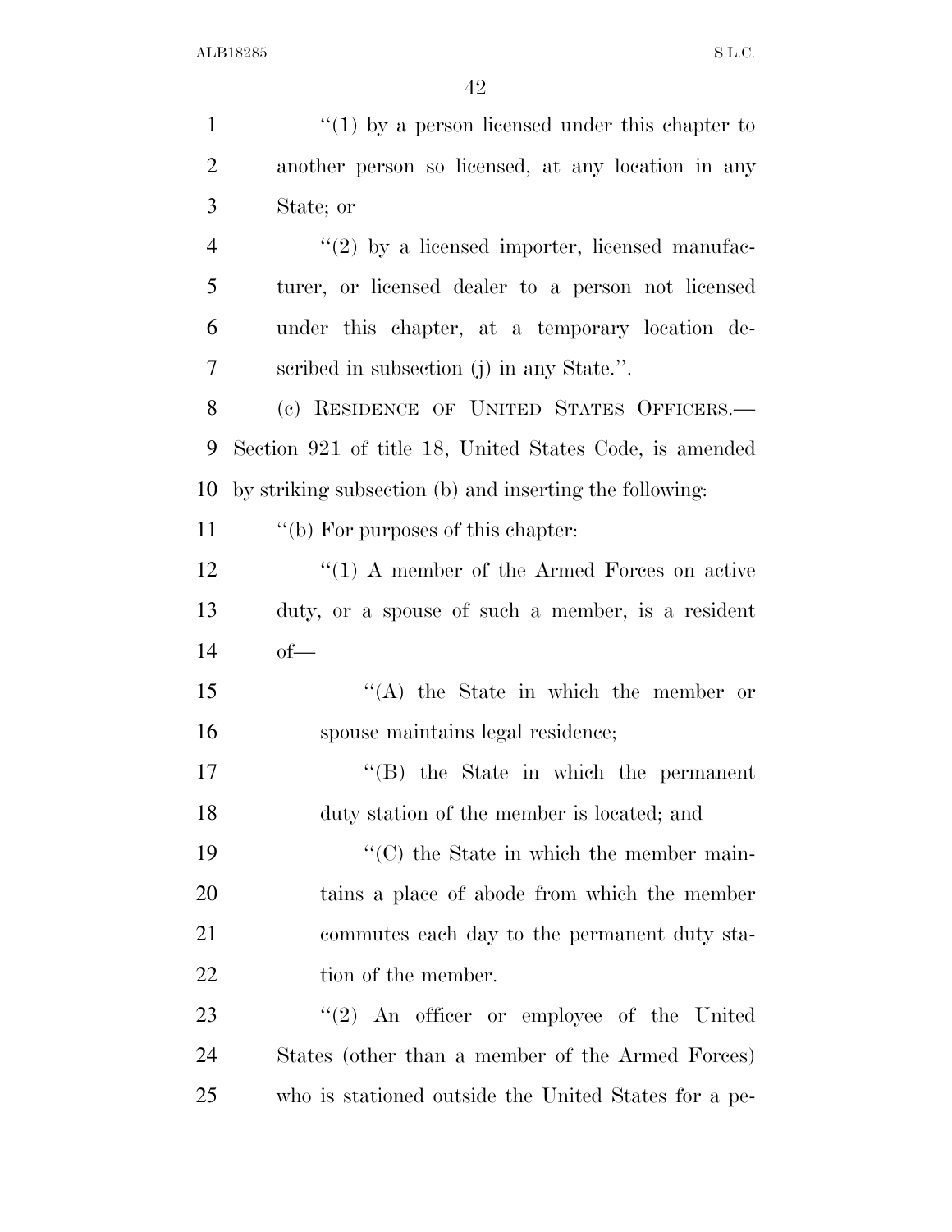"(1) by a person licensed under this chapter to another person so licensed, at any location in any State; or

"(2) by a licensed importer, licensed manufacturer, or licensed dealer to a person not licensed under this chapter, at a temporary location described in subsection (j) in any State.".

(c) RESIDENCE OF UNITED STATES OFFICERS.—Section 921 of title 18, United States Code, is amended by striking subsection (b) and inserting the following:

"(b) For purposes of this chapter:

"(1) A member of the Armed Forces on active duty, or a spouse of such a member, is a resident of—

"(A) the State in which the member or spouse maintains legal residence;

"(B) the State in which the permanent duty station of the member is located; and

"(C) the State in which the member maintains a place of abode from which the member commutes each day to the permanent duty station of the member.

"(2) An officer or employee of the United States (other than a member of the Armed Forces) who is stationed outside the United States for a pe-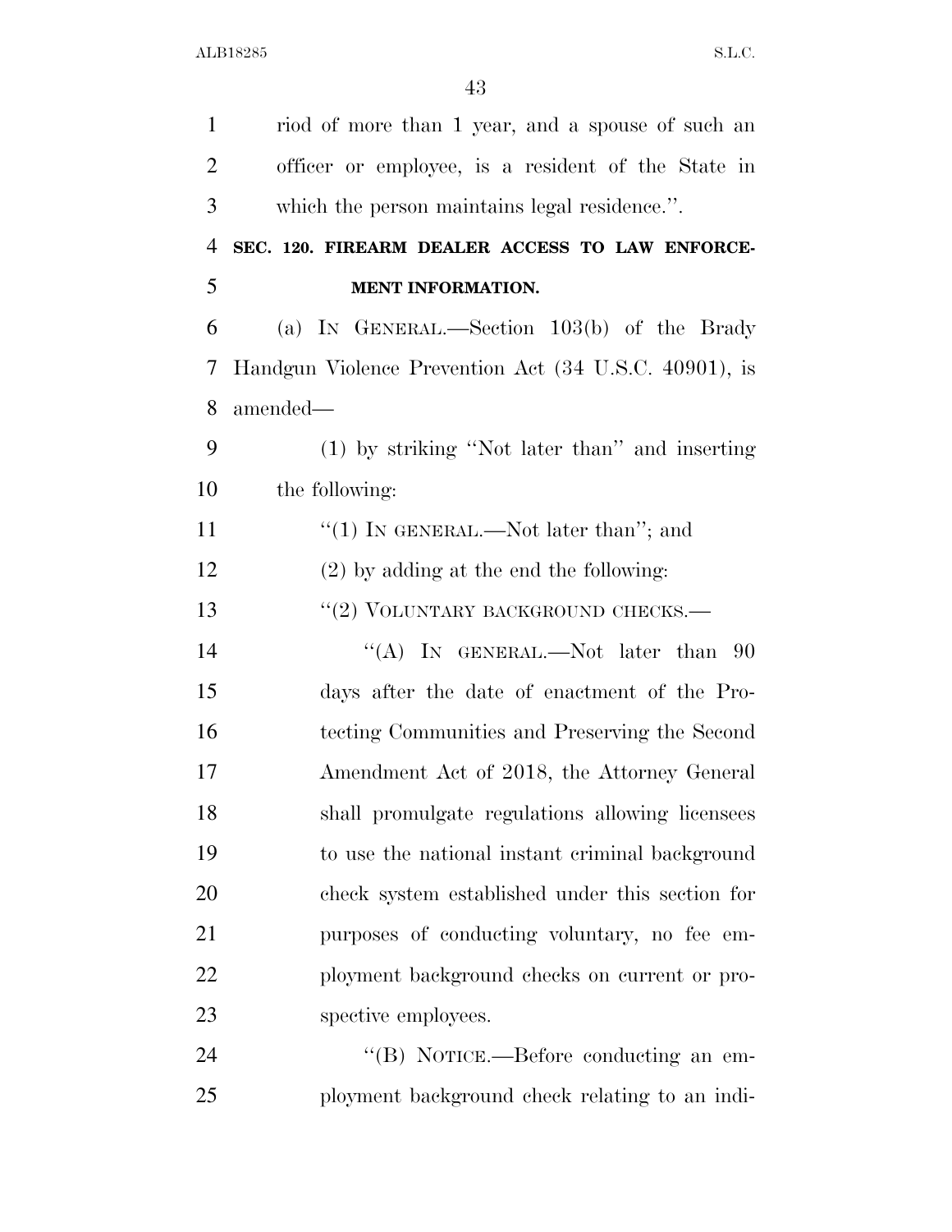riod of more than 1 year, and a spouse of such an officer or employee, is a resident of the State in which the person maintains legal residence.''.

**SEC. 120. FIREARM DEALER ACCESS TO LAW ENFORCEMENT INFORMATION.**

(a) IN GENERAL.—Section 103(b) of the Brady Handgun Violence Prevention Act (34 U.S.C. 40901), is amended—

(1) by striking ''Not later than'' and inserting the following:

''(1) IN GENERAL.—Not later than''; and

(2) by adding at the end the following:

''(2) VOLUNTARY BACKGROUND CHECKS.—

''(A) IN GENERAL.—Not later than 90 days after the date of enactment of the Protecting Communities and Preserving the Second Amendment Act of 2018, the Attorney General shall promulgate regulations allowing licensees to use the national instant criminal background check system established under this section for purposes of conducting voluntary, no fee employment background checks on current or prospective employees.

''(B) NOTICE.—Before conducting an employment background check relating to an indi-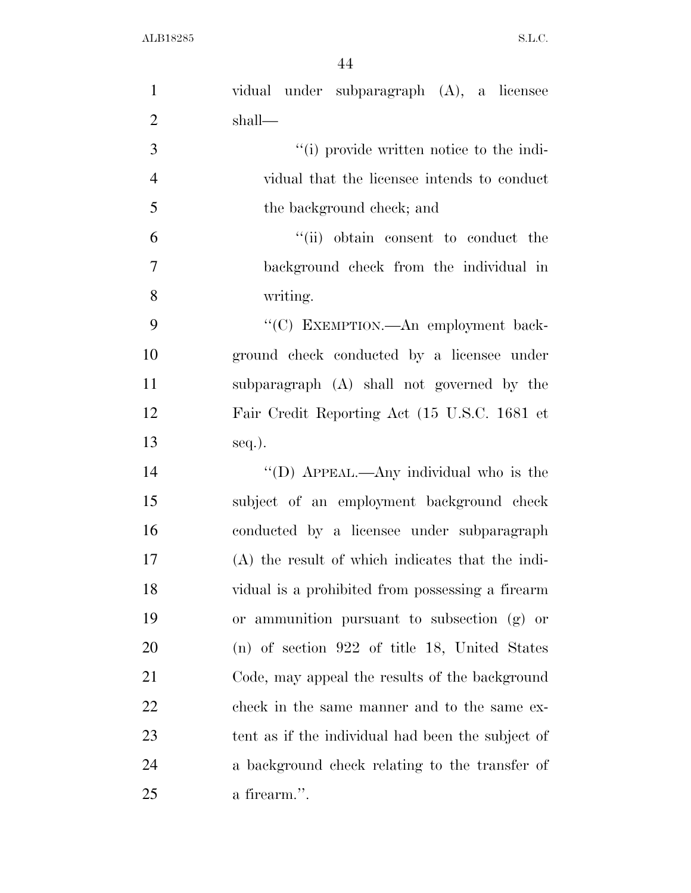vidual under subparagraph (A), a licensee shall—

''(i) provide written notice to the individual that the licensee intends to conduct the background check; and

''(ii) obtain consent to conduct the background check from the individual in writing.

''(C) EXEMPTION.—An employment background check conducted by a licensee under subparagraph (A) shall not governed by the Fair Credit Reporting Act (15 U.S.C. 1681 et seq.).

''(D) APPEAL.—Any individual who is the subject of an employment background check conducted by a licensee under subparagraph (A) the result of which indicates that the individual is a prohibited from possessing a firearm or ammunition pursuant to subsection (g) or (n) of section 922 of title 18, United States Code, may appeal the results of the background check in the same manner and to the same extent as if the individual had been the subject of a background check relating to the transfer of a firearm.''.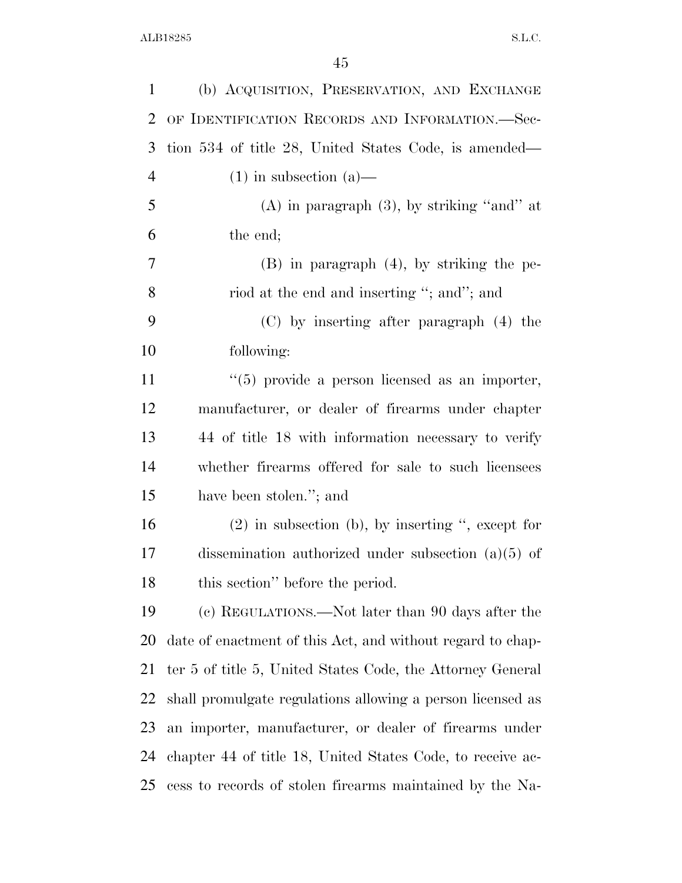(b) ACQUISITION, PRESERVATION, AND EXCHANGE OF IDENTIFICATION RECORDS AND INFORMATION.—Section 534 of title 28, United States Code, is amended—

(1) in subsection (a)—

(A) in paragraph (3), by striking "and" at the end;

(B) in paragraph (4), by striking the period at the end and inserting "; and"; and

(C) by inserting after paragraph (4) the following:

"(5) provide a person licensed as an importer, manufacturer, or dealer of firearms under chapter 44 of title 18 with information necessary to verify whether firearms offered for sale to such licensees have been stolen."; and

(2) in subsection (b), by inserting ", except for dissemination authorized under subsection (a)(5) of this section" before the period.

(c) REGULATIONS.—Not later than 90 days after the date of enactment of this Act, and without regard to chapter 5 of title 5, United States Code, the Attorney General shall promulgate regulations allowing a person licensed as an importer, manufacturer, or dealer of firearms under chapter 44 of title 18, United States Code, to receive access to records of stolen firearms maintained by the Na-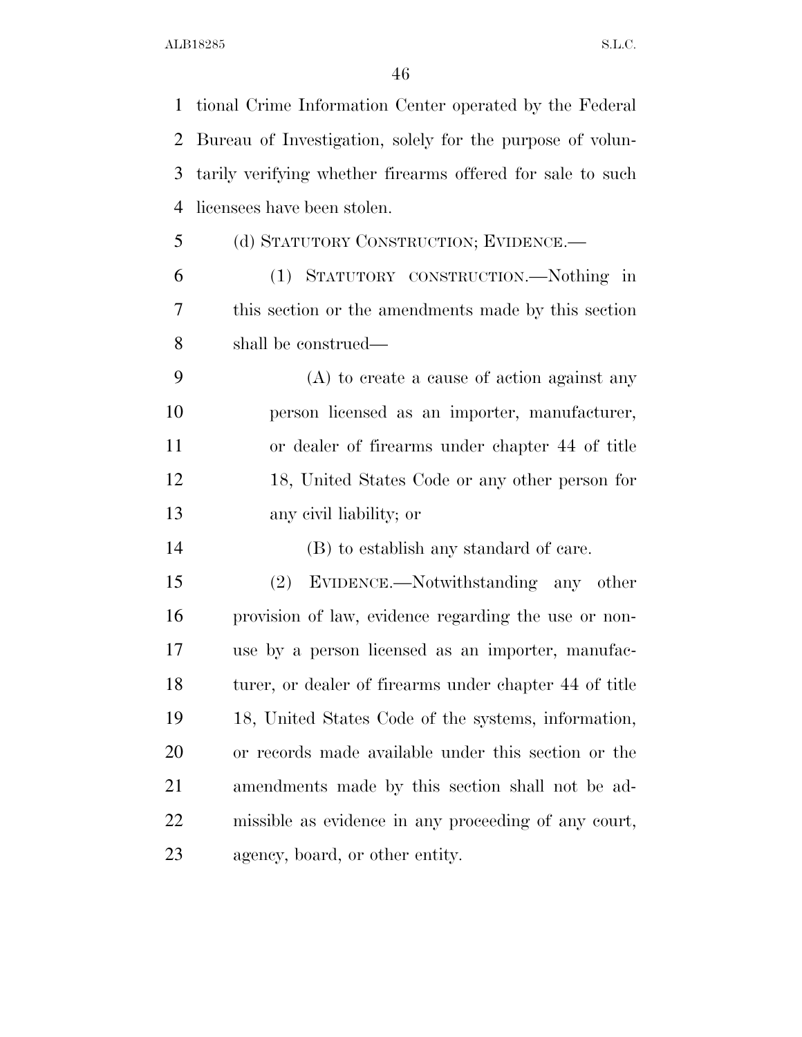tional Crime Information Center operated by the Federal Bureau of Investigation, solely for the purpose of voluntarily verifying whether firearms offered for sale to such licensees have been stolen.

(d) STATUTORY CONSTRUCTION; EVIDENCE.—

(1) STATUTORY CONSTRUCTION.—Nothing in this section or the amendments made by this section shall be construed—

(A) to create a cause of action against any person licensed as an importer, manufacturer, or dealer of firearms under chapter 44 of title 18, United States Code or any other person for any civil liability; or

(B) to establish any standard of care.

(2) EVIDENCE.—Notwithstanding any other provision of law, evidence regarding the use or nonuse by a person licensed as an importer, manufacturer, or dealer of firearms under chapter 44 of title 18, United States Code of the systems, information, or records made available under this section or the amendments made by this section shall not be admissible as evidence in any proceeding of any court, agency, board, or other entity.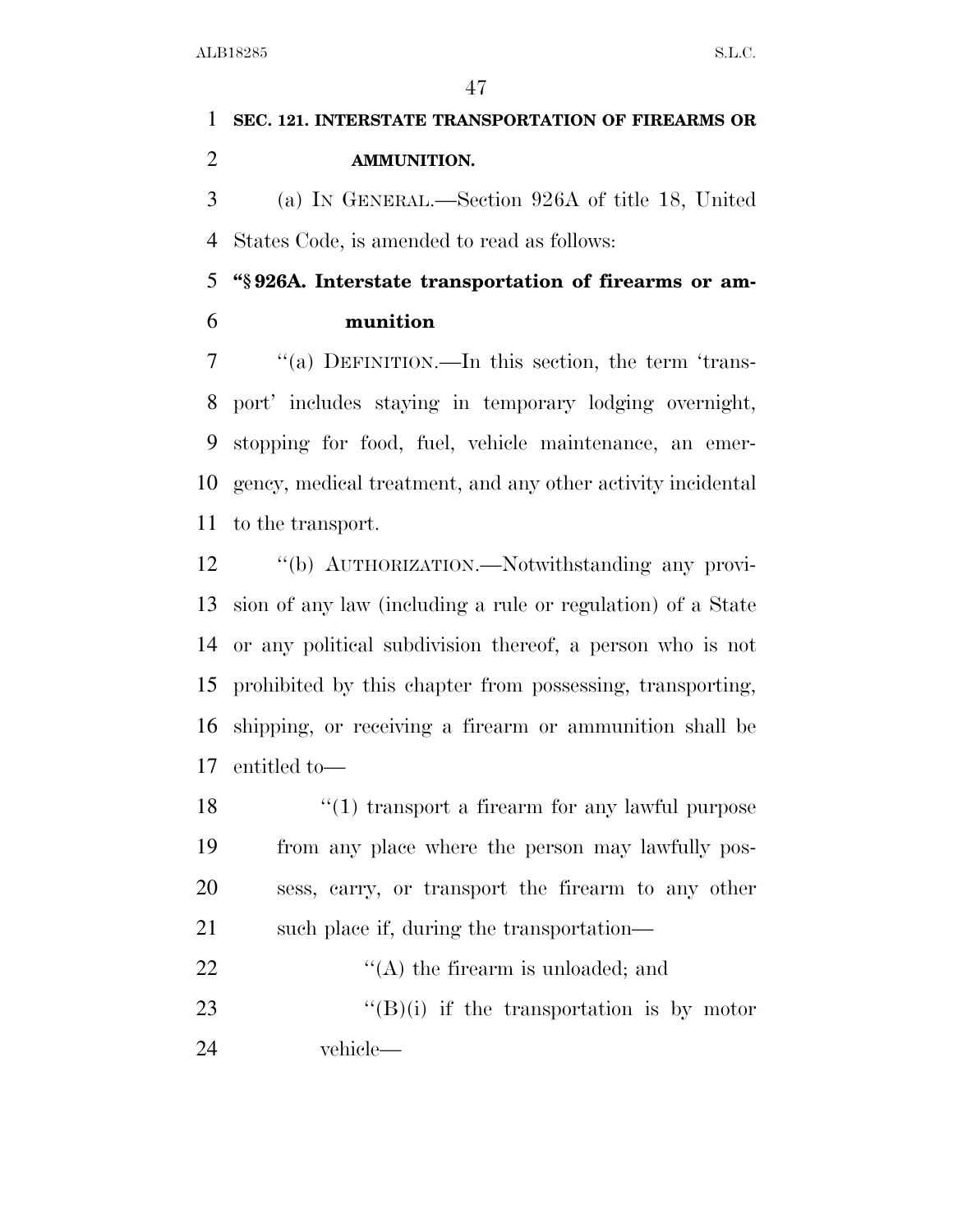**SEC. 121. INTERSTATE TRANSPORTATION OF FIREARMS OR AMMUNITION.**

(a) IN GENERAL.—Section 926A of title 18, United States Code, is amended to read as follows:

**"§ 926A. Interstate transportation of firearms or ammunition**

"(a) DEFINITION.—In this section, the term 'transport' includes staying in temporary lodging overnight, stopping for food, fuel, vehicle maintenance, an emergency, medical treatment, and any other activity incidental to the transport.

"(b) AUTHORIZATION.—Notwithstanding any provision of any law (including a rule or regulation) of a State or any political subdivision thereof, a person who is not prohibited by this chapter from possessing, transporting, shipping, or receiving a firearm or ammunition shall be entitled to—

"(1) transport a firearm for any lawful purpose from any place where the person may lawfully possess, carry, or transport the firearm to any other such place if, during the transportation—

"(A) the firearm is unloaded; and

"(B)(i) if the transportation is by motor vehicle—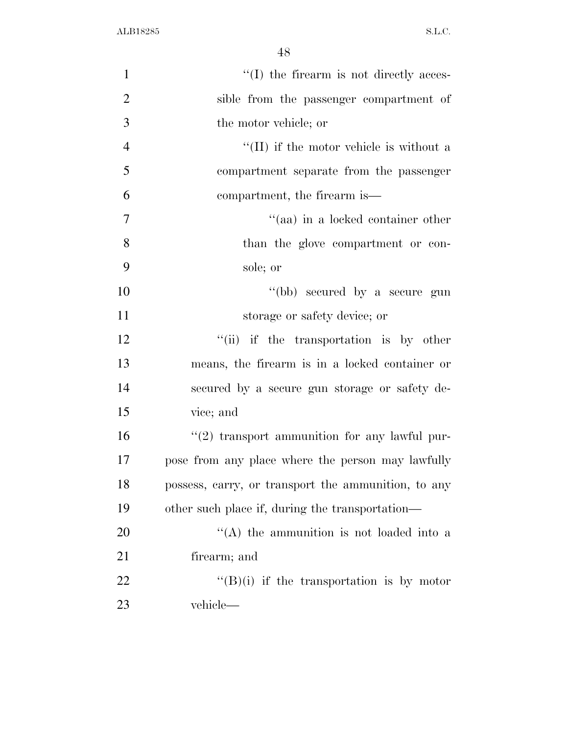''(I) the firearm is not directly accessible from the passenger compartment of the motor vehicle; or

''(II) if the motor vehicle is without a compartment separate from the passenger compartment, the firearm is—

''(aa) in a locked container other than the glove compartment or console; or

''(bb) secured by a secure gun storage or safety device; or

''(ii) if the transportation is by other means, the firearm is in a locked container or secured by a secure gun storage or safety device; and

''(2) transport ammunition for any lawful purpose from any place where the person may lawfully possess, carry, or transport the ammunition, to any other such place if, during the transportation—

''(A) the ammunition is not loaded into a firearm; and

''(B)(i) if the transportation is by motor vehicle—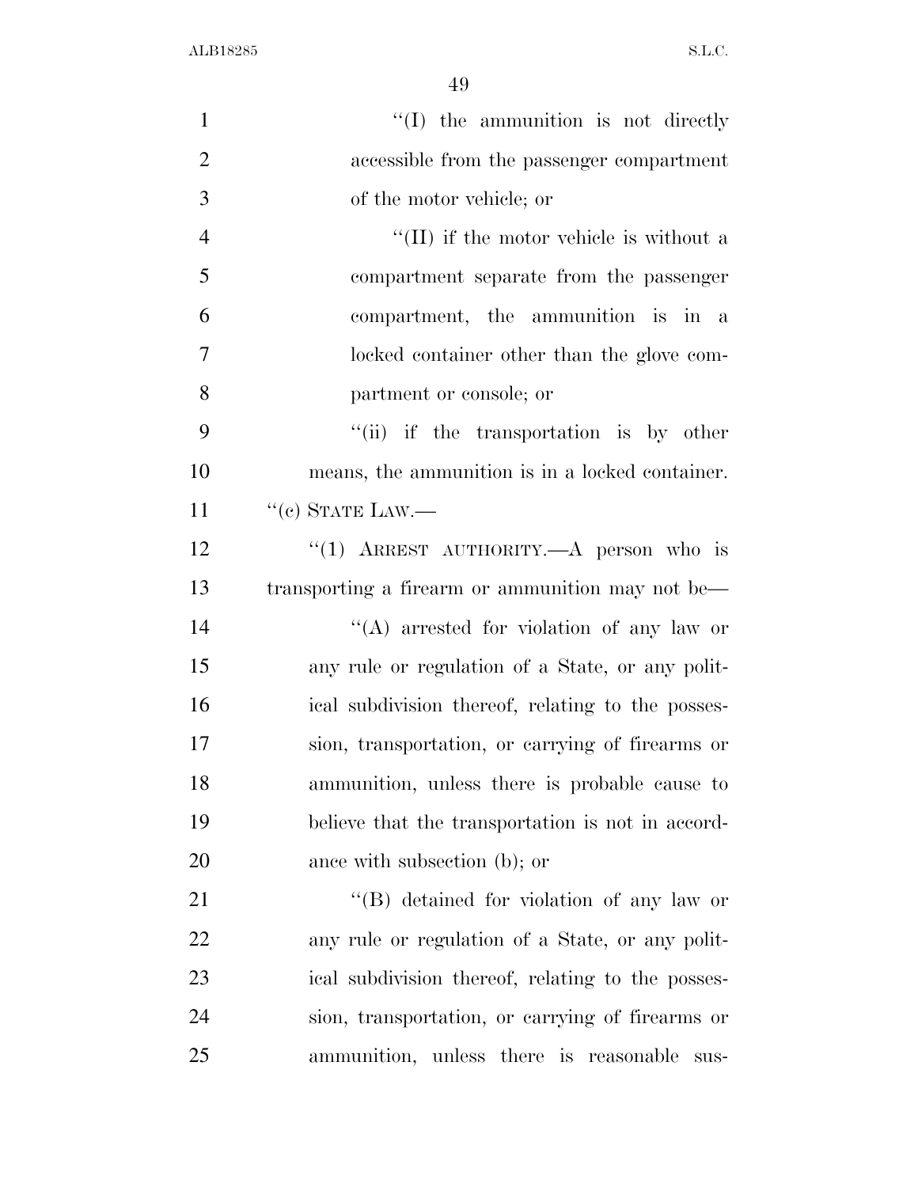"(I) the ammunition is not directly accessible from the passenger compartment of the motor vehicle; or

"(II) if the motor vehicle is without a compartment separate from the passenger compartment, the ammunition is in a locked container other than the glove compartment or console; or

"(ii) if the transportation is by other means, the ammunition is in a locked container.

"(c) STATE LAW.—

"(1) ARREST AUTHORITY.—A person who is transporting a firearm or ammunition may not be—

"(A) arrested for violation of any law or any rule or regulation of a State, or any political subdivision thereof, relating to the possession, transportation, or carrying of firearms or ammunition, unless there is probable cause to believe that the transportation is not in accordance with subsection (b); or

"(B) detained for violation of any law or any rule or regulation of a State, or any political subdivision thereof, relating to the possession, transportation, or carrying of firearms or ammunition, unless there is reasonable sus-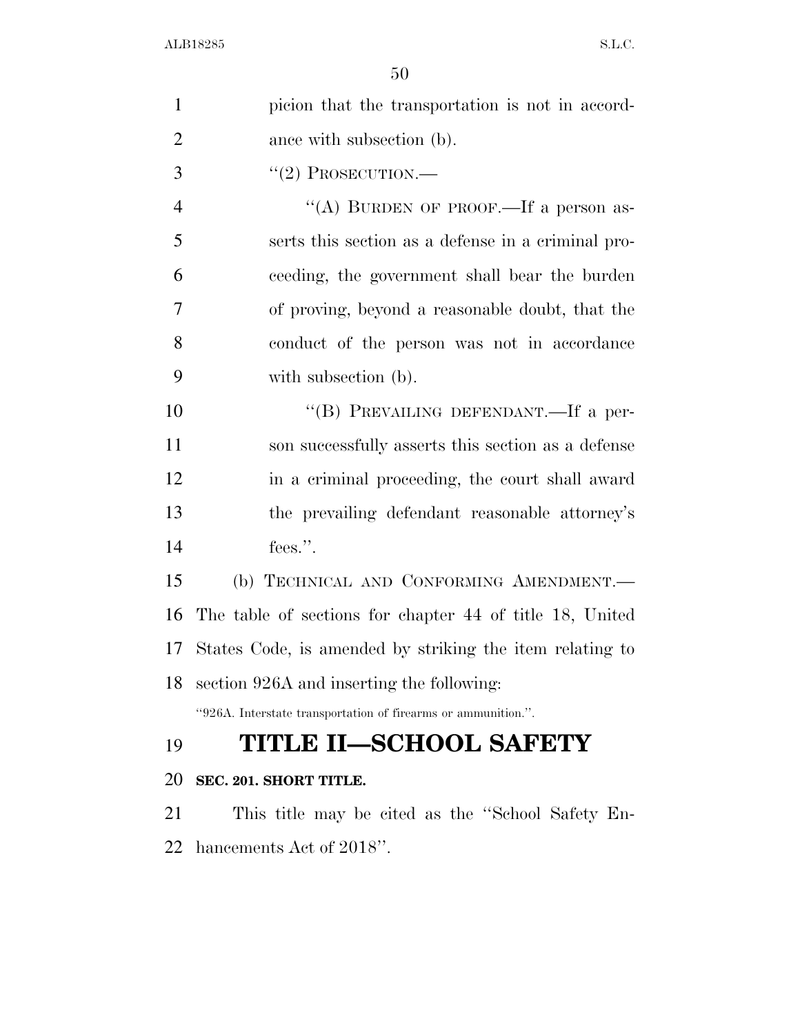picion that the transportation is not in accordance with subsection (b).

"(2) PROSECUTION.—

"(A) BURDEN OF PROOF.—If a person asserts this section as a defense in a criminal proceeding, the government shall bear the burden of proving, beyond a reasonable doubt, that the conduct of the person was not in accordance with subsection (b).

"(B) PREVAILING DEFENDANT.—If a person successfully asserts this section as a defense in a criminal proceeding, the court shall award the prevailing defendant reasonable attorney's fees.".

(b) TECHNICAL AND CONFORMING AMENDMENT.— The table of sections for chapter 44 of title 18, United States Code, is amended by striking the item relating to section 926A and inserting the following:

"926A. Interstate transportation of firearms or ammunition.".

# TITLE II—SCHOOL SAFETY

**SEC. 201. SHORT TITLE.**

This title may be cited as the "School Safety Enhancements Act of 2018".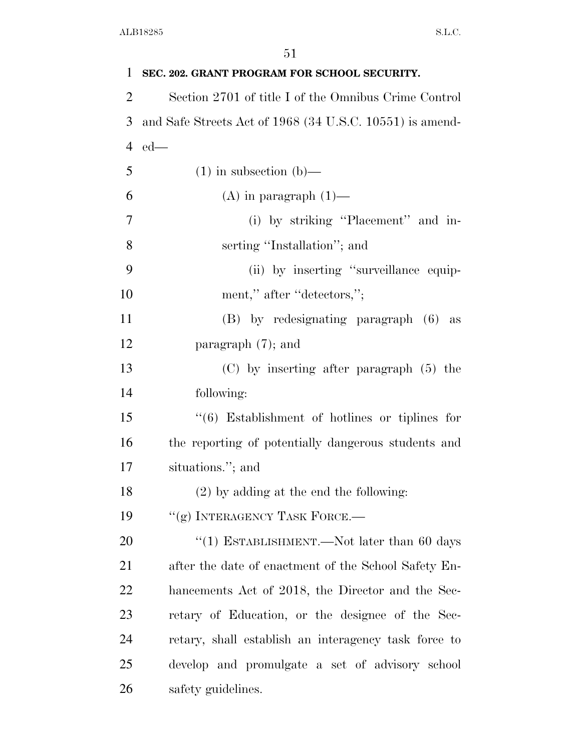**SEC. 202. GRANT PROGRAM FOR SCHOOL SECURITY.**

Section 2701 of title I of the Omnibus Crime Control and Safe Streets Act of 1968 (34 U.S.C. 10551) is amended—

(1) in subsection (b)—

(A) in paragraph (1)—

(i) by striking ''Placement'' and inserting ''Installation''; and

(ii) by inserting ''surveillance equipment,'' after ''detectors,'';

(B) by redesignating paragraph (6) as paragraph (7); and

(C) by inserting after paragraph (5) the following:

''(6) Establishment of hotlines or tiplines for the reporting of potentially dangerous students and situations.''; and

(2) by adding at the end the following:

''(g) INTERAGENCY TASK FORCE.—

''(1) ESTABLISHMENT.—Not later than 60 days after the date of enactment of the School Safety Enhancements Act of 2018, the Director and the Secretary of Education, or the designee of the Secretary, shall establish an interagency task force to develop and promulgate a set of advisory school safety guidelines.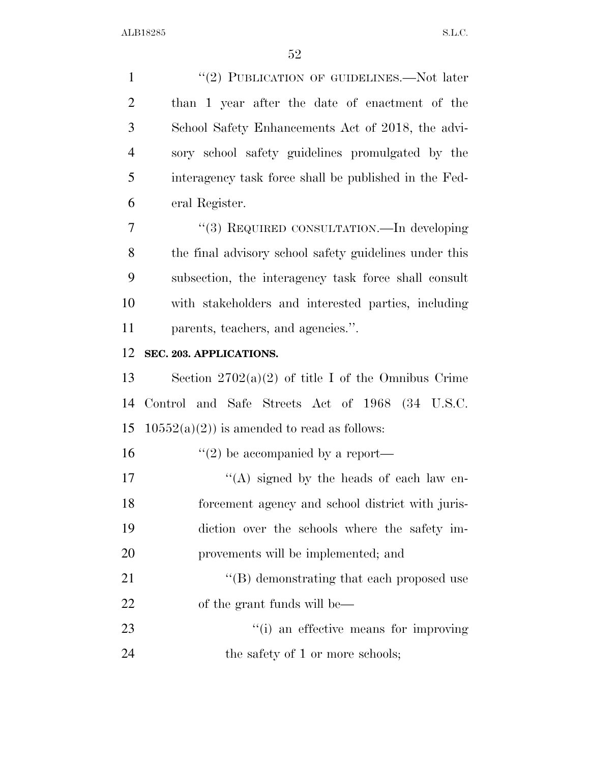"(2) PUBLICATION OF GUIDELINES.—Not later than 1 year after the date of enactment of the School Safety Enhancements Act of 2018, the advisory school safety guidelines promulgated by the interagency task force shall be published in the Federal Register.

"(3) REQUIRED CONSULTATION.—In developing the final advisory school safety guidelines under this subsection, the interagency task force shall consult with stakeholders and interested parties, including parents, teachers, and agencies.".

**SEC. 203. APPLICATIONS.**

Section 2702(a)(2) of title I of the Omnibus Crime Control and Safe Streets Act of 1968 (34 U.S.C. 10552(a)(2)) is amended to read as follows:

"(2) be accompanied by a report—

"(A) signed by the heads of each law enforcement agency and school district with jurisdiction over the schools where the safety improvements will be implemented; and

"(B) demonstrating that each proposed use of the grant funds will be—

"(i) an effective means for improving the safety of 1 or more schools;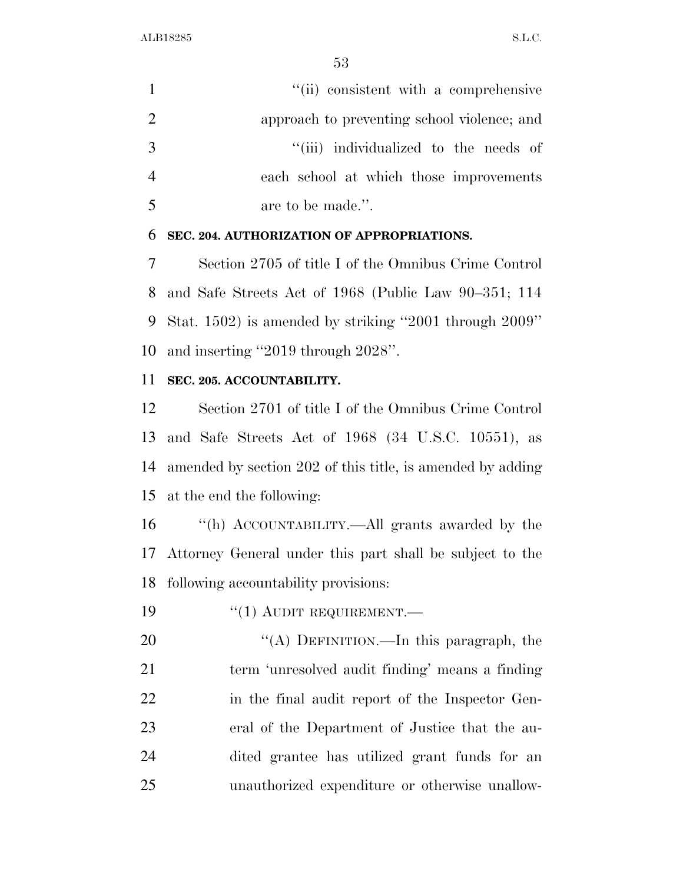"(ii) consistent with a comprehensive approach to preventing school violence; and

"(iii) individualized to the needs of each school at which those improvements are to be made.".

**SEC. 204. AUTHORIZATION OF APPROPRIATIONS.**

Section 2705 of title I of the Omnibus Crime Control and Safe Streets Act of 1968 (Public Law 90–351; 114 Stat. 1502) is amended by striking "2001 through 2009" and inserting "2019 through 2028".

**SEC. 205. ACCOUNTABILITY.**

Section 2701 of title I of the Omnibus Crime Control and Safe Streets Act of 1968 (34 U.S.C. 10551), as amended by section 202 of this title, is amended by adding at the end the following:

"(h) ACCOUNTABILITY.—All grants awarded by the Attorney General under this part shall be subject to the following accountability provisions:

"(1) AUDIT REQUIREMENT.—

"(A) DEFINITION.—In this paragraph, the term 'unresolved audit finding' means a finding in the final audit report of the Inspector General of the Department of Justice that the audited grantee has utilized grant funds for an unauthorized expenditure or otherwise unallow-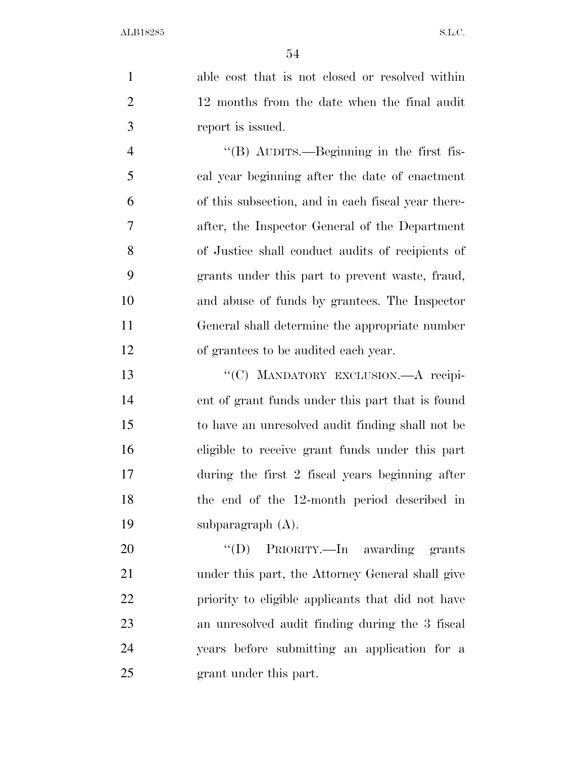able cost that is not closed or resolved within 12 months from the date when the final audit report is issued.

"(B) AUDITS.—Beginning in the first fiscal year beginning after the date of enactment of this subsection, and in each fiscal year thereafter, the Inspector General of the Department of Justice shall conduct audits of recipients of grants under this part to prevent waste, fraud, and abuse of funds by grantees. The Inspector General shall determine the appropriate number of grantees to be audited each year.

"(C) MANDATORY EXCLUSION.—A recipient of grant funds under this part that is found to have an unresolved audit finding shall not be eligible to receive grant funds under this part during the first 2 fiscal years beginning after the end of the 12-month period described in subparagraph (A).

"(D) PRIORITY.—In awarding grants under this part, the Attorney General shall give priority to eligible applicants that did not have an unresolved audit finding during the 3 fiscal years before submitting an application for a grant under this part.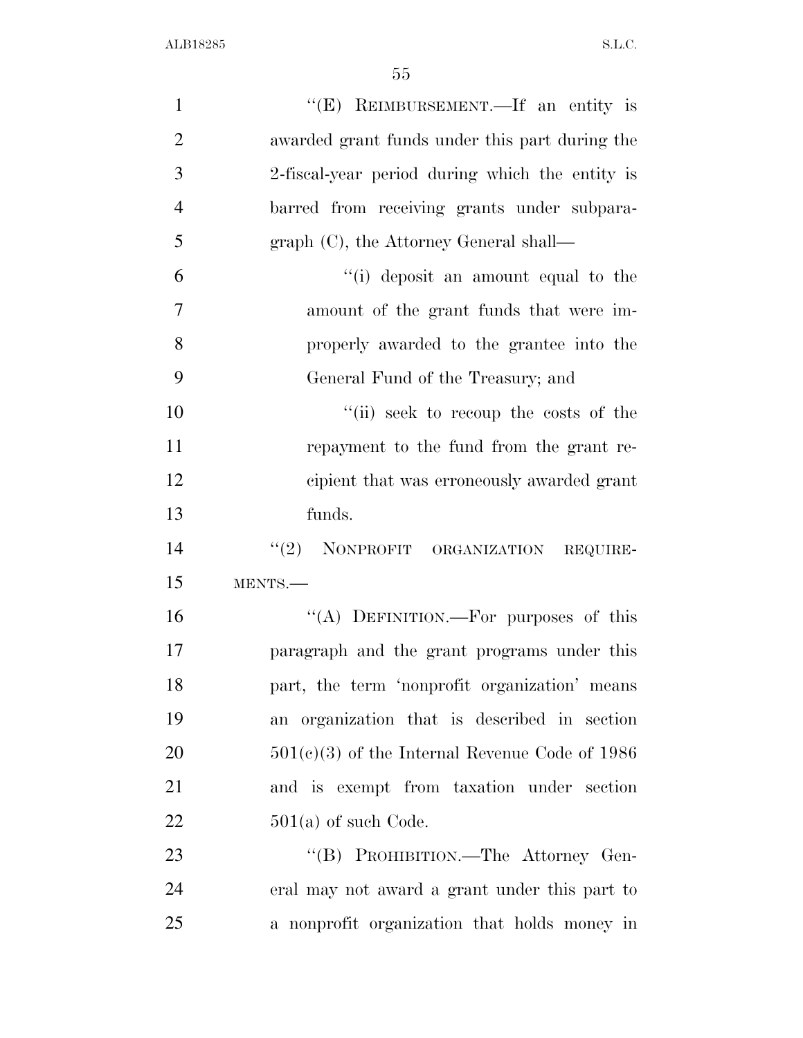''(E) REIMBURSEMENT.—If an entity is awarded grant funds under this part during the 2-fiscal-year period during which the entity is barred from receiving grants under subparagraph (C), the Attorney General shall—

''(i) deposit an amount equal to the amount of the grant funds that were improperly awarded to the grantee into the General Fund of the Treasury; and

''(ii) seek to recoup the costs of the repayment to the fund from the grant recipient that was erroneously awarded grant funds.

''(2) NONPROFIT ORGANIZATION REQUIREMENTS.—

''(A) DEFINITION.—For purposes of this paragraph and the grant programs under this part, the term 'nonprofit organization' means an organization that is described in section 501(c)(3) of the Internal Revenue Code of 1986 and is exempt from taxation under section 501(a) of such Code.

''(B) PROHIBITION.—The Attorney General may not award a grant under this part to a nonprofit organization that holds money in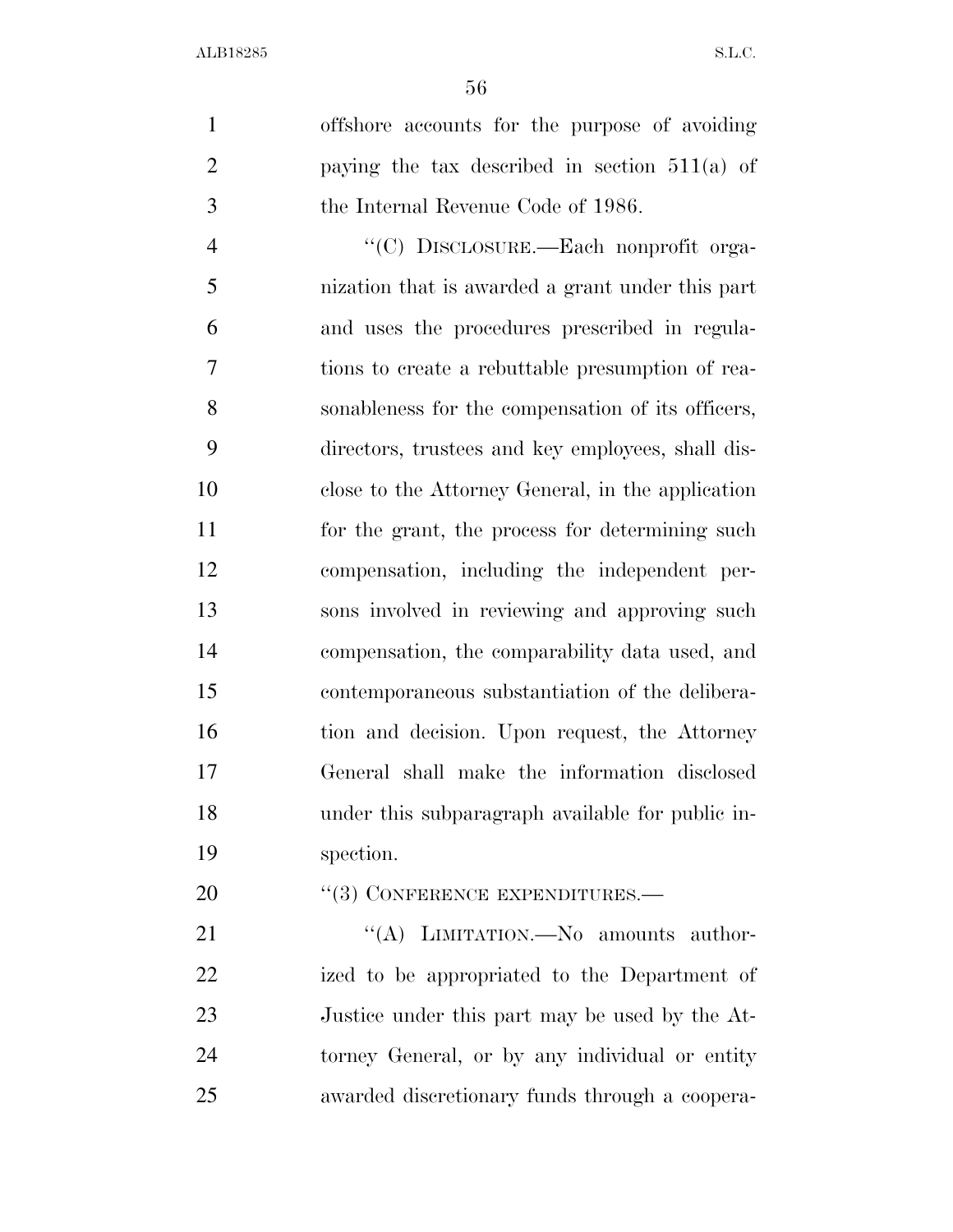offshore accounts for the purpose of avoiding paying the tax described in section 511(a) of the Internal Revenue Code of 1986.

''(C) DISCLOSURE.—Each nonprofit organization that is awarded a grant under this part and uses the procedures prescribed in regulations to create a rebuttable presumption of reasonableness for the compensation of its officers, directors, trustees and key employees, shall disclose to the Attorney General, in the application for the grant, the process for determining such compensation, including the independent persons involved in reviewing and approving such compensation, the comparability data used, and contemporaneous substantiation of the deliberation and decision. Upon request, the Attorney General shall make the information disclosed under this subparagraph available for public inspection.

''(3) CONFERENCE EXPENDITURES.—

''(A) LIMITATION.—No amounts authorized to be appropriated to the Department of Justice under this part may be used by the Attorney General, or by any individual or entity awarded discretionary funds through a coopera-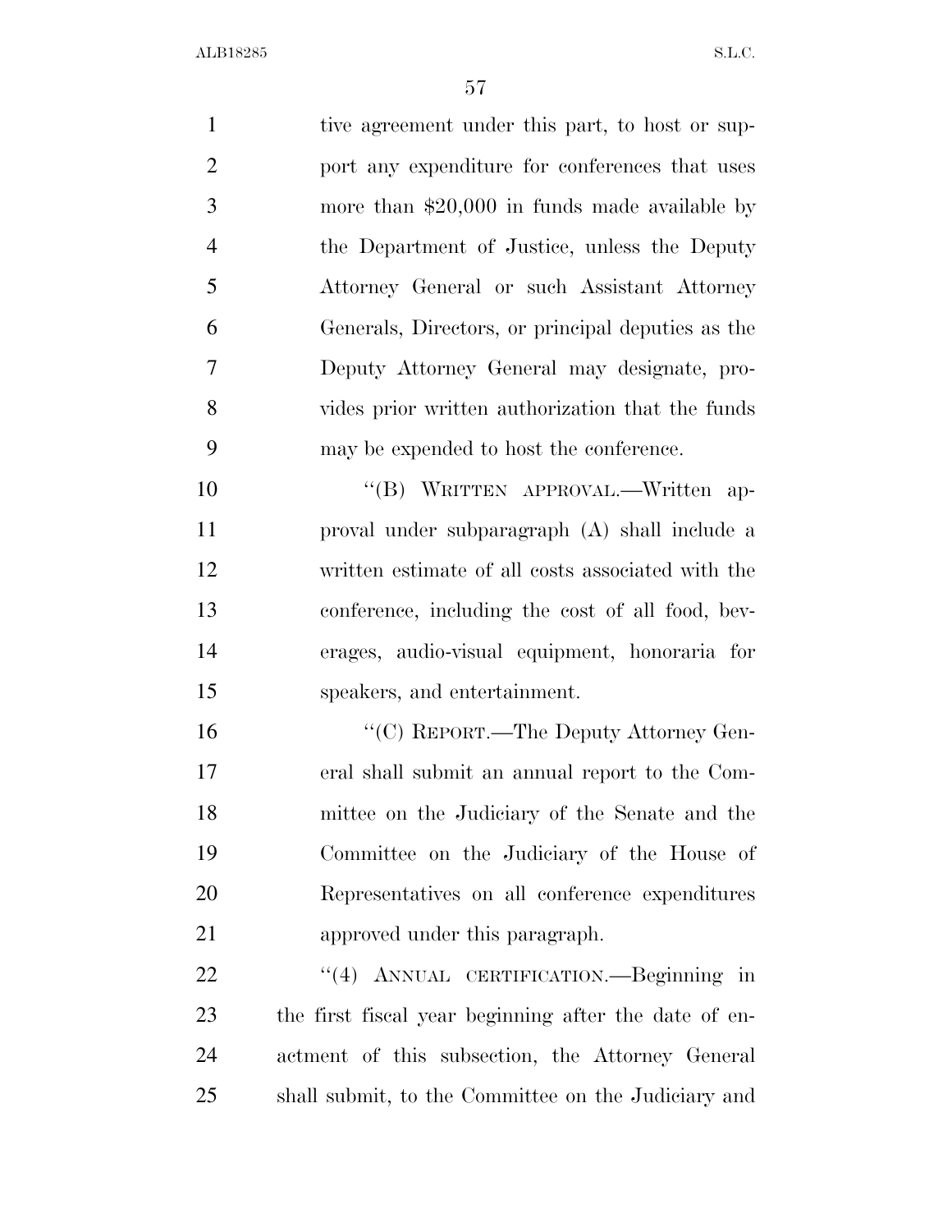tive agreement under this part, to host or support any expenditure for conferences that uses more than $20,000 in funds made available by the Department of Justice, unless the Deputy Attorney General or such Assistant Attorney Generals, Directors, or principal deputies as the Deputy Attorney General may designate, provides prior written authorization that the funds may be expended to host the conference.

"(B) WRITTEN APPROVAL.—Written approval under subparagraph (A) shall include a written estimate of all costs associated with the conference, including the cost of all food, beverages, audio-visual equipment, honoraria for speakers, and entertainment.

"(C) REPORT.—The Deputy Attorney General shall submit an annual report to the Committee on the Judiciary of the Senate and the Committee on the Judiciary of the House of Representatives on all conference expenditures approved under this paragraph.

"(4) ANNUAL CERTIFICATION.—Beginning in the first fiscal year beginning after the date of enactment of this subsection, the Attorney General shall submit, to the Committee on the Judiciary and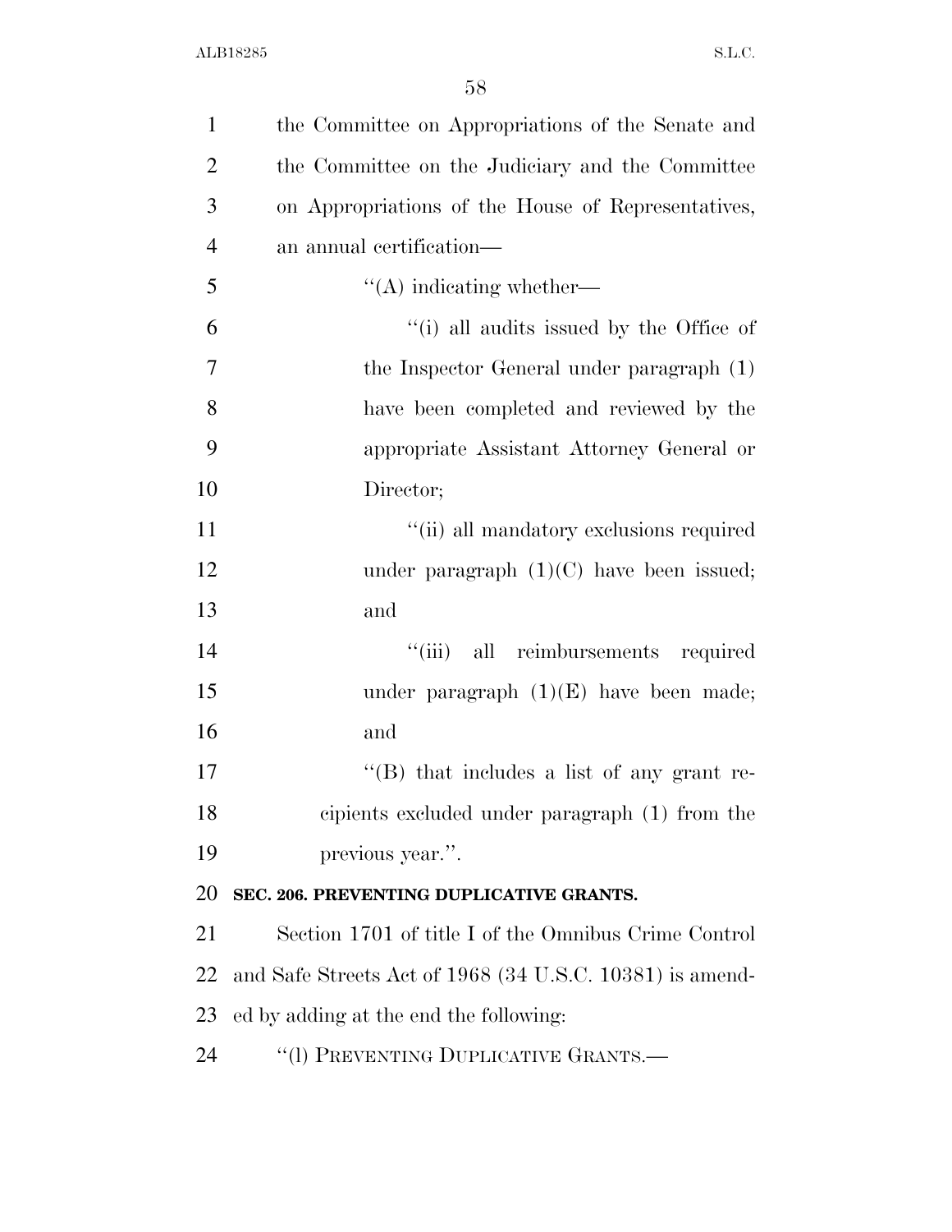the Committee on Appropriations of the Senate and the Committee on the Judiciary and the Committee on Appropriations of the House of Representatives, an annual certification—

"(A) indicating whether—

"(i) all audits issued by the Office of the Inspector General under paragraph (1) have been completed and reviewed by the appropriate Assistant Attorney General or Director;

"(ii) all mandatory exclusions required under paragraph (1)(C) have been issued; and

"(iii) all reimbursements required under paragraph (1)(E) have been made; and

"(B) that includes a list of any grant recipients excluded under paragraph (1) from the previous year.".

**SEC. 206. PREVENTING DUPLICATIVE GRANTS.**

Section 1701 of title I of the Omnibus Crime Control and Safe Streets Act of 1968 (34 U.S.C. 10381) is amended by adding at the end the following:

"(l) PREVENTING DUPLICATIVE GRANTS.—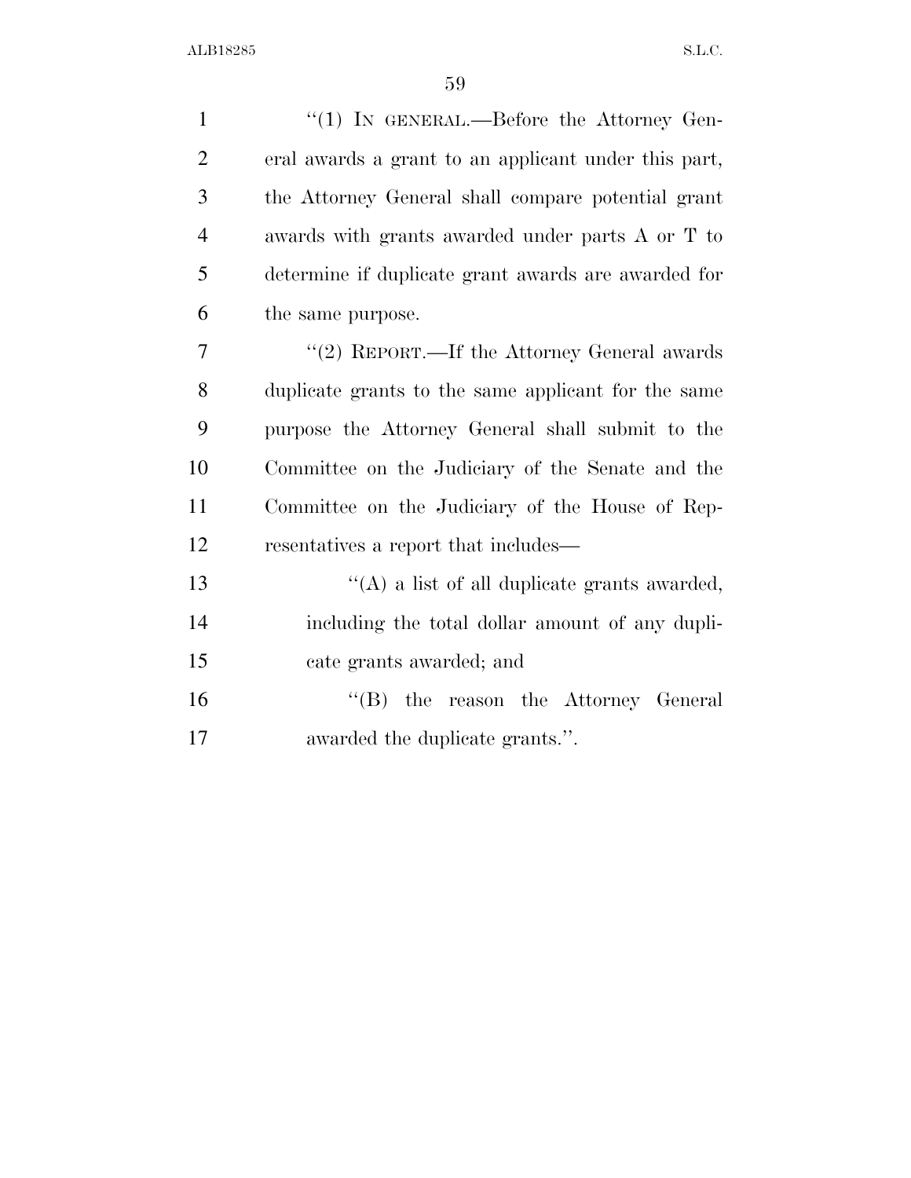''(1) IN GENERAL.—Before the Attorney General awards a grant to an applicant under this part, the Attorney General shall compare potential grant awards with grants awarded under parts A or T to determine if duplicate grant awards are awarded for the same purpose.

''(2) REPORT.—If the Attorney General awards duplicate grants to the same applicant for the same purpose the Attorney General shall submit to the Committee on the Judiciary of the Senate and the Committee on the Judiciary of the House of Representatives a report that includes—

''(A) a list of all duplicate grants awarded, including the total dollar amount of any duplicate grants awarded; and

''(B) the reason the Attorney General awarded the duplicate grants.''.